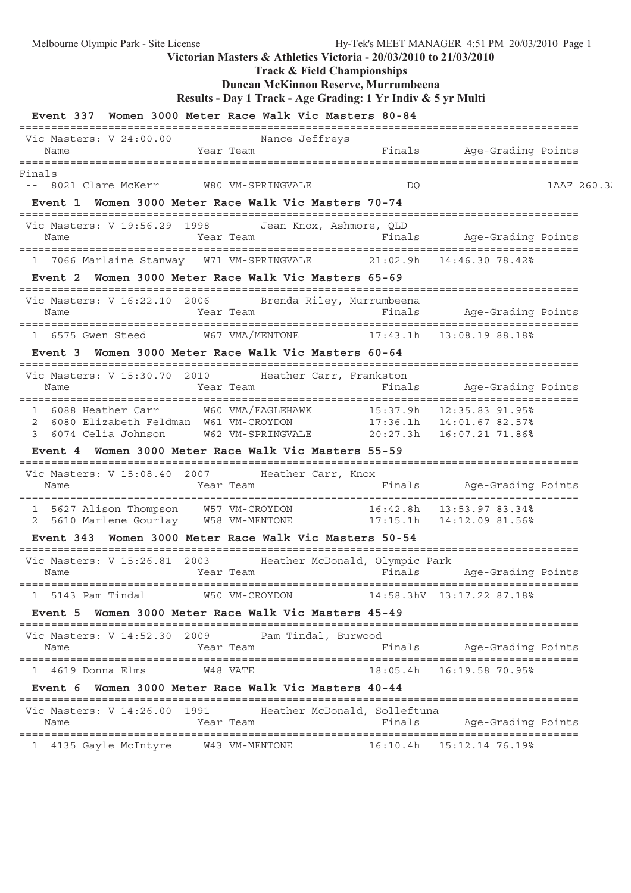Melbourne Olympic Park - Site License — Hy-Tek's MEET MANAGER 4:51 PM 20/03/2010

# Victorian Masters & Athletics Victoria - 20/03/2010 to 21/03/2010

## Track & Field Championships

## Duncan McKinnon Reserve, Murrumbeena

## Results - Day 1 Track - Age Grading: 1 Yr Indiv & 5 yr Multi

### Event 337 Women 3000 Meter Race Walk Vic Masters 80-84

Vic Masters: V 24:00.00 — Nance Jeffreys

| | Name | Year | Team | Finals | Age-Grading | Points |
|---|---|---|---|---|---|---|
| Finals | | | | | | |
| -- | 8021 Clare McKerr | W80 | VM-SPRINGVALE | DQ | | 1AAF 260.3 |

### Event 1 Women 3000 Meter Race Walk Vic Masters 70-74

Vic Masters: V 19:56.29 1998 — Jean Knox, Ashmore, QLD

| | Name | Year | Team | Finals | Age-Grading | Points |
|---|---|---|---|---|---|---|
| 1 | 7066 Marlaine Stanway | W71 | VM-SPRINGVALE | 21:02.9h | 14:46.30 78.42% | |

### Event 2 Women 3000 Meter Race Walk Vic Masters 65-69

Vic Masters: V 16:22.10 2006 — Brenda Riley, Murrumbeena

| | Name | Year | Team | Finals | Age-Grading | Points |
|---|---|---|---|---|---|---|
| 1 | 6575 Gwen Steed | W67 | VMA/MENTONE | 17:43.1h | 13:08.19 88.18% | |

### Event 3 Women 3000 Meter Race Walk Vic Masters 60-64

Vic Masters: V 15:30.70 2010 — Heather Carr, Frankston

| | Name | Year | Team | Finals | Age-Grading | Points |
|---|---|---|---|---|---|---|
| 1 | 6088 Heather Carr | W60 | VMA/EAGLEHAWK | 15:37.9h | 12:35.83 91.95% | |
| 2 | 6080 Elizabeth Feldman | W61 | VM-CROYDON | 17:36.1h | 14:01.67 82.57% | |
| 3 | 6074 Celia Johnson | W62 | VM-SPRINGVALE | 20:27.3h | 16:07.21 71.86% | |

### Event 4 Women 3000 Meter Race Walk Vic Masters 55-59

Vic Masters: V 15:08.40 2007 — Heather Carr, Knox

| | Name | Year | Team | Finals | Age-Grading | Points |
|---|---|---|---|---|---|---|
| 1 | 5627 Alison Thompson | W57 | VM-CROYDON | 16:42.8h | 13:53.97 83.34% | |
| 2 | 5610 Marlene Gourlay | W58 | VM-MENTONE | 17:15.1h | 14:12.09 81.56% | |

### Event 343 Women 3000 Meter Race Walk Vic Masters 50-54

Vic Masters: V 15:26.81 2003 — Heather McDonald, Olympic Park

| | Name | Year | Team | Finals | Age-Grading | Points |
|---|---|---|---|---|---|---|
| 1 | 5143 Pam Tindal | W50 | VM-CROYDON | 14:58.3hV | 13:17.22 87.18% | |

### Event 5 Women 3000 Meter Race Walk Vic Masters 45-49

Vic Masters: V 14:52.30 2009 — Pam Tindal, Burwood

| | Name | Year | Team | Finals | Age-Grading | Points |
|---|---|---|---|---|---|---|
| 1 | 4619 Donna Elms | W48 | VATE | 18:05.4h | 16:19.58 70.95% | |

### Event 6 Women 3000 Meter Race Walk Vic Masters 40-44

Vic Masters: V 14:26.00 1991 — Heather McDonald, Solleftuna

| | Name | Year | Team | Finals | Age-Grading | Points |
|---|---|---|---|---|---|---|
| 1 | 4135 Gayle McIntyre | W43 | VM-MENTONE | 16:10.4h | 15:12.14 76.19% | |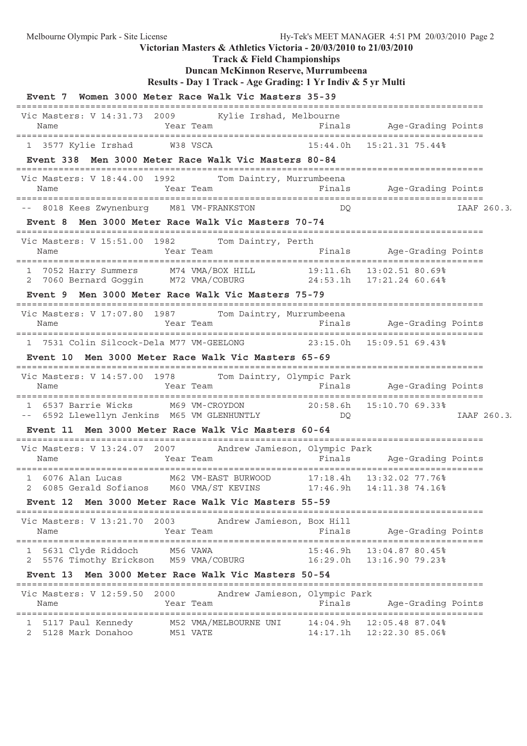## Victorian Masters & Athletics Victoria - 20/03/2010 to 21/03/2010

### Track & Field Championships

### Duncan McKinnon Reserve, Murrumbeena

### Results - Day 1 Track - Age Grading: 1 Yr Indiv & 5 yr Multi

#### Event 7 Women 3000 Meter Race Walk Vic Masters 35-39

Vic Masters: V 14:31.73 2009 Kylie Irshad, Melbourne

| Place | Name | Year | Team | Finals | Age-Grading | Points |
|---|---|---|---|---|---|---|
| 1 | 3577 Kylie Irshad | W38 | VSCA | 15:44.0h | 15:21.31 | 75.44% |

#### Event 338 Men 3000 Meter Race Walk Vic Masters 80-84

Vic Masters: V 18:44.00 1992 Tom Daintry, Murrumbeena

| Place | Name | Year | Team | Finals | Age-Grading | Points |
|---|---|---|---|---|---|---|
| -- | 8018 Kees Zwynenburg | M81 | VM-FRANKSTON | DQ | | IAAF 260.3 |

#### Event 8 Men 3000 Meter Race Walk Vic Masters 70-74

Vic Masters: V 15:51.00 1982 Tom Daintry, Perth

| Place | Name | Year | Team | Finals | Age-Grading | Points |
|---|---|---|---|---|---|---|
| 1 | 7052 Harry Summers | M74 | VMA/BOX HILL | 19:11.6h | 13:02.51 | 80.69% |
| 2 | 7060 Bernard Goggin | M72 | VMA/COBURG | 24:53.1h | 17:21.24 | 60.64% |

#### Event 9 Men 3000 Meter Race Walk Vic Masters 75-79

Vic Masters: V 17:07.80 1987 Tom Daintry, Murrumbeena

| Place | Name | Year | Team | Finals | Age-Grading | Points |
|---|---|---|---|---|---|---|
| 1 | 7531 Colin Silcock-Dela | M77 | VM-GEELONG | 23:15.0h | 15:09.51 | 69.43% |

#### Event 10 Men 3000 Meter Race Walk Vic Masters 65-69

Vic Masters: V 14:57.00 1978 Tom Daintry, Olympic Park

| Place | Name | Year | Team | Finals | Age-Grading | Points |
|---|---|---|---|---|---|---|
| 1 | 6537 Barrie Wicks | M69 | VM-CROYDON | 20:58.6h | 15:10.70 | 69.33% |
| -- | 6592 Llewellyn Jenkins | M65 | VM GLENHUNTLY | DQ | | IAAF 260.3 |

#### Event 11 Men 3000 Meter Race Walk Vic Masters 60-64

Vic Masters: V 13:24.07 2007 Andrew Jamieson, Olympic Park

| Place | Name | Year | Team | Finals | Age-Grading | Points |
|---|---|---|---|---|---|---|
| 1 | 6076 Alan Lucas | M62 | VM-EAST BURWOOD | 17:18.4h | 13:32.02 | 77.76% |
| 2 | 6085 Gerald Sofianos | M60 | VMA/ST KEVINS | 17:46.9h | 14:11.38 | 74.16% |

#### Event 12 Men 3000 Meter Race Walk Vic Masters 55-59

Vic Masters: V 13:21.70 2003 Andrew Jamieson, Box Hill

| Place | Name | Year | Team | Finals | Age-Grading | Points |
|---|---|---|---|---|---|---|
| 1 | 5631 Clyde Riddoch | M56 | VAWA | 15:46.9h | 13:04.87 | 80.45% |
| 2 | 5576 Timothy Erickson | M59 | VMA/COBURG | 16:29.0h | 13:16.90 | 79.23% |

#### Event 13 Men 3000 Meter Race Walk Vic Masters 50-54

Vic Masters: V 12:59.50 2000 Andrew Jamieson, Olympic Park

| Place | Name | Year | Team | Finals | Age-Grading | Points |
|---|---|---|---|---|---|---|
| 1 | 5117 Paul Kennedy | M52 | VMA/MELBOURNE UNI | 14:04.9h | 12:05.48 | 87.04% |
| 2 | 5128 Mark Donahoo | M51 | VATE | 14:17.1h | 12:22.30 | 85.06% |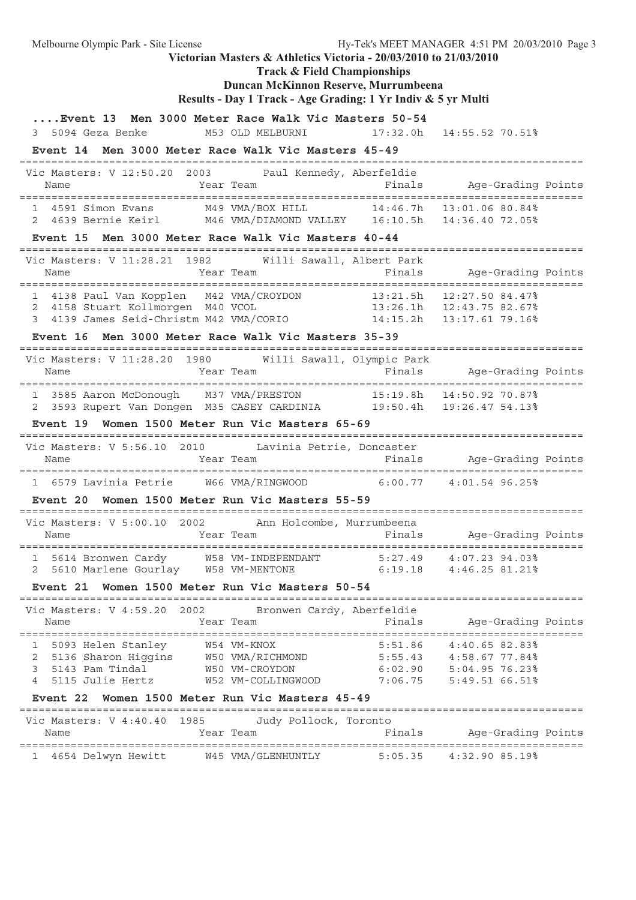## Victorian Masters & Athletics Victoria - 20/03/2010 to 21/03/2010

### Track & Field Championships

### Duncan McKinnon Reserve, Murrumbeena

### Results - Day 1 Track - Age Grading: 1 Yr Indiv & 5 yr Multi

**....Event 13 Men 3000 Meter Race Walk Vic Masters 50-54**

| Place | No. | Name | Year | Team | Finals | Age-Grading | Points |
|---|---|---|---|---|---|---|---|
| 3 | 5094 | Geza Benke | M53 | OLD MELBURNI | 17:32.0h | 14:55.52 | 70.51% |

**Event 14 Men 3000 Meter Race Walk Vic Masters 45-49**

Vic Masters: V 12:50.20 2003 Paul Kennedy, Aberfeldie

| Place | No. | Name | Year | Team | Finals | Age-Grading | Points |
|---|---|---|---|---|---|---|---|
| 1 | 4591 | Simon Evans | M49 | VMA/BOX HILL | 14:46.7h | 13:01.06 | 80.84% |
| 2 | 4639 | Bernie Keirl | M46 | VMA/DIAMOND VALLEY | 16:10.5h | 14:36.40 | 72.05% |

**Event 15 Men 3000 Meter Race Walk Vic Masters 40-44**

Vic Masters: V 11:28.21 1982 Willi Sawall, Albert Park

| Place | No. | Name | Year | Team | Finals | Age-Grading | Points |
|---|---|---|---|---|---|---|---|
| 1 | 4138 | Paul Van Kopplen | M42 | VMA/CROYDON | 13:21.5h | 12:27.50 | 84.47% |
| 2 | 4158 | Stuart Kollmorgen | M40 | VCOL | 13:26.1h | 12:43.75 | 82.67% |
| 3 | 4139 | James Seid-Christm | M42 | VMA/CORIO | 14:15.2h | 13:17.61 | 79.16% |

**Event 16 Men 3000 Meter Race Walk Vic Masters 35-39**

Vic Masters: V 11:28.20 1980 Willi Sawall, Olympic Park

| Place | No. | Name | Year | Team | Finals | Age-Grading | Points |
|---|---|---|---|---|---|---|---|
| 1 | 3585 | Aaron McDonough | M37 | VMA/PRESTON | 15:19.8h | 14:50.92 | 70.87% |
| 2 | 3593 | Rupert Van Dongen | M35 | CASEY CARDINIA | 19:50.4h | 19:26.47 | 54.13% |

**Event 19 Women 1500 Meter Run Vic Masters 65-69**

Vic Masters: V 5:56.10 2010 Lavinia Petrie, Doncaster

| Place | No. | Name | Year | Team | Finals | Age-Grading | Points |
|---|---|---|---|---|---|---|---|
| 1 | 6579 | Lavinia Petrie | W66 | VMA/RINGWOOD | 6:00.77 | 4:01.54 | 96.25% |

**Event 20 Women 1500 Meter Run Vic Masters 55-59**

Vic Masters: V 5:00.10 2002 Ann Holcombe, Murrumbeena

| Place | No. | Name | Year | Team | Finals | Age-Grading | Points |
|---|---|---|---|---|---|---|---|
| 1 | 5614 | Bronwen Cardy | W58 | VM-INDEPENDANT | 5:27.49 | 4:07.23 | 94.03% |
| 2 | 5610 | Marlene Gourlay | W58 | VM-MENTONE | 6:19.18 | 4:46.25 | 81.21% |

**Event 21 Women 1500 Meter Run Vic Masters 50-54**

Vic Masters: V 4:59.20 2002 Bronwen Cardy, Aberfeldie

| Place | No. | Name | Year | Team | Finals | Age-Grading | Points |
|---|---|---|---|---|---|---|---|
| 1 | 5093 | Helen Stanley | W54 | VM-KNOX | 5:51.86 | 4:40.65 | 82.83% |
| 2 | 5136 | Sharon Higgins | W50 | VMA/RICHMOND | 5:55.43 | 4:58.67 | 77.84% |
| 3 | 5143 | Pam Tindal | W50 | VM-CROYDON | 6:02.90 | 5:04.95 | 76.23% |
| 4 | 5115 | Julie Hertz | W52 | VM-COLLINGWOOD | 7:06.75 | 5:49.51 | 66.51% |

**Event 22 Women 1500 Meter Run Vic Masters 45-49**

Vic Masters: V 4:40.40 1985 Judy Pollock, Toronto

| Place | No. | Name | Year | Team | Finals | Age-Grading | Points |
|---|---|---|---|---|---|---|---|
| 1 | 4654 | Delwyn Hewitt | W45 | VMA/GLENHUNTLY | 5:05.35 | 4:32.90 | 85.19% |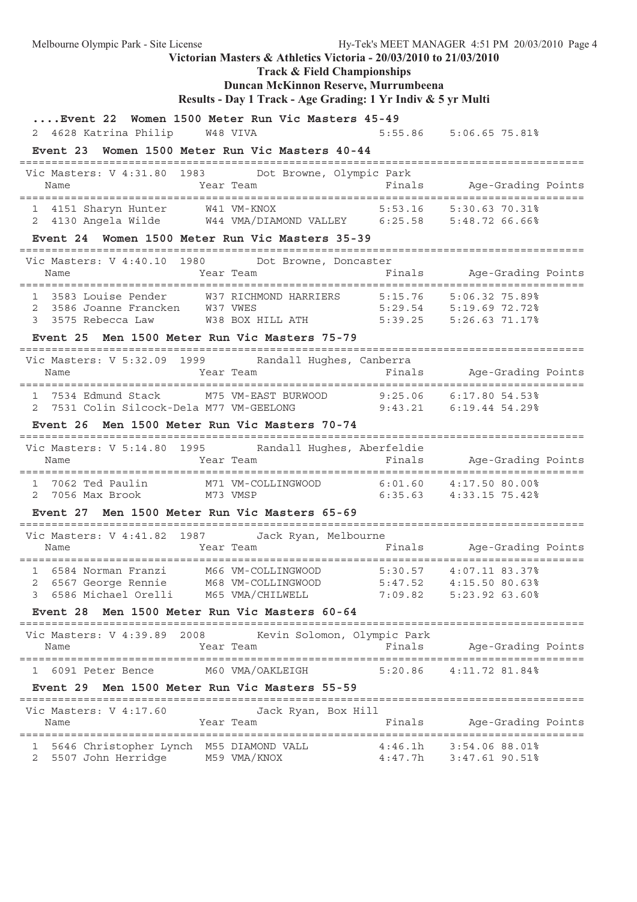## ....Event 22 Women 1500 Meter Run Vic Masters 45-49

| | Name | Year | Team | Finals | Age-Grading Points |
|---|---|---|---|---|---|
| 2 | 4628 Katrina Philip | W48 | VIVA | 5:55.86 | 5:06.65 75.81% |

## Event 23 Women 1500 Meter Run Vic Masters 40-44

Vic Masters: V 4:31.80 1983 Dot Browne, Olympic Park

| | Name | Year | Team | Finals | Age-Grading Points |
|---|---|---|---|---|---|
| 1 | 4151 Sharyn Hunter | W41 | VM-KNOX | 5:53.16 | 5:30.63 70.31% |
| 2 | 4130 Angela Wilde | W44 | VMA/DIAMOND VALLEY | 6:25.58 | 5:48.72 66.66% |

## Event 24 Women 1500 Meter Run Vic Masters 35-39

Vic Masters: V 4:40.10 1980 Dot Browne, Doncaster

| | Name | Year | Team | Finals | Age-Grading Points |
|---|---|---|---|---|---|
| 1 | 3583 Louise Pender | W37 | RICHMOND HARRIERS | 5:15.76 | 5:06.32 75.89% |
| 2 | 3586 Joanne Francken | W37 | VWES | 5:29.54 | 5:19.69 72.72% |
| 3 | 3575 Rebecca Law | W38 | BOX HILL ATH | 5:39.25 | 5:26.63 71.17% |

## Event 25 Men 1500 Meter Run Vic Masters 75-79

Vic Masters: V 5:32.09 1999 Randall Hughes, Canberra

| | Name | Year | Team | Finals | Age-Grading Points |
|---|---|---|---|---|---|
| 1 | 7534 Edmund Stack | M75 | VM-EAST BURWOOD | 9:25.06 | 6:17.80 54.53% |
| 2 | 7531 Colin Silcock-Dela | M77 | VM-GEELONG | 9:43.21 | 6:19.44 54.29% |

## Event 26 Men 1500 Meter Run Vic Masters 70-74

Vic Masters: V 5:14.80 1995 Randall Hughes, Aberfeldie

| | Name | Year | Team | Finals | Age-Grading Points |
|---|---|---|---|---|---|
| 1 | 7062 Ted Paulin | M71 | VM-COLLINGWOOD | 6:01.60 | 4:17.50 80.00% |
| 2 | 7056 Max Brook | M73 | VMSP | 6:35.63 | 4:33.15 75.42% |

## Event 27 Men 1500 Meter Run Vic Masters 65-69

Vic Masters: V 4:41.82 1987 Jack Ryan, Melbourne

| | Name | Year | Team | Finals | Age-Grading Points |
|---|---|---|---|---|---|
| 1 | 6584 Norman Franzi | M66 | VM-COLLINGWOOD | 5:30.57 | 4:07.11 83.37% |
| 2 | 6567 George Rennie | M68 | VM-COLLINGWOOD | 5:47.52 | 4:15.50 80.63% |
| 3 | 6586 Michael Orelli | M65 | VMA/CHILWELL | 7:09.82 | 5:23.92 63.60% |

## Event 28 Men 1500 Meter Run Vic Masters 60-64

Vic Masters: V 4:39.89 2008 Kevin Solomon, Olympic Park

| | Name | Year | Team | Finals | Age-Grading Points |
|---|---|---|---|---|---|
| 1 | 6091 Peter Bence | M60 | VMA/OAKLEIGH | 5:20.86 | 4:11.72 81.84% |

## Event 29 Men 1500 Meter Run Vic Masters 55-59

Vic Masters: V 4:17.60 Jack Ryan, Box Hill

| | Name | Year | Team | Finals | Age-Grading Points |
|---|---|---|---|---|---|
| 1 | 5646 Christopher Lynch | M55 | DIAMOND VALL | 4:46.1h | 3:54.06 88.01% |
| 2 | 5507 John Herridge | M59 | VMA/KNOX | 4:47.7h | 3:47.61 90.51% |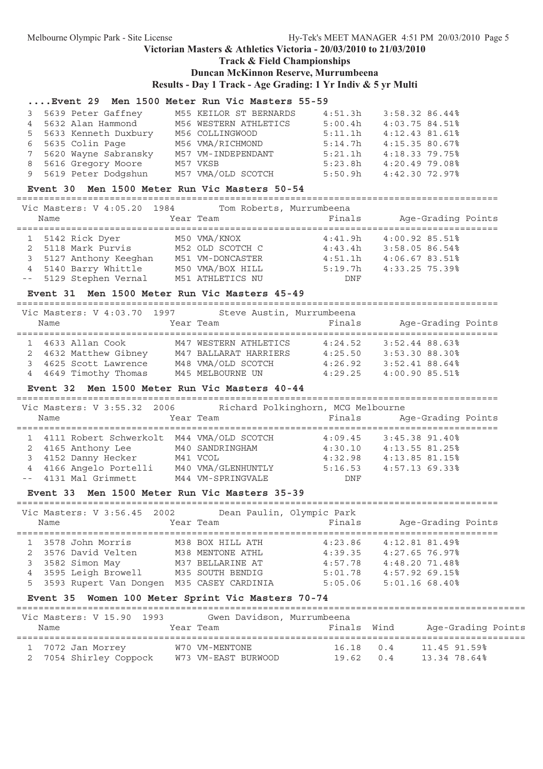**Victorian Masters & Athletics Victoria - 20/03/2010 to 21/03/2010**

**Track & Field Championships**

**Duncan McKinnon Reserve, Murrumbeena**

**Results - Day 1 Track - Age Grading: 1 Yr Indiv & 5 yr Multi**

### ....Event 29 Men 1500 Meter Run Vic Masters 55-59

| Place | Name | Year | Team | Finals | Age-Grading | Points |
|---|---|---|---|---|---|---|
| 3 | 5639 Peter Gaffney | M55 | KEILOR ST BERNARDS | 4:51.3h | 3:58.32 86.44% | |
| 4 | 5632 Alan Hammond | M56 | WESTERN ATHLETICS | 5:00.4h | 4:03.75 84.51% | |
| 5 | 5633 Kenneth Duxbury | M56 | COLLINGWOOD | 5:11.1h | 4:12.43 81.61% | |
| 6 | 5635 Colin Page | M56 | VMA/RICHMOND | 5:14.7h | 4:15.35 80.67% | |
| 7 | 5620 Wayne Sabransky | M57 | VM-INDEPENDANT | 5:21.1h | 4:18.33 79.75% | |
| 8 | 5616 Gregory Moore | M57 | VKSB | 5:23.8h | 4:20.49 79.08% | |
| 9 | 5619 Peter Dodgshun | M57 | VMA/OLD SCOTCH | 5:50.9h | 4:42.30 72.97% | |

### Event 30 Men 1500 Meter Run Vic Masters 50-54

Vic Masters: V 4:05.20 1984 Tom Roberts, Murrumbeena

| Place | Name | Year | Team | Finals | Age-Grading | Points |
|---|---|---|---|---|---|---|
| 1 | 5142 Rick Dyer | M50 | VMA/KNOX | 4:41.9h | 4:00.92 85.51% | |
| 2 | 5118 Mark Purvis | M52 | OLD SCOTCH C | 4:43.4h | 3:58.05 86.54% | |
| 3 | 5127 Anthony Keeghan | M51 | VM-DONCASTER | 4:51.1h | 4:06.67 83.51% | |
| 4 | 5140 Barry Whittle | M50 | VMA/BOX HILL | 5:19.7h | 4:33.25 75.39% | |
| -- | 5129 Stephen Vernal | M51 | ATHLETICS NU | DNF | | |

### Event 31 Men 1500 Meter Run Vic Masters 45-49

Vic Masters: V 4:03.70 1997 Steve Austin, Murrumbeena

| Place | Name | Year | Team | Finals | Age-Grading | Points |
|---|---|---|---|---|---|---|
| 1 | 4633 Allan Cook | M47 | WESTERN ATHLETICS | 4:24.52 | 3:52.44 88.63% | |
| 2 | 4632 Matthew Gibney | M47 | BALLARAT HARRIERS | 4:25.50 | 3:53.30 88.30% | |
| 3 | 4625 Scott Lawrence | M48 | VMA/OLD SCOTCH | 4:26.92 | 3:52.41 88.64% | |
| 4 | 4649 Timothy Thomas | M45 | MELBOURNE UN | 4:29.25 | 4:00.90 85.51% | |

### Event 32 Men 1500 Meter Run Vic Masters 40-44

Vic Masters: V 3:55.32 2006 Richard Polkinghorn, MCG Melbourne

| Place | Name | Year | Team | Finals | Age-Grading | Points |
|---|---|---|---|---|---|---|
| 1 | 4111 Robert Schwerkolt | M44 | VMA/OLD SCOTCH | 4:09.45 | 3:45.38 91.40% | |
| 2 | 4165 Anthony Lee | M40 | SANDRINGHAM | 4:30.10 | 4:13.55 81.25% | |
| 3 | 4152 Danny Hecker | M41 | VCOL | 4:32.98 | 4:13.85 81.15% | |
| 4 | 4166 Angelo Portelli | M40 | VMA/GLENHUNTLY | 5:16.53 | 4:57.13 69.33% | |
| -- | 4131 Mal Grimmett | M44 | VM-SPRINGVALE | DNF | | |

### Event 33 Men 1500 Meter Run Vic Masters 35-39

Vic Masters: V 3:56.45 2002 Dean Paulin, Olympic Park

| Place | Name | Year | Team | Finals | Age-Grading | Points |
|---|---|---|---|---|---|---|
| 1 | 3578 John Morris | M38 | BOX HILL ATH | 4:23.86 | 4:12.81 81.49% | |
| 2 | 3576 David Velten | M38 | MENTONE ATHL | 4:39.35 | 4:27.65 76.97% | |
| 3 | 3582 Simon May | M37 | BELLARINE AT | 4:57.78 | 4:48.20 71.48% | |
| 4 | 3595 Leigh Browell | M35 | SOUTH BENDIG | 5:01.78 | 4:57.92 69.15% | |
| 5 | 3593 Rupert Van Dongen | M35 | CASEY CARDINIA | 5:05.06 | 5:01.16 68.40% | |

### Event 35 Women 100 Meter Sprint Vic Masters 70-74

Vic Masters: V 15.90 1993 Gwen Davidson, Murrumbeena

| Place | Name | Year | Team | Finals | Wind | Age-Grading | Points |
|---|---|---|---|---|---|---|---|
| 1 | 7072 Jan Morrey | W70 | VM-MENTONE | 16.18 | 0.4 | 11.45 91.59% | |
| 2 | 7054 Shirley Coppock | W73 | VM-EAST BURWOOD | 19.62 | 0.4 | 13.34 78.64% | |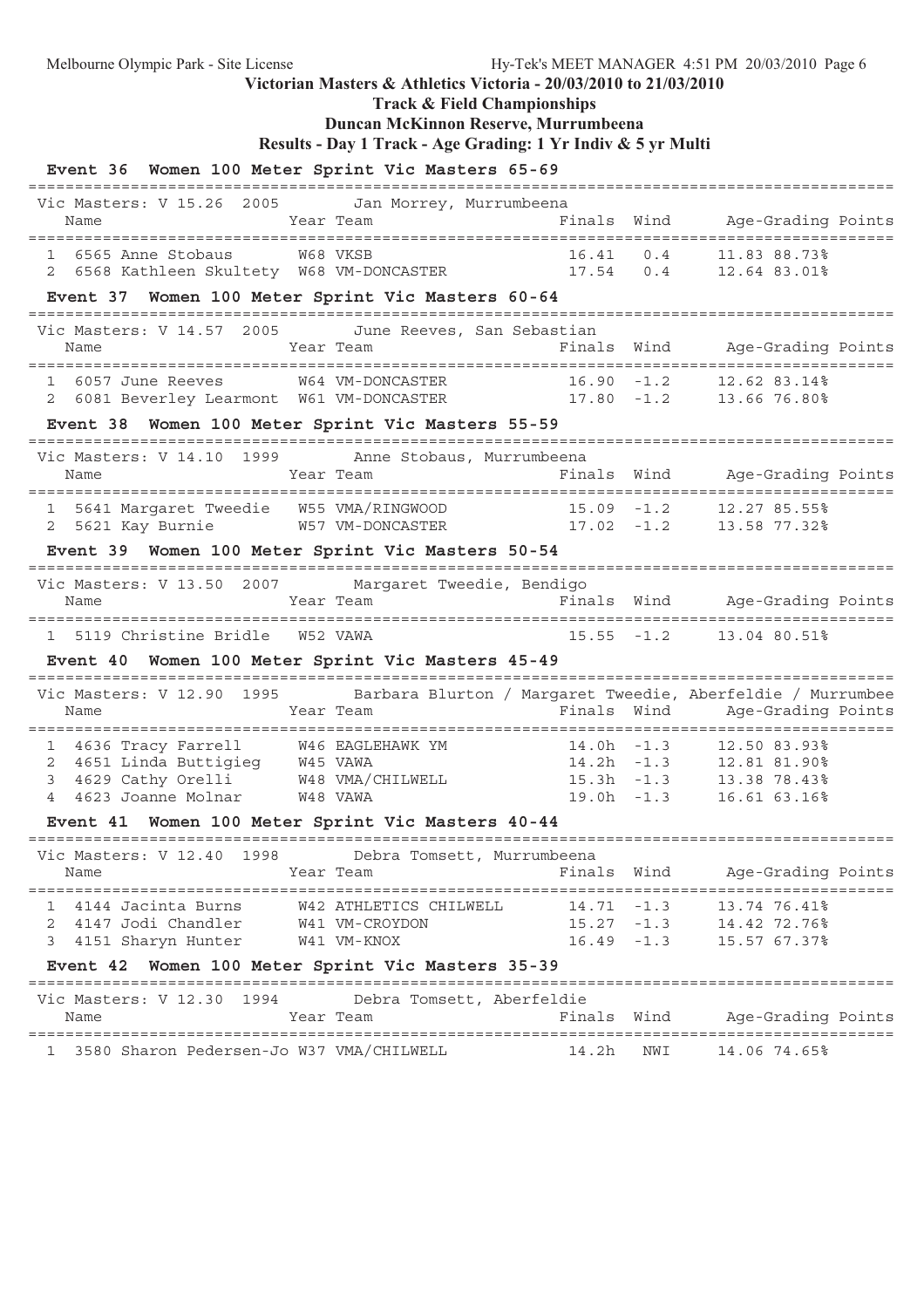## Victorian Masters & Athletics Victoria - 20/03/2010 to 21/03/2010

### Track & Field Championships

### Duncan McKinnon Reserve, Murrumbeena

### Results - Day 1 Track - Age Grading: 1 Yr Indiv & 5 yr Multi

#### Event 36 Women 100 Meter Sprint Vic Masters 65-69

Vic Masters: V 15.26 2005 Jan Morrey, Murrumbeena

| Place | Name | Year | Team | Finals | Wind | Age-Grading | Points |
|---|---|---|---|---|---|---|---|
| 1 | 6565 Anne Stobaus | W68 | VKSB | 16.41 | 0.4 | 11.83 | 88.73% |
| 2 | 6568 Kathleen Skultety | W68 | VM-DONCASTER | 17.54 | 0.4 | 12.64 | 83.01% |

#### Event 37 Women 100 Meter Sprint Vic Masters 60-64

Vic Masters: V 14.57 2005 June Reeves, San Sebastian

| Place | Name | Year | Team | Finals | Wind | Age-Grading | Points |
|---|---|---|---|---|---|---|---|
| 1 | 6057 June Reeves | W64 | VM-DONCASTER | 16.90 | -1.2 | 12.62 | 83.14% |
| 2 | 6081 Beverley Learmont | W61 | VM-DONCASTER | 17.80 | -1.2 | 13.66 | 76.80% |

#### Event 38 Women 100 Meter Sprint Vic Masters 55-59

Vic Masters: V 14.10 1999 Anne Stobaus, Murrumbeena

| Place | Name | Year | Team | Finals | Wind | Age-Grading | Points |
|---|---|---|---|---|---|---|---|
| 1 | 5641 Margaret Tweedie | W55 | VMA/RINGWOOD | 15.09 | -1.2 | 12.27 | 85.55% |
| 2 | 5621 Kay Burnie | W57 | VM-DONCASTER | 17.02 | -1.2 | 13.58 | 77.32% |

#### Event 39 Women 100 Meter Sprint Vic Masters 50-54

Vic Masters: V 13.50 2007 Margaret Tweedie, Bendigo

| Place | Name | Year | Team | Finals | Wind | Age-Grading | Points |
|---|---|---|---|---|---|---|---|
| 1 | 5119 Christine Bridle | W52 | VAWA | 15.55 | -1.2 | 13.04 | 80.51% |

#### Event 40 Women 100 Meter Sprint Vic Masters 45-49

Vic Masters: V 12.90 1995 Barbara Blurton / Margaret Tweedie, Aberfeldie / Murrumbee

| Place | Name | Year | Team | Finals | Wind | Age-Grading | Points |
|---|---|---|---|---|---|---|---|
| 1 | 4636 Tracy Farrell | W46 | EAGLEHAWK YM | 14.0h | -1.3 | 12.50 | 83.93% |
| 2 | 4651 Linda Buttigieg | W45 | VAWA | 14.2h | -1.3 | 12.81 | 81.90% |
| 3 | 4629 Cathy Orelli | W48 | VMA/CHILWELL | 15.3h | -1.3 | 13.38 | 78.43% |
| 4 | 4623 Joanne Molnar | W48 | VAWA | 19.0h | -1.3 | 16.61 | 63.16% |

#### Event 41 Women 100 Meter Sprint Vic Masters 40-44

Vic Masters: V 12.40 1998 Debra Tomsett, Murrumbeena

| Place | Name | Year | Team | Finals | Wind | Age-Grading | Points |
|---|---|---|---|---|---|---|---|
| 1 | 4144 Jacinta Burns | W42 | ATHLETICS CHILWELL | 14.71 | -1.3 | 13.74 | 76.41% |
| 2 | 4147 Jodi Chandler | W41 | VM-CROYDON | 15.27 | -1.3 | 14.42 | 72.76% |
| 3 | 4151 Sharyn Hunter | W41 | VM-KNOX | 16.49 | -1.3 | 15.57 | 67.37% |

#### Event 42 Women 100 Meter Sprint Vic Masters 35-39

Vic Masters: V 12.30 1994 Debra Tomsett, Aberfeldie

| Place | Name | Year | Team | Finals | Wind | Age-Grading | Points |
|---|---|---|---|---|---|---|---|
| 1 | 3580 Sharon Pedersen-Jo | W37 | VMA/CHILWELL | 14.2h | NWI | 14.06 | 74.65% |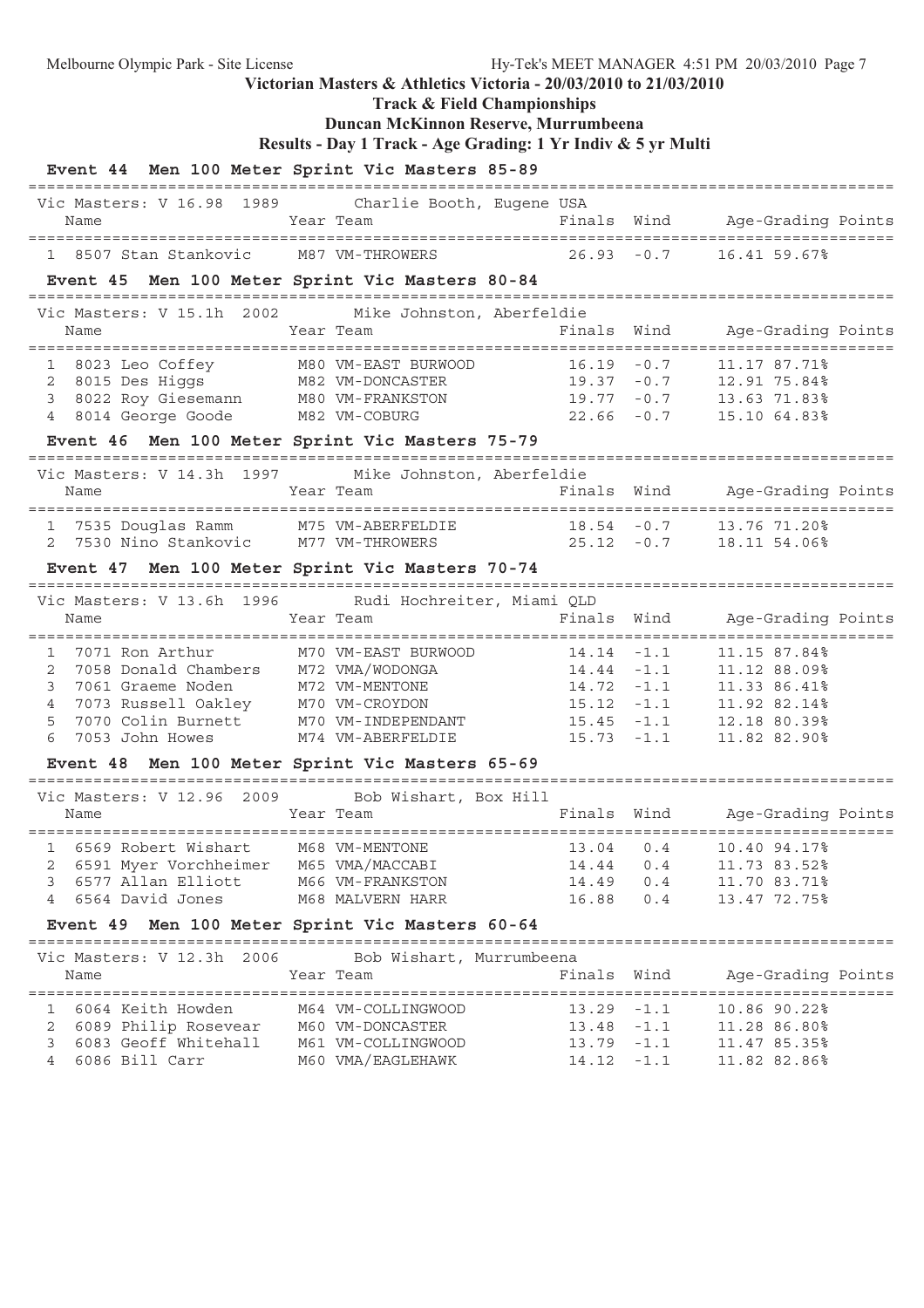# Victorian Masters & Athletics Victoria - 20/03/2010 to 21/03/2010

## Track & Field Championships

## Duncan McKinnon Reserve, Murrumbeena

## Results - Day 1 Track - Age Grading: 1 Yr Indiv & 5 yr Multi

### Event 44 Men 100 Meter Sprint Vic Masters 85-89

Vic Masters: V 16.98 1989 Charlie Booth, Eugene USA

| Place | Name | Year | Team | Finals | Wind | Age-Grading | Points |
|---|---|---|---|---|---|---|---|
| 1 | 8507 Stan Stankovic | M87 | VM-THROWERS | 26.93 | -0.7 | 16.41 | 59.67% |

### Event 45 Men 100 Meter Sprint Vic Masters 80-84

Vic Masters: V 15.1h 2002 Mike Johnston, Aberfeldie

| Place | Name | Year | Team | Finals | Wind | Age-Grading | Points |
|---|---|---|---|---|---|---|---|
| 1 | 8023 Leo Coffey | M80 | VM-EAST BURWOOD | 16.19 | -0.7 | 11.17 | 87.71% |
| 2 | 8015 Des Higgs | M82 | VM-DONCASTER | 19.37 | -0.7 | 12.91 | 75.84% |
| 3 | 8022 Roy Giesemann | M80 | VM-FRANKSTON | 19.77 | -0.7 | 13.63 | 71.83% |
| 4 | 8014 George Goode | M82 | VM-COBURG | 22.66 | -0.7 | 15.10 | 64.83% |

### Event 46 Men 100 Meter Sprint Vic Masters 75-79

Vic Masters: V 14.3h 1997 Mike Johnston, Aberfeldie

| Place | Name | Year | Team | Finals | Wind | Age-Grading | Points |
|---|---|---|---|---|---|---|---|
| 1 | 7535 Douglas Ramm | M75 | VM-ABERFELDIE | 18.54 | -0.7 | 13.76 | 71.20% |
| 2 | 7530 Nino Stankovic | M77 | VM-THROWERS | 25.12 | -0.7 | 18.11 | 54.06% |

### Event 47 Men 100 Meter Sprint Vic Masters 70-74

Vic Masters: V 13.6h 1996 Rudi Hochreiter, Miami QLD

| Place | Name | Year | Team | Finals | Wind | Age-Grading | Points |
|---|---|---|---|---|---|---|---|
| 1 | 7071 Ron Arthur | M70 | VM-EAST BURWOOD | 14.14 | -1.1 | 11.15 | 87.84% |
| 2 | 7058 Donald Chambers | M72 | VMA/WODONGA | 14.44 | -1.1 | 11.12 | 88.09% |
| 3 | 7061 Graeme Noden | M72 | VM-MENTONE | 14.72 | -1.1 | 11.33 | 86.41% |
| 4 | 7073 Russell Oakley | M70 | VM-CROYDON | 15.12 | -1.1 | 11.92 | 82.14% |
| 5 | 7070 Colin Burnett | M70 | VM-INDEPENDANT | 15.45 | -1.1 | 12.18 | 80.39% |
| 6 | 7053 John Howes | M74 | VM-ABERFELDIE | 15.73 | -1.1 | 11.82 | 82.90% |

### Event 48 Men 100 Meter Sprint Vic Masters 65-69

Vic Masters: V 12.96 2009 Bob Wishart, Box Hill

| Place | Name | Year | Team | Finals | Wind | Age-Grading | Points |
|---|---|---|---|---|---|---|---|
| 1 | 6569 Robert Wishart | M68 | VM-MENTONE | 13.04 | 0.4 | 10.40 | 94.17% |
| 2 | 6591 Myer Vorchheimer | M65 | VMA/MACCABI | 14.44 | 0.4 | 11.73 | 83.52% |
| 3 | 6577 Allan Elliott | M66 | VM-FRANKSTON | 14.49 | 0.4 | 11.70 | 83.71% |
| 4 | 6564 David Jones | M68 | MALVERN HARR | 16.88 | 0.4 | 13.47 | 72.75% |

### Event 49 Men 100 Meter Sprint Vic Masters 60-64

Vic Masters: V 12.3h 2006 Bob Wishart, Murrumbeena

| Place | Name | Year | Team | Finals | Wind | Age-Grading | Points |
|---|---|---|---|---|---|---|---|
| 1 | 6064 Keith Howden | M64 | VM-COLLINGWOOD | 13.29 | -1.1 | 10.86 | 90.22% |
| 2 | 6089 Philip Rosevear | M60 | VM-DONCASTER | 13.48 | -1.1 | 11.28 | 86.80% |
| 3 | 6083 Geoff Whitehall | M61 | VM-COLLINGWOOD | 13.79 | -1.1 | 11.47 | 85.35% |
| 4 | 6086 Bill Carr | M60 | VMA/EAGLEHAWK | 14.12 | -1.1 | 11.82 | 82.86% |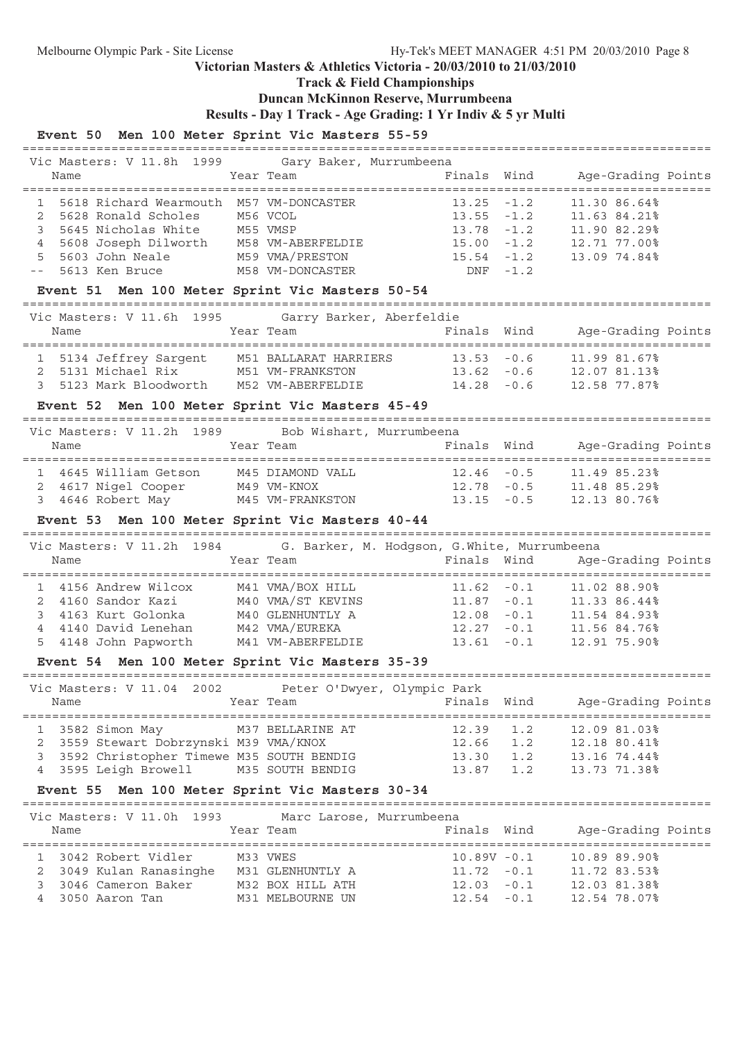**Victorian Masters & Athletics Victoria - 20/03/2010 to 21/03/2010**

**Track & Field Championships**

**Duncan McKinnon Reserve, Murrumbeena**

**Results - Day 1 Track - Age Grading: 1 Yr Indiv & 5 yr Multi**

### Event 50 Men 100 Meter Sprint Vic Masters 55-59

Vic Masters: V 11.8h 1999 Gary Baker, Murrumbeena

| | Name | Year | Team | Finals | Wind | Age-Grading | Points |
|---|---|---|---|---|---|---|---|
| 1 | 5618 Richard Wearmouth | M57 | VM-DONCASTER | 13.25 | -1.2 | 11.30 | 86.64% |
| 2 | 5628 Ronald Scholes | M56 | VCOL | 13.55 | -1.2 | 11.63 | 84.21% |
| 3 | 5645 Nicholas White | M55 | VMSP | 13.78 | -1.2 | 11.90 | 82.29% |
| 4 | 5608 Joseph Dilworth | M58 | VM-ABERFELDIE | 15.00 | -1.2 | 12.71 | 77.00% |
| 5 | 5603 John Neale | M59 | VMA/PRESTON | 15.54 | -1.2 | 13.09 | 74.84% |
| -- | 5613 Ken Bruce | M58 | VM-DONCASTER | DNF | -1.2 | | |

### Event 51 Men 100 Meter Sprint Vic Masters 50-54

Vic Masters: V 11.6h 1995 Garry Barker, Aberfeldie

| | Name | Year | Team | Finals | Wind | Age-Grading | Points |
|---|---|---|---|---|---|---|---|
| 1 | 5134 Jeffrey Sargent | M51 | BALLARAT HARRIERS | 13.53 | -0.6 | 11.99 | 81.67% |
| 2 | 5131 Michael Rix | M51 | VM-FRANKSTON | 13.62 | -0.6 | 12.07 | 81.13% |
| 3 | 5123 Mark Bloodworth | M52 | VM-ABERFELDIE | 14.28 | -0.6 | 12.58 | 77.87% |

### Event 52 Men 100 Meter Sprint Vic Masters 45-49

Vic Masters: V 11.2h 1989 Bob Wishart, Murrumbeena

| | Name | Year | Team | Finals | Wind | Age-Grading | Points |
|---|---|---|---|---|---|---|---|
| 1 | 4645 William Getson | M45 | DIAMOND VALL | 12.46 | -0.5 | 11.49 | 85.23% |
| 2 | 4617 Nigel Cooper | M49 | VM-KNOX | 12.78 | -0.5 | 11.48 | 85.29% |
| 3 | 4646 Robert May | M45 | VM-FRANKSTON | 13.15 | -0.5 | 12.13 | 80.76% |

### Event 53 Men 100 Meter Sprint Vic Masters 40-44

Vic Masters: V 11.2h 1984 G. Barker, M. Hodgson, G.White, Murrumbeena

| | Name | Year | Team | Finals | Wind | Age-Grading | Points |
|---|---|---|---|---|---|---|---|
| 1 | 4156 Andrew Wilcox | M41 | VMA/BOX HILL | 11.62 | -0.1 | 11.02 | 88.90% |
| 2 | 4160 Sandor Kazi | M40 | VMA/ST KEVINS | 11.87 | -0.1 | 11.33 | 86.44% |
| 3 | 4163 Kurt Golonka | M40 | GLENHUNTLY A | 12.08 | -0.1 | 11.54 | 84.93% |
| 4 | 4140 David Lenehan | M42 | VMA/EUREKA | 12.27 | -0.1 | 11.56 | 84.76% |
| 5 | 4148 John Papworth | M41 | VM-ABERFELDIE | 13.61 | -0.1 | 12.91 | 75.90% |

### Event 54 Men 100 Meter Sprint Vic Masters 35-39

Vic Masters: V 11.04 2002 Peter O'Dwyer, Olympic Park

| | Name | Year | Team | Finals | Wind | Age-Grading | Points |
|---|---|---|---|---|---|---|---|
| 1 | 3582 Simon May | M37 | BELLARINE AT | 12.39 | 1.2 | 12.09 | 81.03% |
| 2 | 3559 Stewart Dobrzynski | M39 | VMA/KNOX | 12.66 | 1.2 | 12.18 | 80.41% |
| 3 | 3592 Christopher Timewe | M35 | SOUTH BENDIG | 13.30 | 1.2 | 13.16 | 74.44% |
| 4 | 3595 Leigh Browell | M35 | SOUTH BENDIG | 13.87 | 1.2 | 13.73 | 71.38% |

### Event 55 Men 100 Meter Sprint Vic Masters 30-34

Vic Masters: V 11.0h 1993 Marc Larose, Murrumbeena

| | Name | Year | Team | Finals | Wind | Age-Grading | Points |
|---|---|---|---|---|---|---|---|
| 1 | 3042 Robert Vidler | M33 | VWES | 10.89V | -0.1 | 10.89 | 89.90% |
| 2 | 3049 Kulan Ranasinghe | M31 | GLENHUNTLY A | 11.72 | -0.1 | 11.72 | 83.53% |
| 3 | 3046 Cameron Baker | M32 | BOX HILL ATH | 12.03 | -0.1 | 12.03 | 81.38% |
| 4 | 3050 Aaron Tan | M31 | MELBOURNE UN | 12.54 | -0.1 | 12.54 | 78.07% |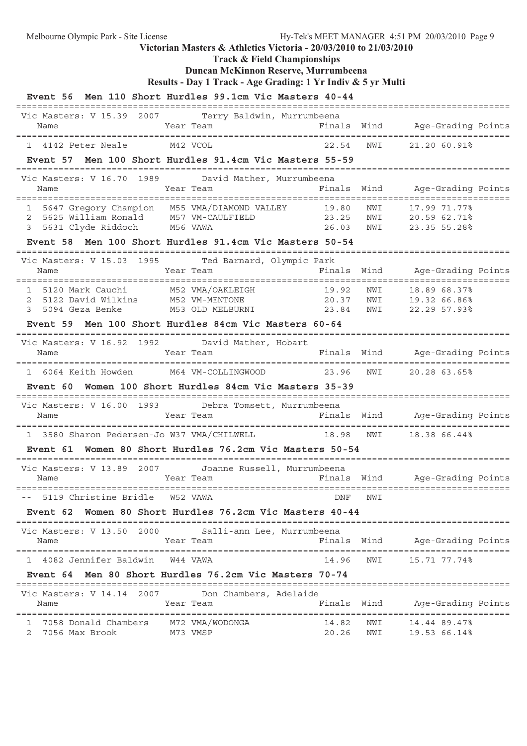Victorian Masters & Athletics Victoria - 20/03/2010 to 21/03/2010

**Track & Field Championships**

**Duncan McKinnon Reserve, Murrumbeena**

**Results - Day 1 Track - Age Grading: 1 Yr Indiv & 5 yr Multi**

### Event 56 Men 110 Short Hurdles 99.1cm Vic Masters 40-44

Vic Masters: V 15.39 2007 Terry Baldwin, Murrumbeena

| | Name | Year | Team | Finals | Wind | Age-Grading | Points |
|---|---|---|---|---|---|---|---|
| 1 | 4142 Peter Neale | M42 | VCOL | 22.54 | NWI | 21.20 | 60.91% |

### Event 57 Men 100 Short Hurdles 91.4cm Vic Masters 55-59

Vic Masters: V 16.70 1989 David Mather, Murrumbeena

| | Name | Year | Team | Finals | Wind | Age-Grading | Points |
|---|---|---|---|---|---|---|---|
| 1 | 5647 Gregory Champion | M55 | VMA/DIAMOND VALLEY | 19.80 | NWI | 17.99 | 71.77% |
| 2 | 5625 William Ronald | M57 | VM-CAULFIELD | 23.25 | NWI | 20.59 | 62.71% |
| 3 | 5631 Clyde Riddoch | M56 | VAWA | 26.03 | NWI | 23.35 | 55.28% |

### Event 58 Men 100 Short Hurdles 91.4cm Vic Masters 50-54

Vic Masters: V 15.03 1995 Ted Barnard, Olympic Park

| | Name | Year | Team | Finals | Wind | Age-Grading | Points |
|---|---|---|---|---|---|---|---|
| 1 | 5120 Mark Cauchi | M52 | VMA/OAKLEIGH | 19.92 | NWI | 18.89 | 68.37% |
| 2 | 5122 David Wilkins | M52 | VM-MENTONE | 20.37 | NWI | 19.32 | 66.86% |
| 3 | 5094 Geza Benke | M53 | OLD MELBURNI | 23.84 | NWI | 22.29 | 57.93% |

### Event 59 Men 100 Short Hurdles 84cm Vic Masters 60-64

Vic Masters: V 16.92 1992 David Mather, Hobart

| | Name | Year | Team | Finals | Wind | Age-Grading | Points |
|---|---|---|---|---|---|---|---|
| 1 | 6064 Keith Howden | M64 | VM-COLLINGWOOD | 23.96 | NWI | 20.28 | 63.65% |

### Event 60 Women 100 Short Hurdles 84cm Vic Masters 35-39

Vic Masters: V 16.00 1993 Debra Tomsett, Murrumbeena

| | Name | Year | Team | Finals | Wind | Age-Grading | Points |
|---|---|---|---|---|---|---|---|
| 1 | 3580 Sharon Pedersen-Jo | W37 | VMA/CHILWELL | 18.98 | NWI | 18.38 | 66.44% |

### Event 61 Women 80 Short Hurdles 76.2cm Vic Masters 50-54

Vic Masters: V 13.89 2007 Joanne Russell, Murrumbeena

| | Name | Year | Team | Finals | Wind | Age-Grading | Points |
|---|---|---|---|---|---|---|---|
| -- | 5119 Christine Bridle | W52 | VAWA | DNF | NWI | | |

### Event 62 Women 80 Short Hurdles 76.2cm Vic Masters 40-44

Vic Masters: V 13.50 2000 Salli-ann Lee, Murrumbeena

| | Name | Year | Team | Finals | Wind | Age-Grading | Points |
|---|---|---|---|---|---|---|---|
| 1 | 4082 Jennifer Baldwin | W44 | VAWA | 14.96 | NWI | 15.71 | 77.74% |

### Event 64 Men 80 Short Hurdles 76.2cm Vic Masters 70-74

Vic Masters: V 14.14 2007 Don Chambers, Adelaide

| | Name | Year | Team | Finals | Wind | Age-Grading | Points |
|---|---|---|---|---|---|---|---|
| 1 | 7058 Donald Chambers | M72 | VMA/WODONGA | 14.82 | NWI | 14.44 | 89.47% |
| 2 | 7056 Max Brook | M73 | VMSP | 20.26 | NWI | 19.53 | 66.14% |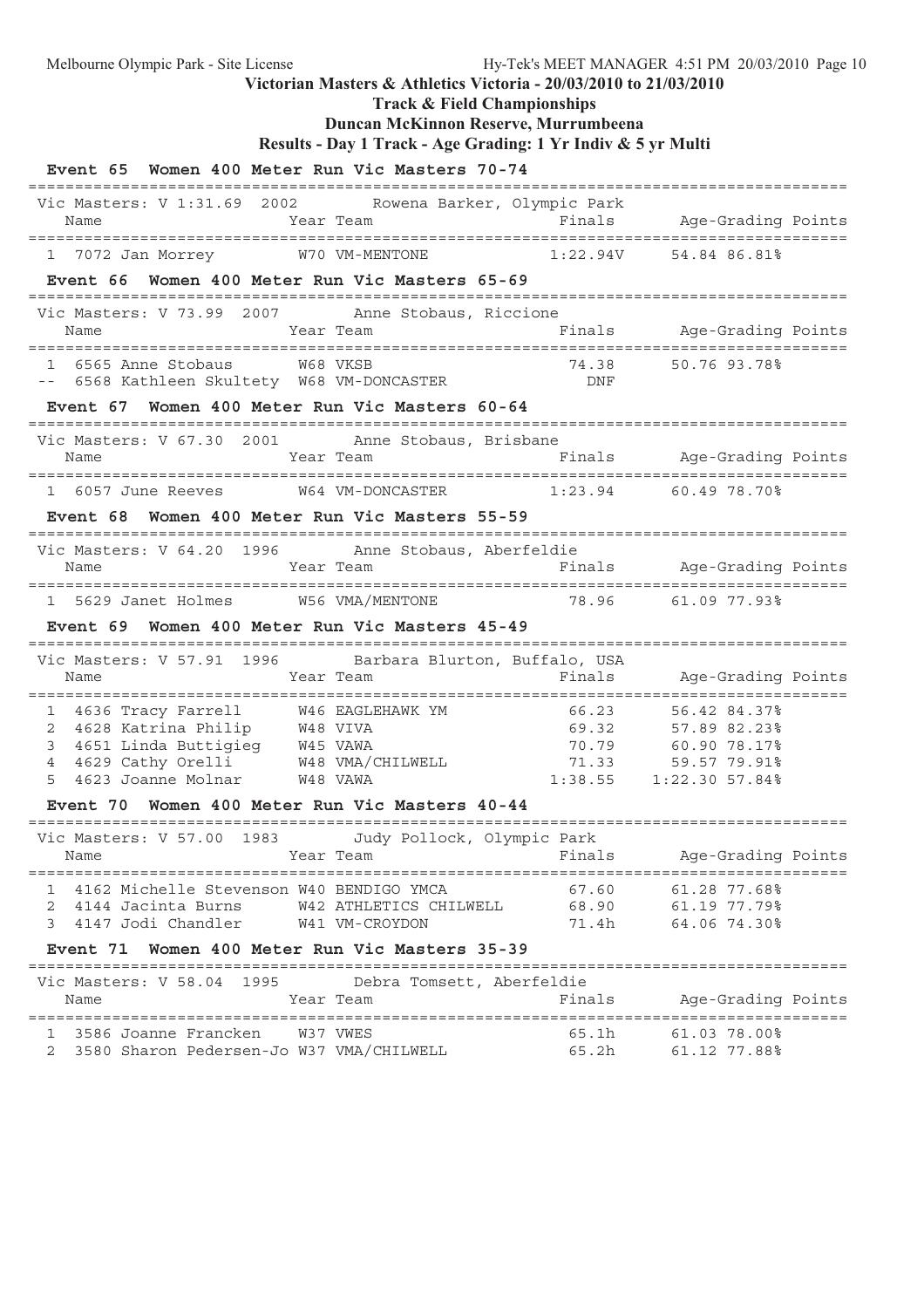# Victorian Masters & Athletics Victoria - 20/03/2010 to 21/03/2010

## Track & Field Championships

## Duncan McKinnon Reserve, Murrumbeena

## Results - Day 1 Track - Age Grading: 1 Yr Indiv & 5 yr Multi

### Event 65 Women 400 Meter Run Vic Masters 70-74

Vic Masters: V 1:31.69 2002 Rowena Barker, Olympic Park

| | Name | Year | Team | Finals | Age-Grading | Points |
|---|---|---|---|---|---|---|
| 1 | 7072 Jan Morrey | W70 | VM-MENTONE | 1:22.94V | 54.84 | 86.81% |

### Event 66 Women 400 Meter Run Vic Masters 65-69

Vic Masters: V 73.99 2007 Anne Stobaus, Riccione

| | Name | Year | Team | Finals | Age-Grading | Points |
|---|---|---|---|---|---|---|
| 1 | 6565 Anne Stobaus | W68 | VKSB | 74.38 | 50.76 | 93.78% |
| -- | 6568 Kathleen Skultety | W68 | VM-DONCASTER | DNF | | |

### Event 67 Women 400 Meter Run Vic Masters 60-64

Vic Masters: V 67.30 2001 Anne Stobaus, Brisbane

| | Name | Year | Team | Finals | Age-Grading | Points |
|---|---|---|---|---|---|---|
| 1 | 6057 June Reeves | W64 | VM-DONCASTER | 1:23.94 | 60.49 | 78.70% |

### Event 68 Women 400 Meter Run Vic Masters 55-59

Vic Masters: V 64.20 1996 Anne Stobaus, Aberfeldie

| | Name | Year | Team | Finals | Age-Grading | Points |
|---|---|---|---|---|---|---|
| 1 | 5629 Janet Holmes | W56 | VMA/MENTONE | 78.96 | 61.09 | 77.93% |

### Event 69 Women 400 Meter Run Vic Masters 45-49

Vic Masters: V 57.91 1996 Barbara Blurton, Buffalo, USA

| | Name | Year | Team | Finals | Age-Grading | Points |
|---|---|---|---|---|---|---|
| 1 | 4636 Tracy Farrell | W46 | EAGLEHAWK YM | 66.23 | 56.42 | 84.37% |
| 2 | 4628 Katrina Philip | W48 | VIVA | 69.32 | 57.89 | 82.23% |
| 3 | 4651 Linda Buttigieg | W45 | VAWA | 70.79 | 60.90 | 78.17% |
| 4 | 4629 Cathy Orelli | W48 | VMA/CHILWELL | 71.33 | 59.57 | 79.91% |
| 5 | 4623 Joanne Molnar | W48 | VAWA | 1:38.55 | 1:22.30 | 57.84% |

### Event 70 Women 400 Meter Run Vic Masters 40-44

Vic Masters: V 57.00 1983 Judy Pollock, Olympic Park

| | Name | Year | Team | Finals | Age-Grading | Points |
|---|---|---|---|---|---|---|
| 1 | 4162 Michelle Stevenson | W40 | BENDIGO YMCA | 67.60 | 61.28 | 77.68% |
| 2 | 4144 Jacinta Burns | W42 | ATHLETICS CHILWELL | 68.90 | 61.19 | 77.79% |
| 3 | 4147 Jodi Chandler | W41 | VM-CROYDON | 71.4h | 64.06 | 74.30% |

### Event 71 Women 400 Meter Run Vic Masters 35-39

Vic Masters: V 58.04 1995 Debra Tomsett, Aberfeldie

| | Name | Year | Team | Finals | Age-Grading | Points |
|---|---|---|---|---|---|---|
| 1 | 3586 Joanne Francken | W37 | VWES | 65.1h | 61.03 | 78.00% |
| 2 | 3580 Sharon Pedersen-Jo | W37 | VMA/CHILWELL | 65.2h | 61.12 | 77.88% |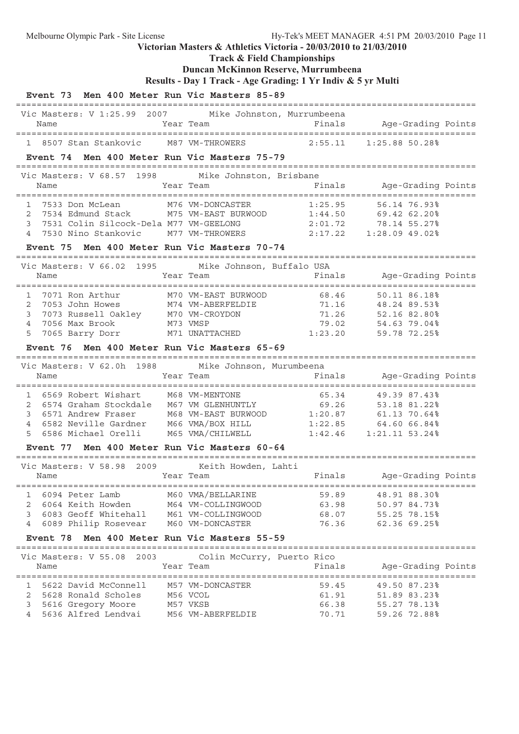**Victorian Masters & Athletics Victoria - 20/03/2010 to 21/03/2010**

**Track & Field Championships**

**Duncan McKinnon Reserve, Murrumbeena**

**Results - Day 1 Track - Age Grading: 1 Yr Indiv & 5 yr Multi**

### Event 73 Men 400 Meter Run Vic Masters 85-89

Vic Masters: V 1:25.99 2007 Mike Johnston, Murrumbeena

| | Name | Year | Team | Finals | Age-Grading | Points |
|---|---|---|---|---|---|---|
| 1 | 8507 Stan Stankovic | M87 | VM-THROWERS | 2:55.11 | 1:25.88 | 50.28% |

### Event 74 Men 400 Meter Run Vic Masters 75-79

Vic Masters: V 68.57 1998 Mike Johnston, Brisbane

| | Name | Year | Team | Finals | Age-Grading | Points |
|---|---|---|---|---|---|---|
| 1 | 7533 Don McLean | M76 | VM-DONCASTER | 1:25.95 | 56.14 | 76.93% |
| 2 | 7534 Edmund Stack | M75 | VM-EAST BURWOOD | 1:44.50 | 69.42 | 62.20% |
| 3 | 7531 Colin Silcock-Dela | M77 | VM-GEELONG | 2:01.72 | 78.14 | 55.27% |
| 4 | 7530 Nino Stankovic | M77 | VM-THROWERS | 2:17.22 | 1:28.09 | 49.02% |

### Event 75 Men 400 Meter Run Vic Masters 70-74

Vic Masters: V 66.02 1995 Mike Johnson, Buffalo USA

| | Name | Year | Team | Finals | Age-Grading | Points |
|---|---|---|---|---|---|---|
| 1 | 7071 Ron Arthur | M70 | VM-EAST BURWOOD | 68.46 | 50.11 | 86.18% |
| 2 | 7053 John Howes | M74 | VM-ABERFELDIE | 71.16 | 48.24 | 89.53% |
| 3 | 7073 Russell Oakley | M70 | VM-CROYDON | 71.26 | 52.16 | 82.80% |
| 4 | 7056 Max Brook | M73 | VMSP | 79.02 | 54.63 | 79.04% |
| 5 | 7065 Barry Dorr | M71 | UNATTACHED | 1:23.20 | 59.78 | 72.25% |

### Event 76 Men 400 Meter Run Vic Masters 65-69

Vic Masters: V 62.0h 1988 Mike Johnson, Murumbeena

| | Name | Year | Team | Finals | Age-Grading | Points |
|---|---|---|---|---|---|---|
| 1 | 6569 Robert Wishart | M68 | VM-MENTONE | 65.34 | 49.39 | 87.43% |
| 2 | 6574 Graham Stockdale | M67 | VM GLENHUNTLY | 69.26 | 53.18 | 81.22% |
| 3 | 6571 Andrew Fraser | M68 | VM-EAST BURWOOD | 1:20.87 | 61.13 | 70.64% |
| 4 | 6582 Neville Gardner | M66 | VMA/BOX HILL | 1:22.85 | 64.60 | 66.84% |
| 5 | 6586 Michael Orelli | M65 | VMA/CHILWELL | 1:42.46 | 1:21.11 | 53.24% |

### Event 77 Men 400 Meter Run Vic Masters 60-64

Vic Masters: V 58.98 2009 Keith Howden, Lahti

| | Name | Year | Team | Finals | Age-Grading | Points |
|---|---|---|---|---|---|---|
| 1 | 6094 Peter Lamb | M60 | VMA/BELLARINE | 59.89 | 48.91 | 88.30% |
| 2 | 6064 Keith Howden | M64 | VM-COLLINGWOOD | 63.98 | 50.97 | 84.73% |
| 3 | 6083 Geoff Whitehall | M61 | VM-COLLINGWOOD | 68.07 | 55.25 | 78.15% |
| 4 | 6089 Philip Rosevear | M60 | VM-DONCASTER | 76.36 | 62.36 | 69.25% |

### Event 78 Men 400 Meter Run Vic Masters 55-59

Vic Masters: V 55.08 2003 Colin McCurry, Puerto Rico

| | Name | Year | Team | Finals | Age-Grading | Points |
|---|---|---|---|---|---|---|
| 1 | 5622 David McConnell | M57 | VM-DONCASTER | 59.45 | 49.50 | 87.23% |
| 2 | 5628 Ronald Scholes | M56 | VCOL | 61.91 | 51.89 | 83.23% |
| 3 | 5616 Gregory Moore | M57 | VKSB | 66.38 | 55.27 | 78.13% |
| 4 | 5636 Alfred Lendvai | M56 | VM-ABERFELDIE | 70.71 | 59.26 | 72.88% |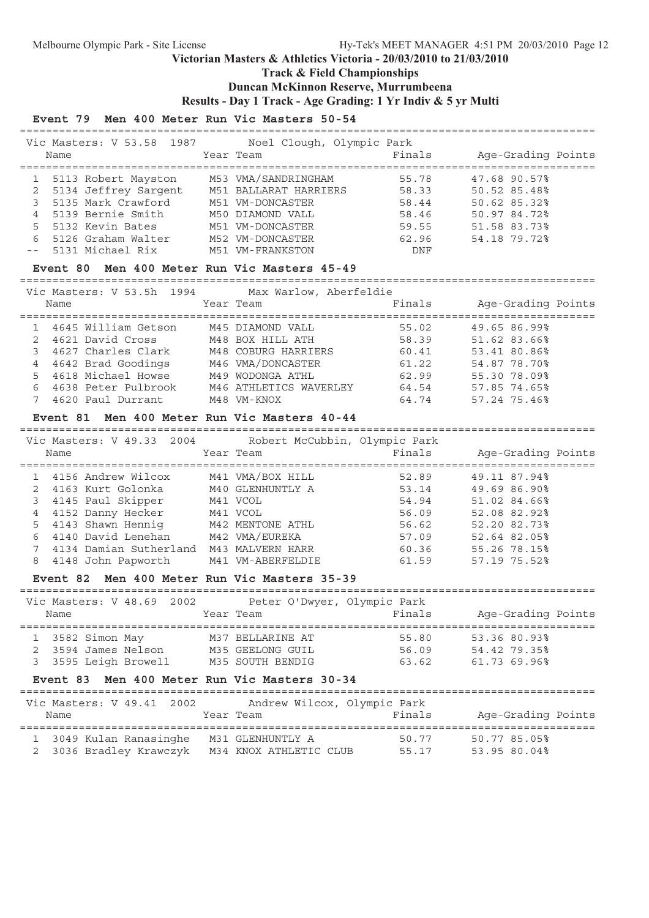# Victorian Masters & Athletics Victoria - 20/03/2010 to 21/03/2010

## Track & Field Championships

## Duncan McKinnon Reserve, Murrumbeena

## Results - Day 1 Track - Age Grading: 1 Yr Indiv & 5 yr Multi

### Event 79 Men 400 Meter Run Vic Masters 50-54

Vic Masters: V 53.58 1987 Noel Clough, Olympic Park

| | Name | Year | Team | Finals | Age-Grading | Points |
|---|---|---|---|---|---|---|
| 1 | 5113 Robert Mayston | M53 | VMA/SANDRINGHAM | 55.78 | 47.68 | 90.57% |
| 2 | 5134 Jeffrey Sargent | M51 | BALLARAT HARRIERS | 58.33 | 50.52 | 85.48% |
| 3 | 5135 Mark Crawford | M51 | VM-DONCASTER | 58.44 | 50.62 | 85.32% |
| 4 | 5139 Bernie Smith | M50 | DIAMOND VALL | 58.46 | 50.97 | 84.72% |
| 5 | 5132 Kevin Bates | M51 | VM-DONCASTER | 59.55 | 51.58 | 83.73% |
| 6 | 5126 Graham Walter | M52 | VM-DONCASTER | 62.96 | 54.18 | 79.72% |
| -- | 5131 Michael Rix | M51 | VM-FRANKSTON | DNF | | |

### Event 80 Men 400 Meter Run Vic Masters 45-49

Vic Masters: V 53.5h 1994 Max Warlow, Aberfeldie

| | Name | Year | Team | Finals | Age-Grading | Points |
|---|---|---|---|---|---|---|
| 1 | 4645 William Getson | M45 | DIAMOND VALL | 55.02 | 49.65 | 86.99% |
| 2 | 4621 David Cross | M48 | BOX HILL ATH | 58.39 | 51.62 | 83.66% |
| 3 | 4627 Charles Clark | M48 | COBURG HARRIERS | 60.41 | 53.41 | 80.86% |
| 4 | 4642 Brad Goodings | M46 | VMA/DONCASTER | 61.22 | 54.87 | 78.70% |
| 5 | 4618 Michael Howse | M49 | WODONGA ATHL | 62.99 | 55.30 | 78.09% |
| 6 | 4638 Peter Pulbrook | M46 | ATHLETICS WAVERLEY | 64.54 | 57.85 | 74.65% |
| 7 | 4620 Paul Durrant | M48 | VM-KNOX | 64.74 | 57.24 | 75.46% |

### Event 81 Men 400 Meter Run Vic Masters 40-44

Vic Masters: V 49.33 2004 Robert McCubbin, Olympic Park

| | Name | Year | Team | Finals | Age-Grading | Points |
|---|---|---|---|---|---|---|
| 1 | 4156 Andrew Wilcox | M41 | VMA/BOX HILL | 52.89 | 49.11 | 87.94% |
| 2 | 4163 Kurt Golonka | M40 | GLENHUNTLY A | 53.14 | 49.69 | 86.90% |
| 3 | 4145 Paul Skipper | M41 | VCOL | 54.94 | 51.02 | 84.66% |
| 4 | 4152 Danny Hecker | M41 | VCOL | 56.09 | 52.08 | 82.92% |
| 5 | 4143 Shawn Hennig | M42 | MENTONE ATHL | 56.62 | 52.20 | 82.73% |
| 6 | 4140 David Lenehan | M42 | VMA/EUREKA | 57.09 | 52.64 | 82.05% |
| 7 | 4134 Damian Sutherland | M43 | MALVERN HARR | 60.36 | 55.26 | 78.15% |
| 8 | 4148 John Papworth | M41 | VM-ABERFELDIE | 61.59 | 57.19 | 75.52% |

### Event 82 Men 400 Meter Run Vic Masters 35-39

Vic Masters: V 48.69 2002 Peter O'Dwyer, Olympic Park

| | Name | Year | Team | Finals | Age-Grading | Points |
|---|---|---|---|---|---|---|
| 1 | 3582 Simon May | M37 | BELLARINE AT | 55.80 | 53.36 | 80.93% |
| 2 | 3594 James Nelson | M35 | GEELONG GUIL | 56.09 | 54.42 | 79.35% |
| 3 | 3595 Leigh Browell | M35 | SOUTH BENDIG | 63.62 | 61.73 | 69.96% |

### Event 83 Men 400 Meter Run Vic Masters 30-34

Vic Masters: V 49.41 2002 Andrew Wilcox, Olympic Park

| | Name | Year | Team | Finals | Age-Grading | Points |
|---|---|---|---|---|---|---|
| 1 | 3049 Kulan Ranasinghe | M31 | GLENHUNTLY A | 50.77 | 50.77 | 85.05% |
| 2 | 3036 Bradley Krawczyk | M34 | KNOX ATHLETIC CLUB | 55.17 | 53.95 | 80.04% |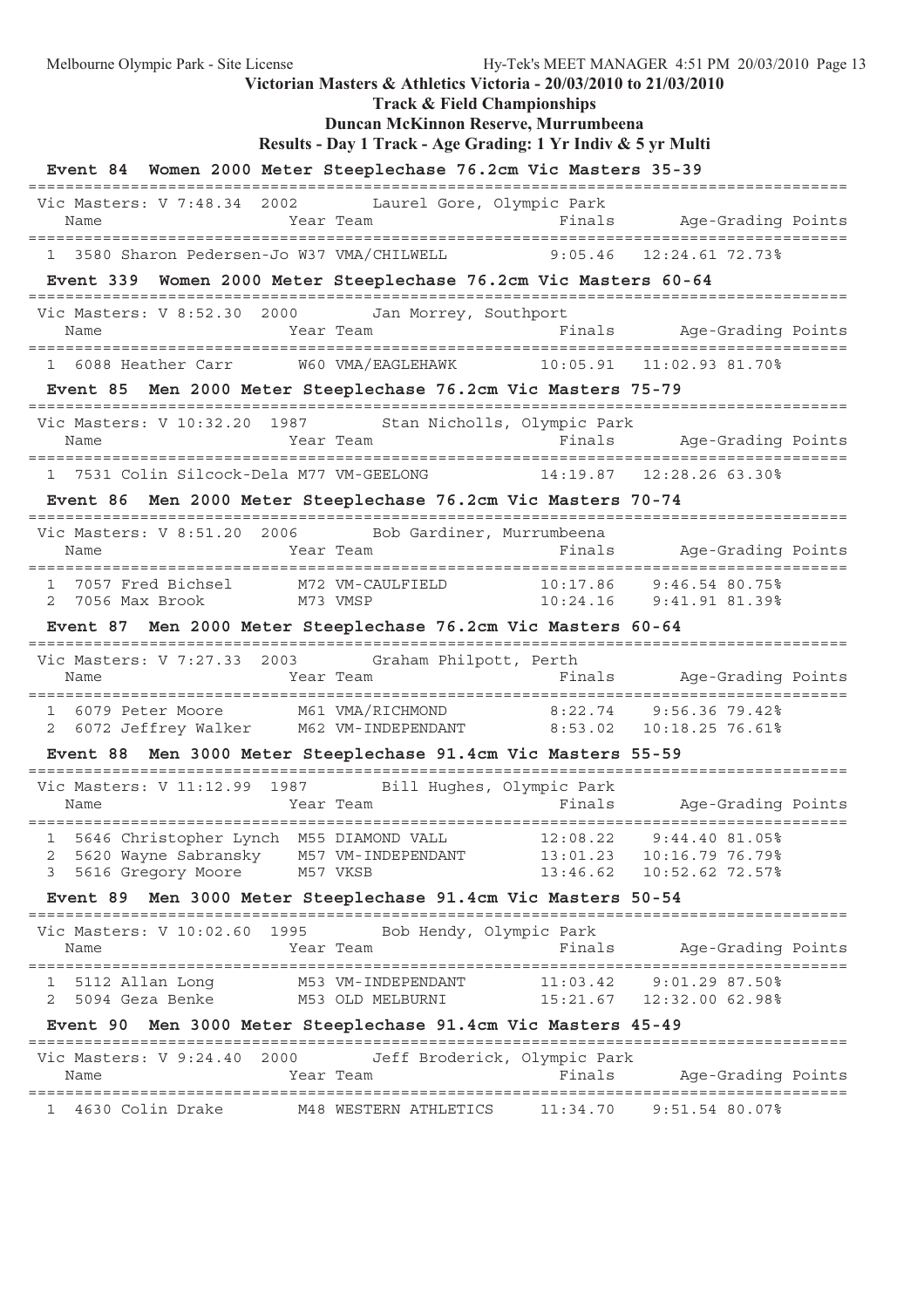Victorian Masters & Athletics Victoria - 20/03/2010 to 21/03/2010

**Track & Field Championships**

**Duncan McKinnon Reserve, Murrumbeena**

**Results - Day 1 Track - Age Grading: 1 Yr Indiv & 5 yr Multi**

## Event 84 Women 2000 Meter Steeplechase 76.2cm Vic Masters 35-39

Vic Masters: V 7:48.34 2002 Laurel Gore, Olympic Park

| | Name | Year | Team | Finals | Age-Grading | Points |
|---|---|---|---|---|---|---|
| 1 | 3580 Sharon Pedersen-Jo | W37 | VMA/CHILWELL | 9:05.46 | 12:24.61 | 72.73% |

## Event 339 Women 2000 Meter Steeplechase 76.2cm Vic Masters 60-64

Vic Masters: V 8:52.30 2000 Jan Morrey, Southport

| | Name | Year | Team | Finals | Age-Grading | Points |
|---|---|---|---|---|---|---|
| 1 | 6088 Heather Carr | W60 | VMA/EAGLEHAWK | 10:05.91 | 11:02.93 | 81.70% |

## Event 85 Men 2000 Meter Steeplechase 76.2cm Vic Masters 75-79

Vic Masters: V 10:32.20 1987 Stan Nicholls, Olympic Park

| | Name | Year | Team | Finals | Age-Grading | Points |
|---|---|---|---|---|---|---|
| 1 | 7531 Colin Silcock-Dela | M77 | VM-GEELONG | 14:19.87 | 12:28.26 | 63.30% |

## Event 86 Men 2000 Meter Steeplechase 76.2cm Vic Masters 70-74

Vic Masters: V 8:51.20 2006 Bob Gardiner, Murrumbeena

| | Name | Year | Team | Finals | Age-Grading | Points |
|---|---|---|---|---|---|---|
| 1 | 7057 Fred Bichsel | M72 | VM-CAULFIELD | 10:17.86 | 9:46.54 | 80.75% |
| 2 | 7056 Max Brook | M73 | VMSP | 10:24.16 | 9:41.91 | 81.39% |

## Event 87 Men 2000 Meter Steeplechase 76.2cm Vic Masters 60-64

Vic Masters: V 7:27.33 2003 Graham Philpott, Perth

| | Name | Year | Team | Finals | Age-Grading | Points |
|---|---|---|---|---|---|---|
| 1 | 6079 Peter Moore | M61 | VMA/RICHMOND | 8:22.74 | 9:56.36 | 79.42% |
| 2 | 6072 Jeffrey Walker | M62 | VM-INDEPENDANT | 8:53.02 | 10:18.25 | 76.61% |

## Event 88 Men 3000 Meter Steeplechase 91.4cm Vic Masters 55-59

Vic Masters: V 11:12.99 1987 Bill Hughes, Olympic Park

| | Name | Year | Team | Finals | Age-Grading | Points |
|---|---|---|---|---|---|---|
| 1 | 5646 Christopher Lynch | M55 | DIAMOND VALL | 12:08.22 | 9:44.40 | 81.05% |
| 2 | 5620 Wayne Sabransky | M57 | VM-INDEPENDANT | 13:01.23 | 10:16.79 | 76.79% |
| 3 | 5616 Gregory Moore | M57 | VKSB | 13:46.62 | 10:52.62 | 72.57% |

## Event 89 Men 3000 Meter Steeplechase 91.4cm Vic Masters 50-54

Vic Masters: V 10:02.60 1995 Bob Hendy, Olympic Park

| | Name | Year | Team | Finals | Age-Grading | Points |
|---|---|---|---|---|---|---|
| 1 | 5112 Allan Long | M53 | VM-INDEPENDANT | 11:03.42 | 9:01.29 | 87.50% |
| 2 | 5094 Geza Benke | M53 | OLD MELBURNI | 15:21.67 | 12:32.00 | 62.98% |

## Event 90 Men 3000 Meter Steeplechase 91.4cm Vic Masters 45-49

Vic Masters: V 9:24.40 2000 Jeff Broderick, Olympic Park

| | Name | Year | Team | Finals | Age-Grading | Points |
|---|---|---|---|---|---|---|
| 1 | 4630 Colin Drake | M48 | WESTERN ATHLETICS | 11:34.70 | 9:51.54 | 80.07% |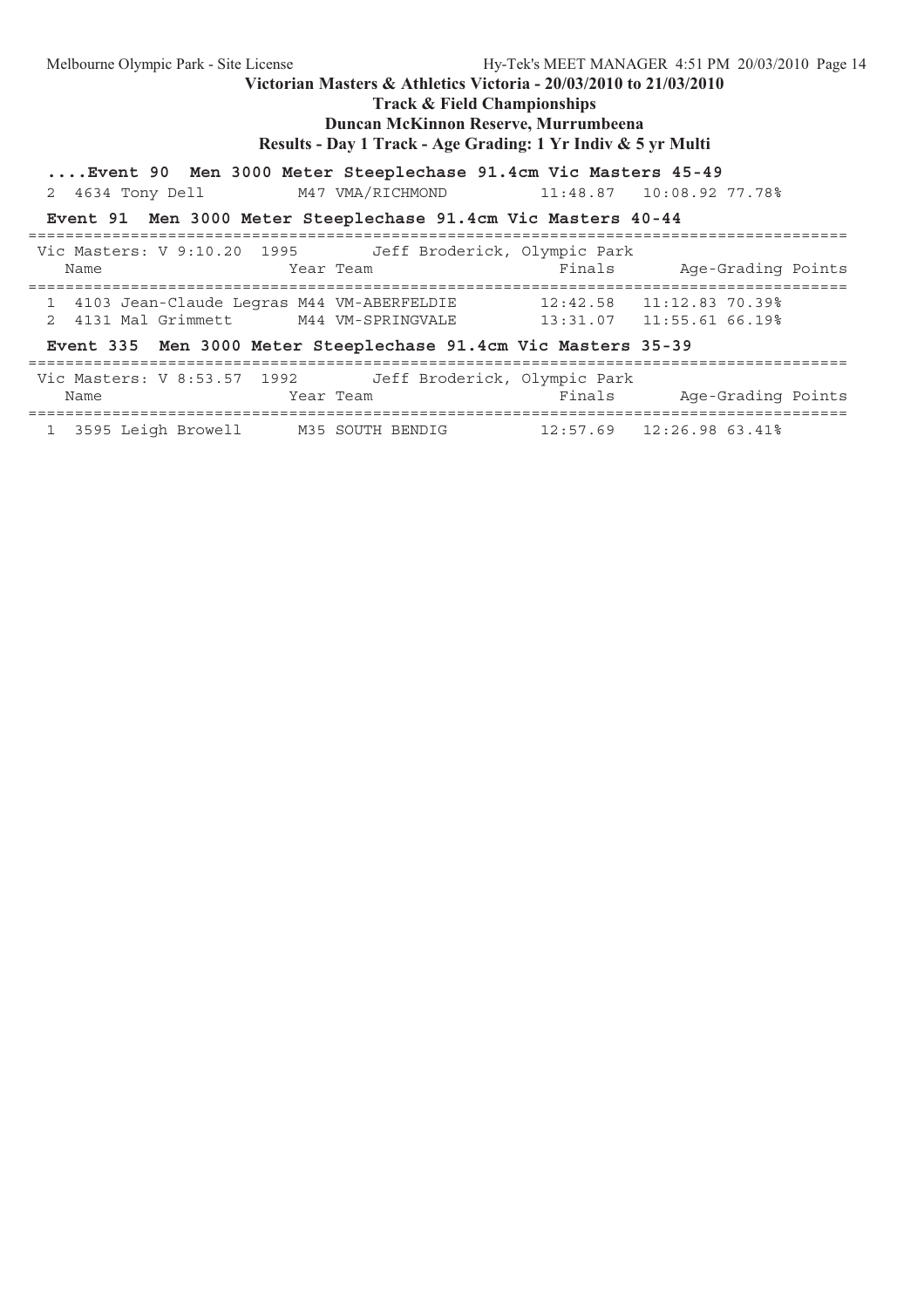**Victorian Masters & Athletics Victoria - 20/03/2010 to 21/03/2010**
**Track & Field Championships**
**Duncan McKinnon Reserve, Murrumbeena**
**Results - Day 1 Track - Age Grading: 1 Yr Indiv & 5 yr Multi**

**....Event 90 Men 3000 Meter Steeplechase 91.4cm Vic Masters 45-49**

| Place | Comp # | Name | Year | Team | Finals | Age-Grading | Points |
|---|---|---|---|---|---|---|---|
| 2 | 4634 | Tony Dell | M47 | VMA/RICHMOND | 11:48.87 | 10:08.92 | 77.78% |

**Event 91 Men 3000 Meter Steeplechase 91.4cm Vic Masters 40-44**

Vic Masters: V 9:10.20 1995 Jeff Broderick, Olympic Park

| Place | Comp # | Name | Year | Team | Finals | Age-Grading | Points |
|---|---|---|---|---|---|---|---|
| 1 | 4103 | Jean-Claude Legras | M44 | VM-ABERFELDIE | 12:42.58 | 11:12.83 | 70.39% |
| 2 | 4131 | Mal Grimmett | M44 | VM-SPRINGVALE | 13:31.07 | 11:55.61 | 66.19% |

**Event 335 Men 3000 Meter Steeplechase 91.4cm Vic Masters 35-39**

Vic Masters: V 8:53.57 1992 Jeff Broderick, Olympic Park

| Place | Comp # | Name | Year | Team | Finals | Age-Grading | Points |
|---|---|---|---|---|---|---|---|
| 1 | 3595 | Leigh Browell | M35 | SOUTH BENDIG | 12:57.69 | 12:26.98 | 63.41% |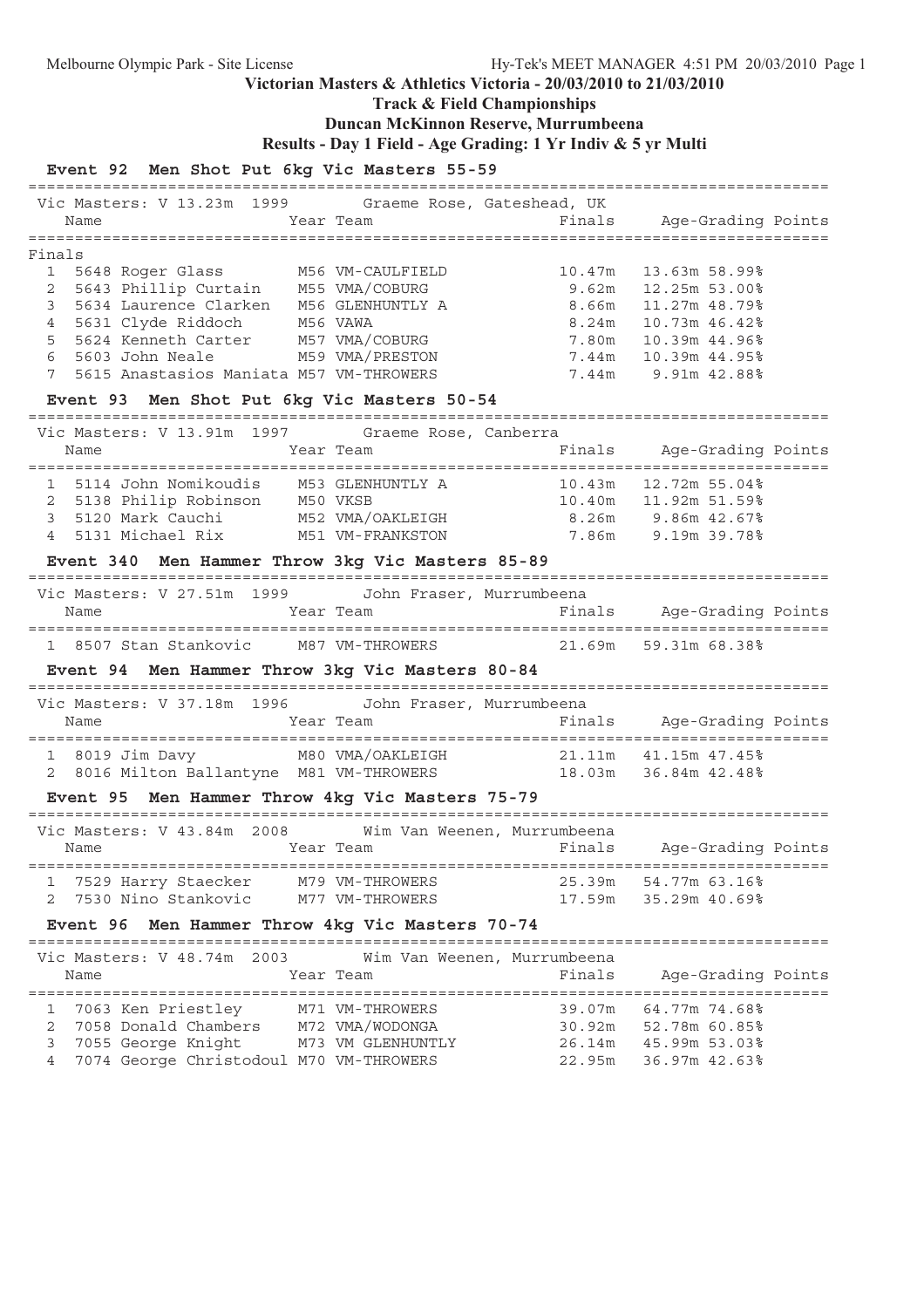**Victorian Masters & Athletics Victoria - 20/03/2010 to 21/03/2010**

**Track & Field Championships**

**Duncan McKinnon Reserve, Murrumbeena**

**Results - Day 1 Field - Age Grading: 1 Yr Indiv & 5 yr Multi**

### Event 92 Men Shot Put 6kg Vic Masters 55-59

Vic Masters: V 13.23m 1999 Graeme Rose, Gateshead, UK

Finals

| Place | No. | Name | Year | Team | Finals | Age-Grading | Points |
|---|---|---|---|---|---|---|---|
| 1 | 5648 | Roger Glass | M56 | VM-CAULFIELD | 10.47m | 13.63m | 58.99% |
| 2 | 5643 | Phillip Curtain | M55 | VMA/COBURG | 9.62m | 12.25m | 53.00% |
| 3 | 5634 | Laurence Clarken | M56 | GLENHUNTLY A | 8.66m | 11.27m | 48.79% |
| 4 | 5631 | Clyde Riddoch | M56 | VAWA | 8.24m | 10.73m | 46.42% |
| 5 | 5624 | Kenneth Carter | M57 | VMA/COBURG | 7.80m | 10.39m | 44.96% |
| 6 | 5603 | John Neale | M59 | VMA/PRESTON | 7.44m | 10.39m | 44.95% |
| 7 | 5615 | Anastasios Maniata | M57 | VM-THROWERS | 7.44m | 9.91m | 42.88% |

### Event 93 Men Shot Put 6kg Vic Masters 50-54

Vic Masters: V 13.91m 1997 Graeme Rose, Canberra

| Place | No. | Name | Year | Team | Finals | Age-Grading | Points |
|---|---|---|---|---|---|---|---|
| 1 | 5114 | John Nomikoudis | M53 | GLENHUNTLY A | 10.43m | 12.72m | 55.04% |
| 2 | 5138 | Philip Robinson | M50 | VKSB | 10.40m | 11.92m | 51.59% |
| 3 | 5120 | Mark Cauchi | M52 | VMA/OAKLEIGH | 8.26m | 9.86m | 42.67% |
| 4 | 5131 | Michael Rix | M51 | VM-FRANKSTON | 7.86m | 9.19m | 39.78% |

### Event 340 Men Hammer Throw 3kg Vic Masters 85-89

Vic Masters: V 27.51m 1999 John Fraser, Murrumbeena

| Place | No. | Name | Year | Team | Finals | Age-Grading | Points |
|---|---|---|---|---|---|---|---|
| 1 | 8507 | Stan Stankovic | M87 | VM-THROWERS | 21.69m | 59.31m | 68.38% |

### Event 94 Men Hammer Throw 3kg Vic Masters 80-84

Vic Masters: V 37.18m 1996 John Fraser, Murrumbeena

| Place | No. | Name | Year | Team | Finals | Age-Grading | Points |
|---|---|---|---|---|---|---|---|
| 1 | 8019 | Jim Davy | M80 | VMA/OAKLEIGH | 21.11m | 41.15m | 47.45% |
| 2 | 8016 | Milton Ballantyne | M81 | VM-THROWERS | 18.03m | 36.84m | 42.48% |

### Event 95 Men Hammer Throw 4kg Vic Masters 75-79

Vic Masters: V 43.84m 2008 Wim Van Weenen, Murrumbeena

| Place | No. | Name | Year | Team | Finals | Age-Grading | Points |
|---|---|---|---|---|---|---|---|
| 1 | 7529 | Harry Staecker | M79 | VM-THROWERS | 25.39m | 54.77m | 63.16% |
| 2 | 7530 | Nino Stankovic | M77 | VM-THROWERS | 17.59m | 35.29m | 40.69% |

### Event 96 Men Hammer Throw 4kg Vic Masters 70-74

Vic Masters: V 48.74m 2003 Wim Van Weenen, Murrumbeena

| Place | No. | Name | Year | Team | Finals | Age-Grading | Points |
|---|---|---|---|---|---|---|---|
| 1 | 7063 | Ken Priestley | M71 | VM-THROWERS | 39.07m | 64.77m | 74.68% |
| 2 | 7058 | Donald Chambers | M72 | VMA/WODONGA | 30.92m | 52.78m | 60.85% |
| 3 | 7055 | George Knight | M73 | VM GLENHUNTLY | 26.14m | 45.99m | 53.03% |
| 4 | 7074 | George Christodoul | M70 | VM-THROWERS | 22.95m | 36.97m | 42.63% |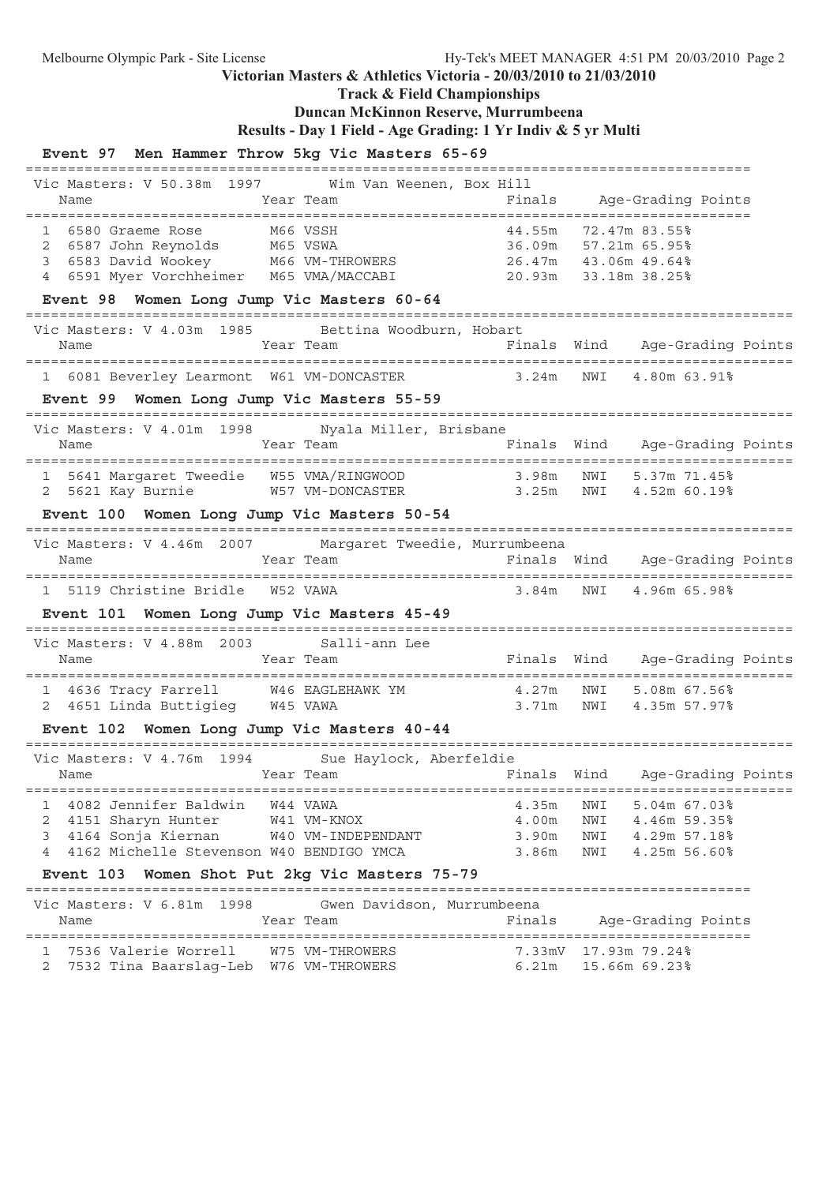# Victorian Masters & Athletics Victoria - 20/03/2010 to 21/03/2010

## Track & Field Championships

## Duncan McKinnon Reserve, Murrumbeena

## Results - Day 1 Field - Age Grading: 1 Yr Indiv & 5 yr Multi

### Event 97 Men Hammer Throw 5kg Vic Masters 65-69

Vic Masters: V 50.38m 1997 Wim Van Weenen, Box Hill

| | Name | Year | Team | Finals | Age-Grading | Points |
|---|---|---|---|---|---|---|
| 1 | 6580 Graeme Rose | M66 | VSSH | 44.55m | 72.47m | 83.55% |
| 2 | 6587 John Reynolds | M65 | VSWA | 36.09m | 57.21m | 65.95% |
| 3 | 6583 David Wookey | M66 | VM-THROWERS | 26.47m | 43.06m | 49.64% |
| 4 | 6591 Myer Vorchheimer | M65 | VMA/MACCABI | 20.93m | 33.18m | 38.25% |

### Event 98 Women Long Jump Vic Masters 60-64

Vic Masters: V 4.03m 1985 Bettina Woodburn, Hobart

| | Name | Year | Team | Finals | Wind | Age-Grading | Points |
|---|---|---|---|---|---|---|---|
| 1 | 6081 Beverley Learmont | W61 | VM-DONCASTER | 3.24m | NWI | 4.80m | 63.91% |

### Event 99 Women Long Jump Vic Masters 55-59

Vic Masters: V 4.01m 1998 Nyala Miller, Brisbane

| | Name | Year | Team | Finals | Wind | Age-Grading | Points |
|---|---|---|---|---|---|---|---|
| 1 | 5641 Margaret Tweedie | W55 | VMA/RINGWOOD | 3.98m | NWI | 5.37m | 71.45% |
| 2 | 5621 Kay Burnie | W57 | VM-DONCASTER | 3.25m | NWI | 4.52m | 60.19% |

### Event 100 Women Long Jump Vic Masters 50-54

Vic Masters: V 4.46m 2007 Margaret Tweedie, Murrumbeena

| | Name | Year | Team | Finals | Wind | Age-Grading | Points |
|---|---|---|---|---|---|---|---|
| 1 | 5119 Christine Bridle | W52 | VAWA | 3.84m | NWI | 4.96m | 65.98% |

### Event 101 Women Long Jump Vic Masters 45-49

Vic Masters: V 4.88m 2003 Salli-ann Lee

| | Name | Year | Team | Finals | Wind | Age-Grading | Points |
|---|---|---|---|---|---|---|---|
| 1 | 4636 Tracy Farrell | W46 | EAGLEHAWK YM | 4.27m | NWI | 5.08m | 67.56% |
| 2 | 4651 Linda Buttigieg | W45 | VAWA | 3.71m | NWI | 4.35m | 57.97% |

### Event 102 Women Long Jump Vic Masters 40-44

Vic Masters: V 4.76m 1994 Sue Haylock, Aberfeldie

| | Name | Year | Team | Finals | Wind | Age-Grading | Points |
|---|---|---|---|---|---|---|---|
| 1 | 4082 Jennifer Baldwin | W44 | VAWA | 4.35m | NWI | 5.04m | 67.03% |
| 2 | 4151 Sharyn Hunter | W41 | VM-KNOX | 4.00m | NWI | 4.46m | 59.35% |
| 3 | 4164 Sonja Kiernan | W40 | VM-INDEPENDANT | 3.90m | NWI | 4.29m | 57.18% |
| 4 | 4162 Michelle Stevenson | W40 | BENDIGO YMCA | 3.86m | NWI | 4.25m | 56.60% |

### Event 103 Women Shot Put 2kg Vic Masters 75-79

Vic Masters: V 6.81m 1998 Gwen Davidson, Murrumbeena

| | Name | Year | Team | Finals | Age-Grading | Points |
|---|---|---|---|---|---|---|
| 1 | 7536 Valerie Worrell | W75 | VM-THROWERS | 7.33mV | 17.93m | 79.24% |
| 2 | 7532 Tina Baarslag-Leb | W76 | VM-THROWERS | 6.21m | 15.66m | 69.23% |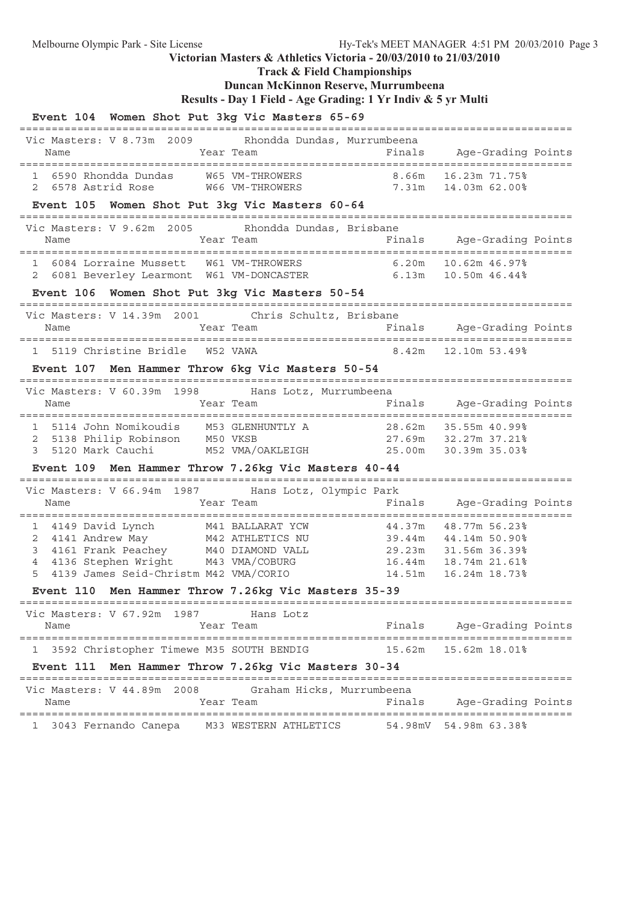**Victorian Masters & Athletics Victoria - 20/03/2010 to 21/03/2010**

**Track & Field Championships**

**Duncan McKinnon Reserve, Murrumbeena**

**Results - Day 1 Field - Age Grading: 1 Yr Indiv & 5 yr Multi**

### Event 104 Women Shot Put 3kg Vic Masters 65-69

Vic Masters: V 8.73m 2009 Rhondda Dundas, Murrumbeena

| | Name | Year | Team | Finals | Age-Grading | Points |
|---|---|---|---|---|---|---|
| 1 | 6590 Rhondda Dundas | W65 | VM-THROWERS | 8.66m | 16.23m 71.75% | |
| 2 | 6578 Astrid Rose | W66 | VM-THROWERS | 7.31m | 14.03m 62.00% | |

### Event 105 Women Shot Put 3kg Vic Masters 60-64

Vic Masters: V 9.62m 2005 Rhondda Dundas, Brisbane

| | Name | Year | Team | Finals | Age-Grading | Points |
|---|---|---|---|---|---|---|
| 1 | 6084 Lorraine Mussett | W61 | VM-THROWERS | 6.20m | 10.62m 46.97% | |
| 2 | 6081 Beverley Learmont | W61 | VM-DONCASTER | 6.13m | 10.50m 46.44% | |

### Event 106 Women Shot Put 3kg Vic Masters 50-54

Vic Masters: V 14.39m 2001 Chris Schultz, Brisbane

| | Name | Year | Team | Finals | Age-Grading | Points |
|---|---|---|---|---|---|---|
| 1 | 5119 Christine Bridle | W52 | VAWA | 8.42m | 12.10m 53.49% | |

### Event 107 Men Hammer Throw 6kg Vic Masters 50-54

Vic Masters: V 60.39m 1998 Hans Lotz, Murrumbeena

| | Name | Year | Team | Finals | Age-Grading | Points |
|---|---|---|---|---|---|---|
| 1 | 5114 John Nomikoudis | M53 | GLENHUNTLY A | 28.62m | 35.55m 40.99% | |
| 2 | 5138 Philip Robinson | M50 | VKSB | 27.69m | 32.27m 37.21% | |
| 3 | 5120 Mark Cauchi | M52 | VMA/OAKLEIGH | 25.00m | 30.39m 35.03% | |

### Event 109 Men Hammer Throw 7.26kg Vic Masters 40-44

Vic Masters: V 66.94m 1987 Hans Lotz, Olympic Park

| | Name | Year | Team | Finals | Age-Grading | Points |
|---|---|---|---|---|---|---|
| 1 | 4149 David Lynch | M41 | BALLARAT YCW | 44.37m | 48.77m 56.23% | |
| 2 | 4141 Andrew May | M42 | ATHLETICS NU | 39.44m | 44.14m 50.90% | |
| 3 | 4161 Frank Peachey | M40 | DIAMOND VALL | 29.23m | 31.56m 36.39% | |
| 4 | 4136 Stephen Wright | M43 | VMA/COBURG | 16.44m | 18.74m 21.61% | |
| 5 | 4139 James Seid-Christm | M42 | VMA/CORIO | 14.51m | 16.24m 18.73% | |

### Event 110 Men Hammer Throw 7.26kg Vic Masters 35-39

Vic Masters: V 67.92m 1987 Hans Lotz

| | Name | Year | Team | Finals | Age-Grading | Points |
|---|---|---|---|---|---|---|
| 1 | 3592 Christopher Timewe | M35 | SOUTH BENDIG | 15.62m | 15.62m 18.01% | |

### Event 111 Men Hammer Throw 7.26kg Vic Masters 30-34

Vic Masters: V 44.89m 2008 Graham Hicks, Murrumbeena

| | Name | Year | Team | Finals | Age-Grading | Points |
|---|---|---|---|---|---|---|
| 1 | 3043 Fernando Canepa | M33 | WESTERN ATHLETICS | 54.98mV | 54.98m 63.38% | |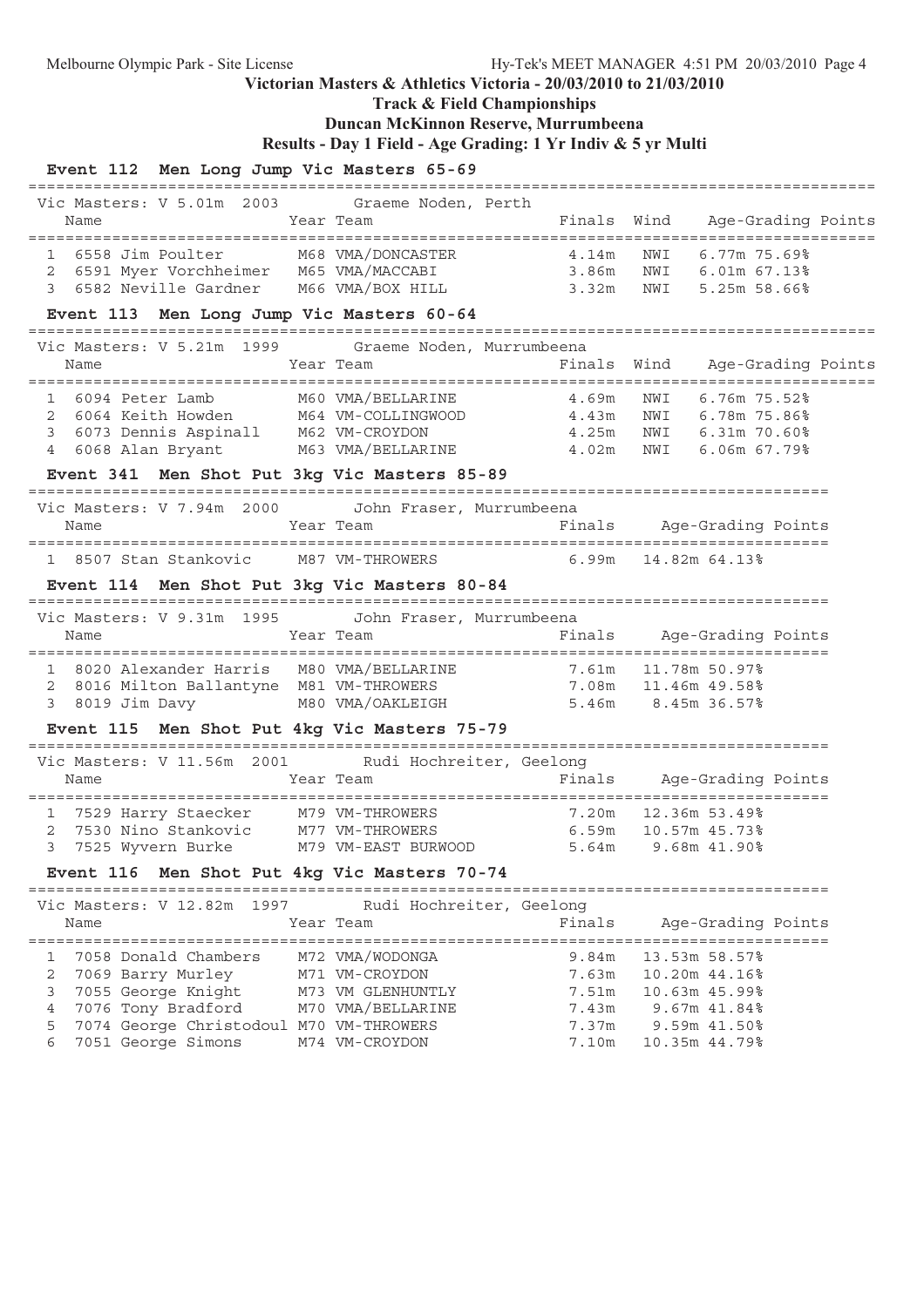**Victorian Masters & Athletics Victoria - 20/03/2010 to 21/03/2010**

**Track & Field Championships**

**Duncan McKinnon Reserve, Murrumbeena**

**Results - Day 1 Field - Age Grading: 1 Yr Indiv & 5 yr Multi**

### Event 112 Men Long Jump Vic Masters 65-69

Vic Masters: V 5.01m 2003 Graeme Noden, Perth

| | Name | Year | Team | Finals | Wind | Age-Grading Points |
|---|---|---|---|---|---|---|
| 1 | 6558 Jim Poulter | M68 | VMA/DONCASTER | 4.14m | NWI | 6.77m 75.69% |
| 2 | 6591 Myer Vorchheimer | M65 | VMA/MACCABI | 3.86m | NWI | 6.01m 67.13% |
| 3 | 6582 Neville Gardner | M66 | VMA/BOX HILL | 3.32m | NWI | 5.25m 58.66% |

### Event 113 Men Long Jump Vic Masters 60-64

Vic Masters: V 5.21m 1999 Graeme Noden, Murrumbeena

| | Name | Year | Team | Finals | Wind | Age-Grading Points |
|---|---|---|---|---|---|---|
| 1 | 6094 Peter Lamb | M60 | VMA/BELLARINE | 4.69m | NWI | 6.76m 75.52% |
| 2 | 6064 Keith Howden | M64 | VM-COLLINGWOOD | 4.43m | NWI | 6.78m 75.86% |
| 3 | 6073 Dennis Aspinall | M62 | VM-CROYDON | 4.25m | NWI | 6.31m 70.60% |
| 4 | 6068 Alan Bryant | M63 | VMA/BELLARINE | 4.02m | NWI | 6.06m 67.79% |

### Event 341 Men Shot Put 3kg Vic Masters 85-89

Vic Masters: V 7.94m 2000 John Fraser, Murrumbeena

| | Name | Year | Team | Finals | Age-Grading Points |
|---|---|---|---|---|---|
| 1 | 8507 Stan Stankovic | M87 | VM-THROWERS | 6.99m | 14.82m 64.13% |

### Event 114 Men Shot Put 3kg Vic Masters 80-84

Vic Masters: V 9.31m 1995 John Fraser, Murrumbeena

| | Name | Year | Team | Finals | Age-Grading Points |
|---|---|---|---|---|---|
| 1 | 8020 Alexander Harris | M80 | VMA/BELLARINE | 7.61m | 11.78m 50.97% |
| 2 | 8016 Milton Ballantyne | M81 | VM-THROWERS | 7.08m | 11.46m 49.58% |
| 3 | 8019 Jim Davy | M80 | VMA/OAKLEIGH | 5.46m | 8.45m 36.57% |

### Event 115 Men Shot Put 4kg Vic Masters 75-79

Vic Masters: V 11.56m 2001 Rudi Hochreiter, Geelong

| | Name | Year | Team | Finals | Age-Grading Points |
|---|---|---|---|---|---|
| 1 | 7529 Harry Staecker | M79 | VM-THROWERS | 7.20m | 12.36m 53.49% |
| 2 | 7530 Nino Stankovic | M77 | VM-THROWERS | 6.59m | 10.57m 45.73% |
| 3 | 7525 Wyvern Burke | M79 | VM-EAST BURWOOD | 5.64m | 9.68m 41.90% |

### Event 116 Men Shot Put 4kg Vic Masters 70-74

Vic Masters: V 12.82m 1997 Rudi Hochreiter, Geelong

| | Name | Year | Team | Finals | Age-Grading Points |
|---|---|---|---|---|---|
| 1 | 7058 Donald Chambers | M72 | VMA/WODONGA | 9.84m | 13.53m 58.57% |
| 2 | 7069 Barry Murley | M71 | VM-CROYDON | 7.63m | 10.20m 44.16% |
| 3 | 7055 George Knight | M73 | VM GLENHUNTLY | 7.51m | 10.63m 45.99% |
| 4 | 7076 Tony Bradford | M70 | VMA/BELLARINE | 7.43m | 9.67m 41.84% |
| 5 | 7074 George Christodoul | M70 | VM-THROWERS | 7.37m | 9.59m 41.50% |
| 6 | 7051 George Simons | M74 | VM-CROYDON | 7.10m | 10.35m 44.79% |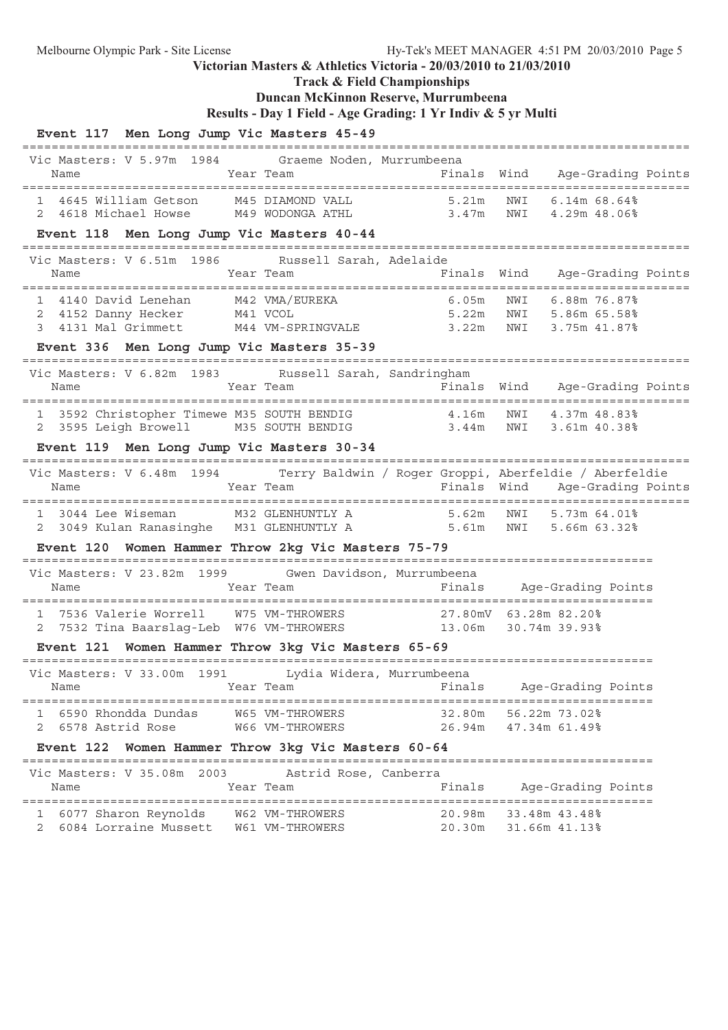**Victorian Masters & Athletics Victoria - 20/03/2010 to 21/03/2010**

**Track & Field Championships**

**Duncan McKinnon Reserve, Murrumbeena**

**Results - Day 1 Field - Age Grading: 1 Yr Indiv & 5 yr Multi**

### Event 117 Men Long Jump Vic Masters 45-49

Vic Masters: V 5.97m 1984 Graeme Noden, Murrumbeena

| | Name | Year | Team | Finals | Wind | Age-Grading | Points |
|---|---|---|---|---|---|---|---|
| 1 | 4645 William Getson | M45 | DIAMOND VALL | 5.21m | NWI | 6.14m | 68.64% |
| 2 | 4618 Michael Howse | M49 | WODONGA ATHL | 3.47m | NWI | 4.29m | 48.06% |

### Event 118 Men Long Jump Vic Masters 40-44

Vic Masters: V 6.51m 1986 Russell Sarah, Adelaide

| | Name | Year | Team | Finals | Wind | Age-Grading | Points |
|---|---|---|---|---|---|---|---|
| 1 | 4140 David Lenehan | M42 | VMA/EUREKA | 6.05m | NWI | 6.88m | 76.87% |
| 2 | 4152 Danny Hecker | M41 | VCOL | 5.22m | NWI | 5.86m | 65.58% |
| 3 | 4131 Mal Grimmett | M44 | VM-SPRINGVALE | 3.22m | NWI | 3.75m | 41.87% |

### Event 336 Men Long Jump Vic Masters 35-39

Vic Masters: V 6.82m 1983 Russell Sarah, Sandringham

| | Name | Year | Team | Finals | Wind | Age-Grading | Points |
|---|---|---|---|---|---|---|---|
| 1 | 3592 Christopher Timewe | M35 | SOUTH BENDIG | 4.16m | NWI | 4.37m | 48.83% |
| 2 | 3595 Leigh Browell | M35 | SOUTH BENDIG | 3.44m | NWI | 3.61m | 40.38% |

### Event 119 Men Long Jump Vic Masters 30-34

Vic Masters: V 6.48m 1994 Terry Baldwin / Roger Groppi, Aberfeldie / Aberfeldie

| | Name | Year | Team | Finals | Wind | Age-Grading | Points |
|---|---|---|---|---|---|---|---|
| 1 | 3044 Lee Wiseman | M32 | GLENHUNTLY A | 5.62m | NWI | 5.73m | 64.01% |
| 2 | 3049 Kulan Ranasinghe | M31 | GLENHUNTLY A | 5.61m | NWI | 5.66m | 63.32% |

### Event 120 Women Hammer Throw 2kg Vic Masters 75-79

Vic Masters: V 23.82m 1999 Gwen Davidson, Murrumbeena

| | Name | Year | Team | Finals | Age-Grading | Points |
|---|---|---|---|---|---|---|
| 1 | 7536 Valerie Worrell | W75 | VM-THROWERS | 27.80mV | 63.28m | 82.20% |
| 2 | 7532 Tina Baarslag-Leb | W76 | VM-THROWERS | 13.06m | 30.74m | 39.93% |

### Event 121 Women Hammer Throw 3kg Vic Masters 65-69

Vic Masters: V 33.00m 1991 Lydia Widera, Murrumbeena

| | Name | Year | Team | Finals | Age-Grading | Points |
|---|---|---|---|---|---|---|
| 1 | 6590 Rhondda Dundas | W65 | VM-THROWERS | 32.80m | 56.22m | 73.02% |
| 2 | 6578 Astrid Rose | W66 | VM-THROWERS | 26.94m | 47.34m | 61.49% |

### Event 122 Women Hammer Throw 3kg Vic Masters 60-64

Vic Masters: V 35.08m 2003 Astrid Rose, Canberra

| | Name | Year | Team | Finals | Age-Grading | Points |
|---|---|---|---|---|---|---|
| 1 | 6077 Sharon Reynolds | W62 | VM-THROWERS | 20.98m | 33.48m | 43.48% |
| 2 | 6084 Lorraine Mussett | W61 | VM-THROWERS | 20.30m | 31.66m | 41.13% |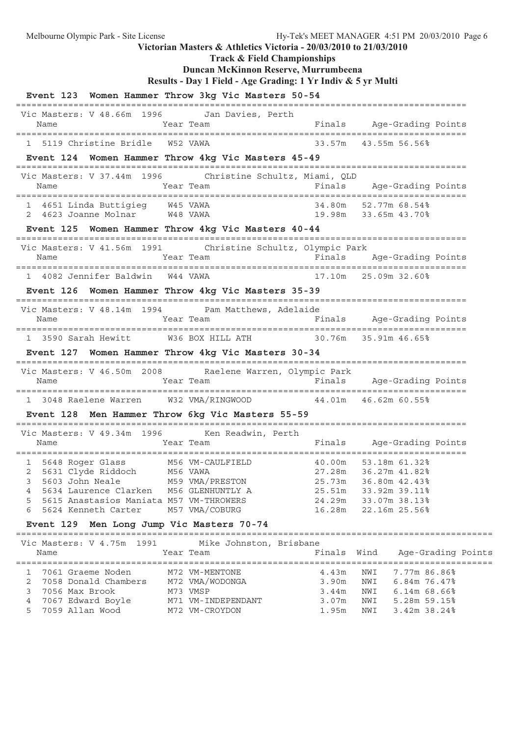**Victorian Masters & Athletics Victoria - 20/03/2010 to 21/03/2010**

**Track & Field Championships**

**Duncan McKinnon Reserve, Murrumbeena**

**Results - Day 1 Field - Age Grading: 1 Yr Indiv & 5 yr Multi**

### Event 123 Women Hammer Throw 3kg Vic Masters 50-54

Vic Masters: V 48.66m 1996 Jan Davies, Perth

| | Name | Year | Team | Finals | Age-Grading | Points |
|---|---|---|---|---|---|---|
| 1 | 5119 Christine Bridle | W52 | VAWA | 33.57m | 43.55m | 56.56% |

### Event 124 Women Hammer Throw 4kg Vic Masters 45-49

Vic Masters: V 37.44m 1996 Christine Schultz, Miami, QLD

| | Name | Year | Team | Finals | Age-Grading | Points |
|---|---|---|---|---|---|---|
| 1 | 4651 Linda Buttigieg | W45 | VAWA | 34.80m | 52.77m | 68.54% |
| 2 | 4623 Joanne Molnar | W48 | VAWA | 19.98m | 33.65m | 43.70% |

### Event 125 Women Hammer Throw 4kg Vic Masters 40-44

Vic Masters: V 41.56m 1991 Christine Schultz, Olympic Park

| | Name | Year | Team | Finals | Age-Grading | Points |
|---|---|---|---|---|---|---|
| 1 | 4082 Jennifer Baldwin | W44 | VAWA | 17.10m | 25.09m | 32.60% |

### Event 126 Women Hammer Throw 4kg Vic Masters 35-39

Vic Masters: V 48.14m 1994 Pam Matthews, Adelaide

| | Name | Year | Team | Finals | Age-Grading | Points |
|---|---|---|---|---|---|---|
| 1 | 3590 Sarah Hewitt | W36 | BOX HILL ATH | 30.76m | 35.91m | 46.65% |

### Event 127 Women Hammer Throw 4kg Vic Masters 30-34

Vic Masters: V 46.50m 2008 Raelene Warren, Olympic Park

| | Name | Year | Team | Finals | Age-Grading | Points |
|---|---|---|---|---|---|---|
| 1 | 3048 Raelene Warren | W32 | VMA/RINGWOOD | 44.01m | 46.62m | 60.55% |

### Event 128 Men Hammer Throw 6kg Vic Masters 55-59

Vic Masters: V 49.34m 1996 Ken Readwin, Perth

| | Name | Year | Team | Finals | Age-Grading | Points |
|---|---|---|---|---|---|---|
| 1 | 5648 Roger Glass | M56 | VM-CAULFIELD | 40.00m | 53.18m | 61.32% |
| 2 | 5631 Clyde Riddoch | M56 | VAWA | 27.28m | 36.27m | 41.82% |
| 3 | 5603 John Neale | M59 | VMA/PRESTON | 25.73m | 36.80m | 42.43% |
| 4 | 5634 Laurence Clarken | M56 | GLENHUNTLY A | 25.51m | 33.92m | 39.11% |
| 5 | 5615 Anastasios Maniata | M57 | VM-THROWERS | 24.29m | 33.07m | 38.13% |
| 6 | 5624 Kenneth Carter | M57 | VMA/COBURG | 16.28m | 22.16m | 25.56% |

### Event 129 Men Long Jump Vic Masters 70-74

Vic Masters: V 4.75m 1991 Mike Johnston, Brisbane

| | Name | Year | Team | Finals | Wind | Age-Grading | Points |
|---|---|---|---|---|---|---|---|
| 1 | 7061 Graeme Noden | M72 | VM-MENTONE | 4.43m | NWI | 7.77m | 86.86% |
| 2 | 7058 Donald Chambers | M72 | VMA/WODONGA | 3.90m | NWI | 6.84m | 76.47% |
| 3 | 7056 Max Brook | M73 | VMSP | 3.44m | NWI | 6.14m | 68.66% |
| 4 | 7067 Edward Boyle | M71 | VM-INDEPENDANT | 3.07m | NWI | 5.28m | 59.15% |
| 5 | 7059 Allan Wood | M72 | VM-CROYDON | 1.95m | NWI | 3.42m | 38.24% |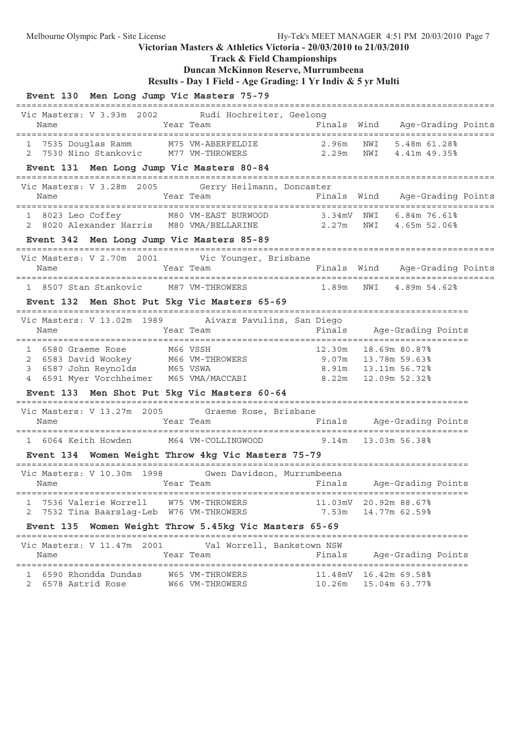**Victorian Masters & Athletics Victoria - 20/03/2010 to 21/03/2010**

**Track & Field Championships**

**Duncan McKinnon Reserve, Murrumbeena**

**Results - Day 1 Field - Age Grading: 1 Yr Indiv & 5 yr Multi**

### Event 130 Men Long Jump Vic Masters 75-79

Vic Masters: V 3.93m 2002 Rudi Hochreiter, Geelong

| | Name | Year | Team | Finals | Wind | Age-Grading | Points |
|---|---|---|---|---|---|---|---|
| 1 | 7535 Douglas Ramm | M75 | VM-ABERFELDIE | 2.96m | NWI | 5.48m | 61.28% |
| 2 | 7530 Nino Stankovic | M77 | VM-THROWERS | 2.29m | NWI | 4.41m | 49.35% |

### Event 131 Men Long Jump Vic Masters 80-84

Vic Masters: V 3.28m 2005 Gerry Heilmann, Doncaster

| | Name | Year | Team | Finals | Wind | Age-Grading | Points |
|---|---|---|---|---|---|---|---|
| 1 | 8023 Leo Coffey | M80 | VM-EAST BURWOOD | 3.34mV | NWI | 6.84m | 76.61% |
| 2 | 8020 Alexander Harris | M80 | VMA/BELLARINE | 2.27m | NWI | 4.65m | 52.06% |

### Event 342 Men Long Jump Vic Masters 85-89

Vic Masters: V 2.70m 2001 Vic Younger, Brisbane

| | Name | Year | Team | Finals | Wind | Age-Grading | Points |
|---|---|---|---|---|---|---|---|
| 1 | 8507 Stan Stankovic | M87 | VM-THROWERS | 1.89m | NWI | 4.89m | 54.62% |

### Event 132 Men Shot Put 5kg Vic Masters 65-69

Vic Masters: V 13.02m 1989 Aivars Pavulins, San Diego

| | Name | Year | Team | Finals | Age-Grading | Points |
|---|---|---|---|---|---|---|
| 1 | 6580 Graeme Rose | M66 | VSSH | 12.30m | 18.69m | 80.87% |
| 2 | 6583 David Wookey | M66 | VM-THROWERS | 9.07m | 13.78m | 59.63% |
| 3 | 6587 John Reynolds | M65 | VSWA | 8.91m | 13.11m | 56.72% |
| 4 | 6591 Myer Vorchheimer | M65 | VMA/MACCABI | 8.22m | 12.09m | 52.32% |

### Event 133 Men Shot Put 5kg Vic Masters 60-64

Vic Masters: V 13.27m 2005 Graeme Rose, Brisbane

| | Name | Year | Team | Finals | Age-Grading | Points |
|---|---|---|---|---|---|---|
| 1 | 6064 Keith Howden | M64 | VM-COLLINGWOOD | 9.14m | 13.03m | 56.38% |

### Event 134 Women Weight Throw 4kg Vic Masters 75-79

Vic Masters: V 10.30m 1998 Gwen Davidson, Murrumbeena

| | Name | Year | Team | Finals | Age-Grading | Points |
|---|---|---|---|---|---|---|
| 1 | 7536 Valerie Worrell | W75 | VM-THROWERS | 11.03mV | 20.92m | 88.67% |
| 2 | 7532 Tina Baarslag-Leb | W76 | VM-THROWERS | 7.53m | 14.77m | 62.59% |

### Event 135 Women Weight Throw 5.45kg Vic Masters 65-69

Vic Masters: V 11.47m 2001 Val Worrell, Bankstown NSW

| | Name | Year | Team | Finals | Age-Grading | Points |
|---|---|---|---|---|---|---|
| 1 | 6590 Rhondda Dundas | W65 | VM-THROWERS | 11.48mV | 16.42m | 69.58% |
| 2 | 6578 Astrid Rose | W66 | VM-THROWERS | 10.26m | 15.04m | 63.77% |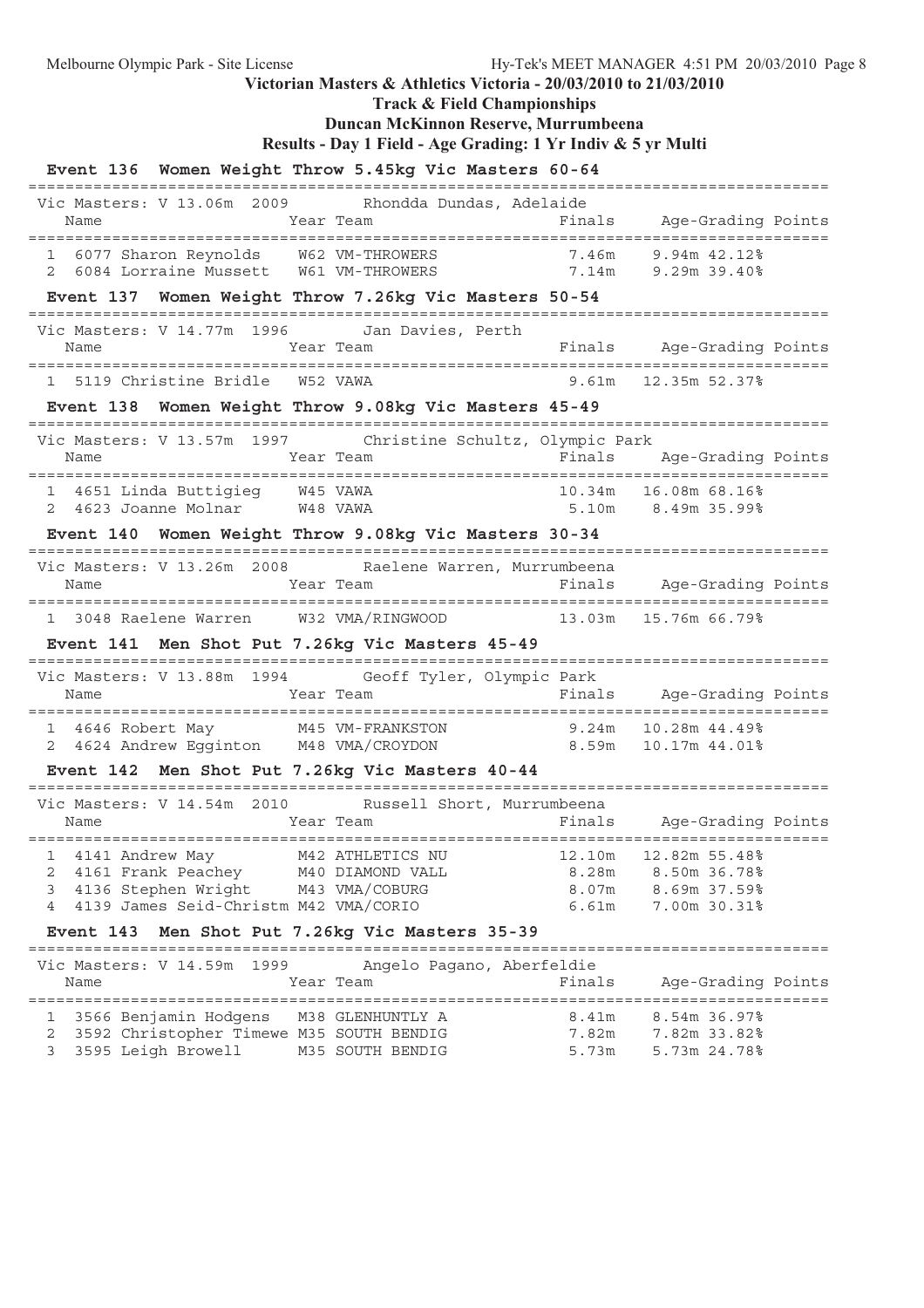**Victorian Masters & Athletics Victoria - 20/03/2010 to 21/03/2010**

**Track & Field Championships**

**Duncan McKinnon Reserve, Murrumbeena**

**Results - Day 1 Field - Age Grading: 1 Yr Indiv & 5 yr Multi**

### Event 136 Women Weight Throw 5.45kg Vic Masters 60-64

Vic Masters: V 13.06m 2009 Rhondda Dundas, Adelaide

| | Name | Year | Team | Finals | Age-Grading | Points |
|---|---|---|---|---|---|---|
| 1 | 6077 Sharon Reynolds | W62 | VM-THROWERS | 7.46m | 9.94m 42.12% | |
| 2 | 6084 Lorraine Mussett | W61 | VM-THROWERS | 7.14m | 9.29m 39.40% | |

### Event 137 Women Weight Throw 7.26kg Vic Masters 50-54

Vic Masters: V 14.77m 1996 Jan Davies, Perth

| | Name | Year | Team | Finals | Age-Grading | Points |
|---|---|---|---|---|---|---|
| 1 | 5119 Christine Bridle | W52 | VAWA | 9.61m | 12.35m 52.37% | |

### Event 138 Women Weight Throw 9.08kg Vic Masters 45-49

Vic Masters: V 13.57m 1997 Christine Schultz, Olympic Park

| | Name | Year | Team | Finals | Age-Grading | Points |
|---|---|---|---|---|---|---|
| 1 | 4651 Linda Buttigieg | W45 | VAWA | 10.34m | 16.08m 68.16% | |
| 2 | 4623 Joanne Molnar | W48 | VAWA | 5.10m | 8.49m 35.99% | |

### Event 140 Women Weight Throw 9.08kg Vic Masters 30-34

Vic Masters: V 13.26m 2008 Raelene Warren, Murrumbeena

| | Name | Year | Team | Finals | Age-Grading | Points |
|---|---|---|---|---|---|---|
| 1 | 3048 Raelene Warren | W32 | VMA/RINGWOOD | 13.03m | 15.76m 66.79% | |

### Event 141 Men Shot Put 7.26kg Vic Masters 45-49

Vic Masters: V 13.88m 1994 Geoff Tyler, Olympic Park

| | Name | Year | Team | Finals | Age-Grading | Points |
|---|---|---|---|---|---|---|
| 1 | 4646 Robert May | M45 | VM-FRANKSTON | 9.24m | 10.28m 44.49% | |
| 2 | 4624 Andrew Egginton | M48 | VMA/CROYDON | 8.59m | 10.17m 44.01% | |

### Event 142 Men Shot Put 7.26kg Vic Masters 40-44

Vic Masters: V 14.54m 2010 Russell Short, Murrumbeena

| | Name | Year | Team | Finals | Age-Grading | Points |
|---|---|---|---|---|---|---|
| 1 | 4141 Andrew May | M42 | ATHLETICS NU | 12.10m | 12.82m 55.48% | |
| 2 | 4161 Frank Peachey | M40 | DIAMOND VALL | 8.28m | 8.50m 36.78% | |
| 3 | 4136 Stephen Wright | M43 | VMA/COBURG | 8.07m | 8.69m 37.59% | |
| 4 | 4139 James Seid-Christm | M42 | VMA/CORIO | 6.61m | 7.00m 30.31% | |

### Event 143 Men Shot Put 7.26kg Vic Masters 35-39

Vic Masters: V 14.59m 1999 Angelo Pagano, Aberfeldie

| | Name | Year | Team | Finals | Age-Grading | Points |
|---|---|---|---|---|---|---|
| 1 | 3566 Benjamin Hodgens | M38 | GLENHUNTLY A | 8.41m | 8.54m 36.97% | |
| 2 | 3592 Christopher Timewe | M35 | SOUTH BENDIG | 7.82m | 7.82m 33.82% | |
| 3 | 3595 Leigh Browell | M35 | SOUTH BENDIG | 5.73m | 5.73m 24.78% | |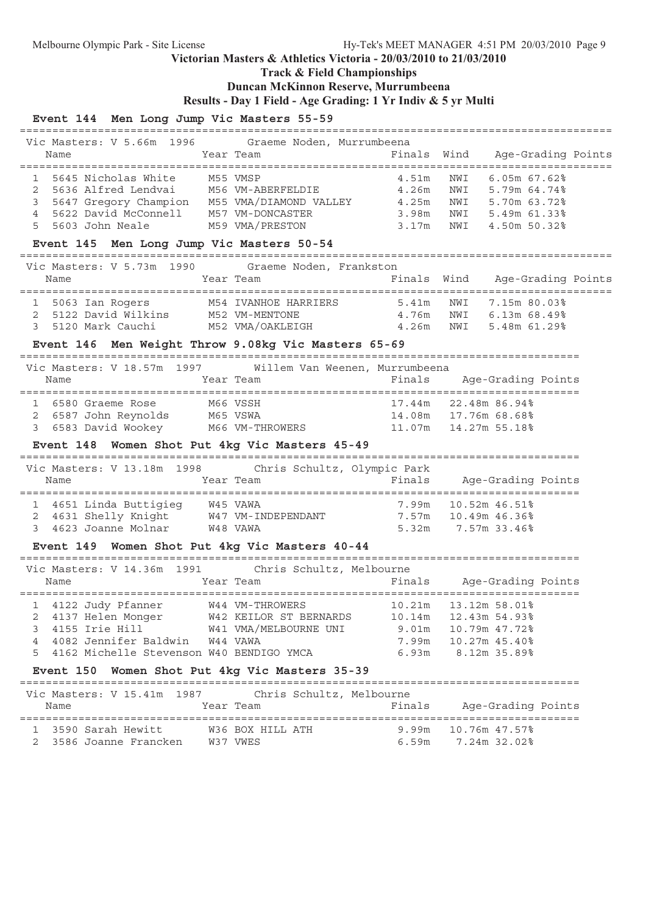**Victorian Masters & Athletics Victoria - 20/03/2010 to 21/03/2010**

**Track & Field Championships**

**Duncan McKinnon Reserve, Murrumbeena**

**Results - Day 1 Field - Age Grading: 1 Yr Indiv & 5 yr Multi**

### Event 144 Men Long Jump Vic Masters 55-59

Vic Masters: V 5.66m 1996 Graeme Noden, Murrumbeena

| | Name | Year | Team | Finals | Wind | Age-Grading | Points |
|---|---|---|---|---|---|---|---|
| 1 | 5645 Nicholas White | M55 | VMSP | 4.51m | NWI | 6.05m | 67.62% |
| 2 | 5636 Alfred Lendvai | M56 | VM-ABERFELDIE | 4.26m | NWI | 5.79m | 64.74% |
| 3 | 5647 Gregory Champion | M55 | VMA/DIAMOND VALLEY | 4.25m | NWI | 5.70m | 63.72% |
| 4 | 5622 David McConnell | M57 | VM-DONCASTER | 3.98m | NWI | 5.49m | 61.33% |
| 5 | 5603 John Neale | M59 | VMA/PRESTON | 3.17m | NWI | 4.50m | 50.32% |

### Event 145 Men Long Jump Vic Masters 50-54

Vic Masters: V 5.73m 1990 Graeme Noden, Frankston

| | Name | Year | Team | Finals | Wind | Age-Grading | Points |
|---|---|---|---|---|---|---|---|
| 1 | 5063 Ian Rogers | M54 | IVANHOE HARRIERS | 5.41m | NWI | 7.15m | 80.03% |
| 2 | 5122 David Wilkins | M52 | VM-MENTONE | 4.76m | NWI | 6.13m | 68.49% |
| 3 | 5120 Mark Cauchi | M52 | VMA/OAKLEIGH | 4.26m | NWI | 5.48m | 61.29% |

### Event 146 Men Weight Throw 9.08kg Vic Masters 65-69

Vic Masters: V 18.57m 1997 Willem Van Weenen, Murrumbeena

| | Name | Year | Team | Finals | Age-Grading | Points |
|---|---|---|---|---|---|---|
| 1 | 6580 Graeme Rose | M66 | VSSH | 17.44m | 22.48m | 86.94% |
| 2 | 6587 John Reynolds | M65 | VSWA | 14.08m | 17.76m | 68.68% |
| 3 | 6583 David Wookey | M66 | VM-THROWERS | 11.07m | 14.27m | 55.18% |

### Event 148 Women Shot Put 4kg Vic Masters 45-49

Vic Masters: V 13.18m 1998 Chris Schultz, Olympic Park

| | Name | Year | Team | Finals | Age-Grading | Points |
|---|---|---|---|---|---|---|
| 1 | 4651 Linda Buttigieg | W45 | VAWA | 7.99m | 10.52m | 46.51% |
| 2 | 4631 Shelly Knight | W47 | VM-INDEPENDANT | 7.57m | 10.49m | 46.36% |
| 3 | 4623 Joanne Molnar | W48 | VAWA | 5.32m | 7.57m | 33.46% |

### Event 149 Women Shot Put 4kg Vic Masters 40-44

Vic Masters: V 14.36m 1991 Chris Schultz, Melbourne

| | Name | Year | Team | Finals | Age-Grading | Points |
|---|---|---|---|---|---|---|
| 1 | 4122 Judy Pfanner | W44 | VM-THROWERS | 10.21m | 13.12m | 58.01% |
| 2 | 4137 Helen Monger | W42 | KEILOR ST BERNARDS | 10.14m | 12.43m | 54.93% |
| 3 | 4155 Irie Hill | W41 | VMA/MELBOURNE UNI | 9.01m | 10.79m | 47.72% |
| 4 | 4082 Jennifer Baldwin | W44 | VAWA | 7.99m | 10.27m | 45.40% |
| 5 | 4162 Michelle Stevenson | W40 | BENDIGO YMCA | 6.93m | 8.12m | 35.89% |

### Event 150 Women Shot Put 4kg Vic Masters 35-39

Vic Masters: V 15.41m 1987 Chris Schultz, Melbourne

| | Name | Year | Team | Finals | Age-Grading | Points |
|---|---|---|---|---|---|---|
| 1 | 3590 Sarah Hewitt | W36 | BOX HILL ATH | 9.99m | 10.76m | 47.57% |
| 2 | 3586 Joanne Francken | W37 | VWES | 6.59m | 7.24m | 32.02% |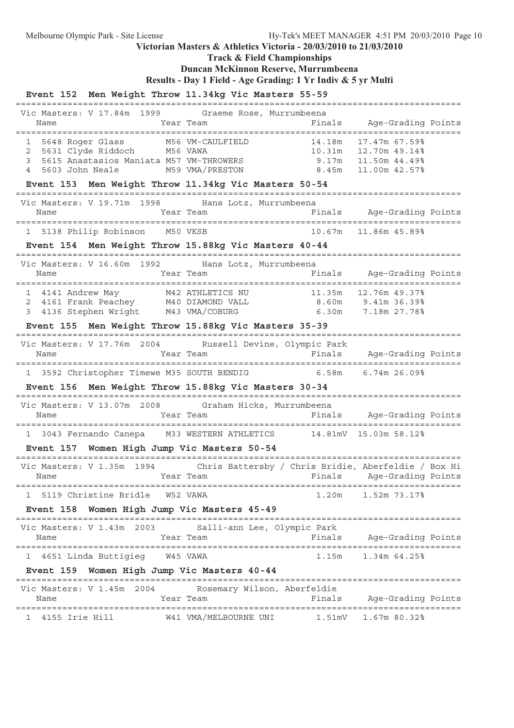Victorian Masters & Athletics Victoria - 20/03/2010 to 21/03/2010

**Track & Field Championships**

**Duncan McKinnon Reserve, Murrumbeena**

**Results - Day 1 Field - Age Grading: 1 Yr Indiv & 5 yr Multi**

### Event 152 Men Weight Throw 11.34kg Vic Masters 55-59

Vic Masters: V 17.84m 1999 Graeme Rose, Murrumbeena

| | Name | Year | Team | Finals | Age-Grading | Points |
|---|---|---|---|---|---|---|
| 1 | 5648 Roger Glass | M56 | VM-CAULFIELD | 14.18m | 17.47m | 67.59% |
| 2 | 5631 Clyde Riddoch | M56 | VAWA | 10.31m | 12.70m | 49.14% |
| 3 | 5615 Anastasios Maniata | M57 | VM-THROWERS | 9.17m | 11.50m | 44.49% |
| 4 | 5603 John Neale | M59 | VMA/PRESTON | 8.45m | 11.00m | 42.57% |

### Event 153 Men Weight Throw 11.34kg Vic Masters 50-54

Vic Masters: V 19.71m 1998 Hans Lotz, Murrumbeena

| | Name | Year | Team | Finals | Age-Grading | Points |
|---|---|---|---|---|---|---|
| 1 | 5138 Philip Robinson | M50 | VKSB | 10.67m | 11.86m | 45.89% |

### Event 154 Men Weight Throw 15.88kg Vic Masters 40-44

Vic Masters: V 16.60m 1992 Hans Lotz, Murrumbeena

| | Name | Year | Team | Finals | Age-Grading | Points |
|---|---|---|---|---|---|---|
| 1 | 4141 Andrew May | M42 | ATHLETICS NU | 11.35m | 12.76m | 49.37% |
| 2 | 4161 Frank Peachey | M40 | DIAMOND VALL | 8.60m | 9.41m | 36.39% |
| 3 | 4136 Stephen Wright | M43 | VMA/COBURG | 6.30m | 7.18m | 27.78% |

### Event 155 Men Weight Throw 15.88kg Vic Masters 35-39

Vic Masters: V 17.76m 2004 Russell Devine, Olympic Park

| | Name | Year | Team | Finals | Age-Grading | Points |
|---|---|---|---|---|---|---|
| 1 | 3592 Christopher Timewe | M35 | SOUTH BENDIG | 6.58m | 6.74m | 26.09% |

### Event 156 Men Weight Throw 15.88kg Vic Masters 30-34

Vic Masters: V 13.07m 2008 Graham Hicks, Murrumbeena

| | Name | Year | Team | Finals | Age-Grading | Points |
|---|---|---|---|---|---|---|
| 1 | 3043 Fernando Canepa | M33 | WESTERN ATHLETICS | 14.81mV | 15.03m | 58.12% |

### Event 157 Women High Jump Vic Masters 50-54

Vic Masters: V 1.35m 1994 Chris Battersby / Chris Bridie, Aberfeldie / Box Hi

| | Name | Year | Team | Finals | Age-Grading | Points |
|---|---|---|---|---|---|---|
| 1 | 5119 Christine Bridle | W52 | VAWA | 1.20m | 1.52m | 73.17% |

### Event 158 Women High Jump Vic Masters 45-49

Vic Masters: V 1.43m 2003 Salli-ann Lee, Olympic Park

| | Name | Year | Team | Finals | Age-Grading | Points |
|---|---|---|---|---|---|---|
| 1 | 4651 Linda Buttigieg | W45 | VAWA | 1.15m | 1.34m | 64.25% |

### Event 159 Women High Jump Vic Masters 40-44

Vic Masters: V 1.45m 2004 Rosemary Wilson, Aberfeldie

| | Name | Year | Team | Finals | Age-Grading | Points |
|---|---|---|---|---|---|---|
| 1 | 4155 Irie Hill | W41 | VMA/MELBOURNE UNI | 1.51mV | 1.67m | 80.32% |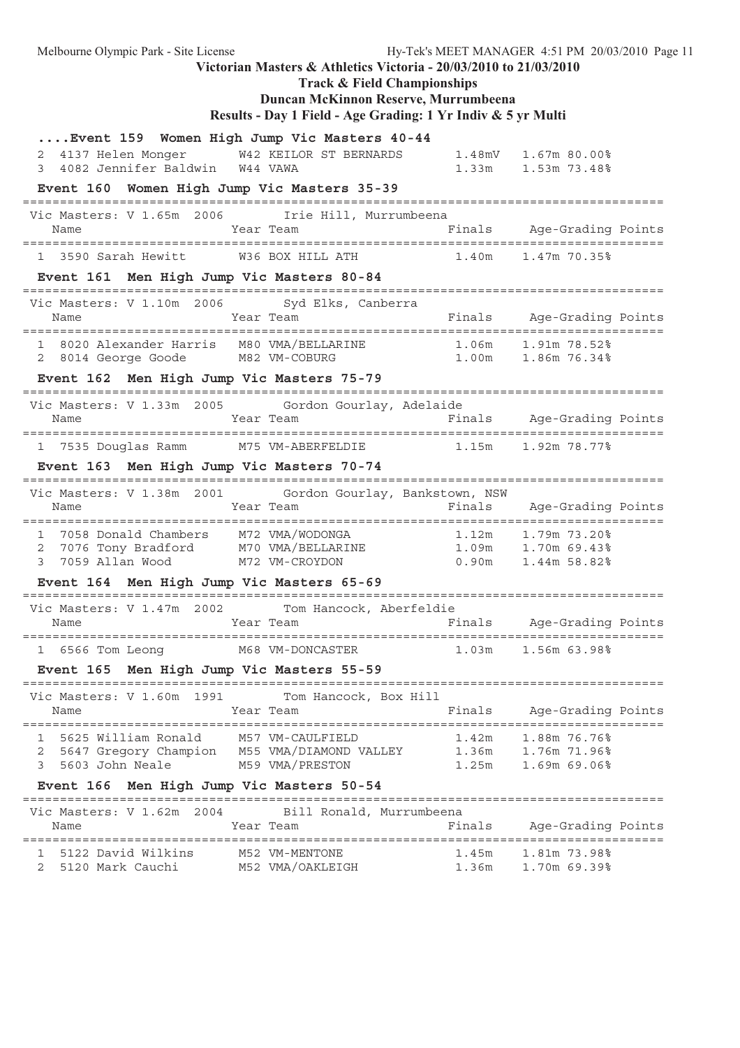## Victorian Masters & Athletics Victoria - 20/03/2010 to 21/03/2010

### Track & Field Championships

### Duncan McKinnon Reserve, Murrumbeena

### Results - Day 1 Field - Age Grading: 1 Yr Indiv & 5 yr Multi

### ....Event 159 Women High Jump Vic Masters 40-44

| Place | Name | Year | Team | Finals | Age-Grading | Points |
|---|---|---|---|---|---|---|
| 2 | 4137 Helen Monger | W42 | KEILOR ST BERNARDS | 1.48mV | 1.67m 80.00% | |
| 3 | 4082 Jennifer Baldwin | W44 | VAWA | 1.33m | 1.53m 73.48% | |

### Event 160 Women High Jump Vic Masters 35-39

Vic Masters: V 1.65m 2006 Irie Hill, Murrumbeena

| Place | Name | Year | Team | Finals | Age-Grading | Points |
|---|---|---|---|---|---|---|
| 1 | 3590 Sarah Hewitt | W36 | BOX HILL ATH | 1.40m | 1.47m 70.35% | |

### Event 161 Men High Jump Vic Masters 80-84

Vic Masters: V 1.10m 2006 Syd Elks, Canberra

| Place | Name | Year | Team | Finals | Age-Grading | Points |
|---|---|---|---|---|---|---|
| 1 | 8020 Alexander Harris | M80 | VMA/BELLARINE | 1.06m | 1.91m 78.52% | |
| 2 | 8014 George Goode | M82 | VM-COBURG | 1.00m | 1.86m 76.34% | |

### Event 162 Men High Jump Vic Masters 75-79

Vic Masters: V 1.33m 2005 Gordon Gourlay, Adelaide

| Place | Name | Year | Team | Finals | Age-Grading | Points |
|---|---|---|---|---|---|---|
| 1 | 7535 Douglas Ramm | M75 | VM-ABERFELDIE | 1.15m | 1.92m 78.77% | |

### Event 163 Men High Jump Vic Masters 70-74

Vic Masters: V 1.38m 2001 Gordon Gourlay, Bankstown, NSW

| Place | Name | Year | Team | Finals | Age-Grading | Points |
|---|---|---|---|---|---|---|
| 1 | 7058 Donald Chambers | M72 | VMA/WODONGA | 1.12m | 1.79m 73.20% | |
| 2 | 7076 Tony Bradford | M70 | VMA/BELLARINE | 1.09m | 1.70m 69.43% | |
| 3 | 7059 Allan Wood | M72 | VM-CROYDON | 0.90m | 1.44m 58.82% | |

### Event 164 Men High Jump Vic Masters 65-69

Vic Masters: V 1.47m 2002 Tom Hancock, Aberfeldie

| Place | Name | Year | Team | Finals | Age-Grading | Points |
|---|---|---|---|---|---|---|
| 1 | 6566 Tom Leong | M68 | VM-DONCASTER | 1.03m | 1.56m 63.98% | |

### Event 165 Men High Jump Vic Masters 55-59

Vic Masters: V 1.60m 1991 Tom Hancock, Box Hill

| Place | Name | Year | Team | Finals | Age-Grading | Points |
|---|---|---|---|---|---|---|
| 1 | 5625 William Ronald | M57 | VM-CAULFIELD | 1.42m | 1.88m 76.76% | |
| 2 | 5647 Gregory Champion | M55 | VMA/DIAMOND VALLEY | 1.36m | 1.76m 71.96% | |
| 3 | 5603 John Neale | M59 | VMA/PRESTON | 1.25m | 1.69m 69.06% | |

### Event 166 Men High Jump Vic Masters 50-54

Vic Masters: V 1.62m 2004 Bill Ronald, Murrumbeena

| Place | Name | Year | Team | Finals | Age-Grading | Points |
|---|---|---|---|---|---|---|
| 1 | 5122 David Wilkins | M52 | VM-MENTONE | 1.45m | 1.81m 73.98% | |
| 2 | 5120 Mark Cauchi | M52 | VMA/OAKLEIGH | 1.36m | 1.70m 69.39% | |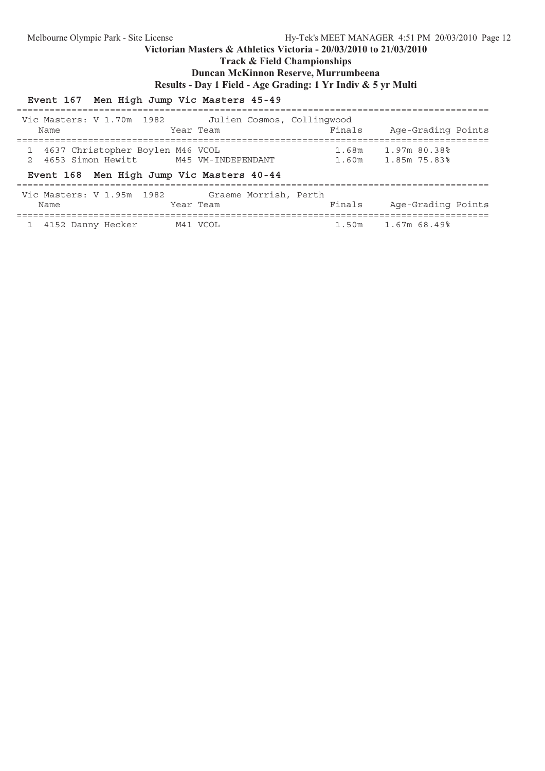**Victorian Masters & Athletics Victoria - 20/03/2010 to 21/03/2010**

**Track & Field Championships**

**Duncan McKinnon Reserve, Murrumbeena**

**Results - Day 1 Field - Age Grading: 1 Yr Indiv & 5 yr Multi**

### Event 167 Men High Jump Vic Masters 45-49

Vic Masters: V 1.70m 1982 Julien Cosmos, Collingwood

| Place | Name | Year | Team | Finals | Age-Grading | Points |
|---|---|---|---|---|---|---|
| 1 | 4637 Christopher Boylen | M46 | VCOL | 1.68m | 1.97m | 80.38% |
| 2 | 4653 Simon Hewitt | M45 | VM-INDEPENDANT | 1.60m | 1.85m | 75.83% |

### Event 168 Men High Jump Vic Masters 40-44

Vic Masters: V 1.95m 1982 Graeme Morrish, Perth

| Place | Name | Year | Team | Finals | Age-Grading | Points |
|---|---|---|---|---|---|---|
| 1 | 4152 Danny Hecker | M41 | VCOL | 1.50m | 1.67m | 68.49% |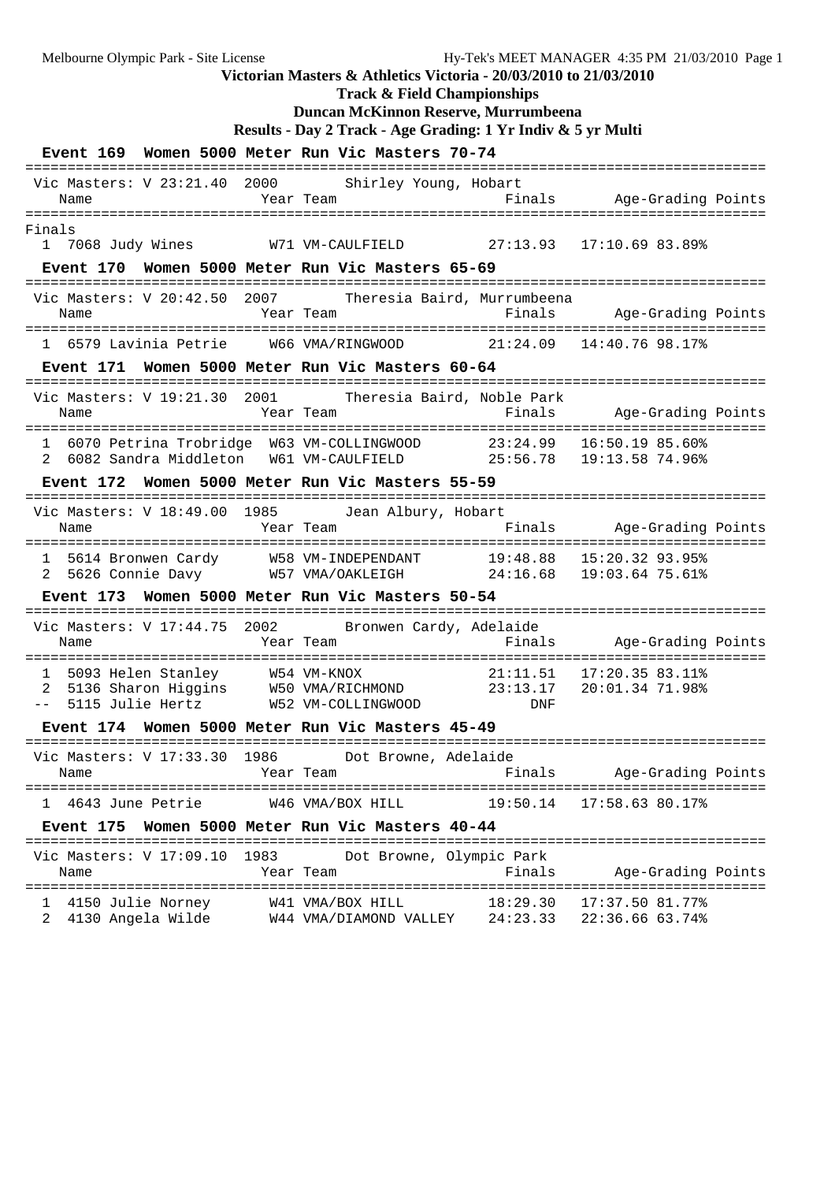**Victorian Masters & Athletics Victoria - 20/03/2010 to 21/03/2010**

**Track & Field Championships**

**Duncan McKinnon Reserve, Murrumbeena**

**Results - Day 2 Track - Age Grading: 1 Yr Indiv & 5 yr Multi**

### Event 169 Women 5000 Meter Run Vic Masters 70-74

Vic Masters: V 23:21.40 2000 Shirley Young, Hobart

Finals

| Place | Name | Year | Team | Finals | Age-Grading | Points |
|---|---|---|---|---|---|---|
| 1 | 7068 Judy Wines | W71 | VM-CAULFIELD | 27:13.93 | 17:10.69 | 83.89% |

### Event 170 Women 5000 Meter Run Vic Masters 65-69

Vic Masters: V 20:42.50 2007 Theresia Baird, Murrumbeena

| Place | Name | Year | Team | Finals | Age-Grading | Points |
|---|---|---|---|---|---|---|
| 1 | 6579 Lavinia Petrie | W66 | VMA/RINGWOOD | 21:24.09 | 14:40.76 | 98.17% |

### Event 171 Women 5000 Meter Run Vic Masters 60-64

Vic Masters: V 19:21.30 2001 Theresia Baird, Noble Park

| Place | Name | Year | Team | Finals | Age-Grading | Points |
|---|---|---|---|---|---|---|
| 1 | 6070 Petrina Trobridge | W63 | VM-COLLINGWOOD | 23:24.99 | 16:50.19 | 85.60% |
| 2 | 6082 Sandra Middleton | W61 | VM-CAULFIELD | 25:56.78 | 19:13.58 | 74.96% |

### Event 172 Women 5000 Meter Run Vic Masters 55-59

Vic Masters: V 18:49.00 1985 Jean Albury, Hobart

| Place | Name | Year | Team | Finals | Age-Grading | Points |
|---|---|---|---|---|---|---|
| 1 | 5614 Bronwen Cardy | W58 | VM-INDEPENDANT | 19:48.88 | 15:20.32 | 93.95% |
| 2 | 5626 Connie Davy | W57 | VMA/OAKLEIGH | 24:16.68 | 19:03.64 | 75.61% |

### Event 173 Women 5000 Meter Run Vic Masters 50-54

Vic Masters: V 17:44.75 2002 Bronwen Cardy, Adelaide

| Place | Name | Year | Team | Finals | Age-Grading | Points |
|---|---|---|---|---|---|---|
| 1 | 5093 Helen Stanley | W54 | VM-KNOX | 21:11.51 | 17:20.35 | 83.11% |
| 2 | 5136 Sharon Higgins | W50 | VMA/RICHMOND | 23:13.17 | 20:01.34 | 71.98% |
| -- | 5115 Julie Hertz | W52 | VM-COLLINGWOOD | DNF | | |

### Event 174 Women 5000 Meter Run Vic Masters 45-49

Vic Masters: V 17:33.30 1986 Dot Browne, Adelaide

| Place | Name | Year | Team | Finals | Age-Grading | Points |
|---|---|---|---|---|---|---|
| 1 | 4643 June Petrie | W46 | VMA/BOX HILL | 19:50.14 | 17:58.63 | 80.17% |

### Event 175 Women 5000 Meter Run Vic Masters 40-44

Vic Masters: V 17:09.10 1983 Dot Browne, Olympic Park

| Place | Name | Year | Team | Finals | Age-Grading | Points |
|---|---|---|---|---|---|---|
| 1 | 4150 Julie Norney | W41 | VMA/BOX HILL | 18:29.30 | 17:37.50 | 81.77% |
| 2 | 4130 Angela Wilde | W44 | VMA/DIAMOND VALLEY | 24:23.33 | 22:36.66 | 63.74% |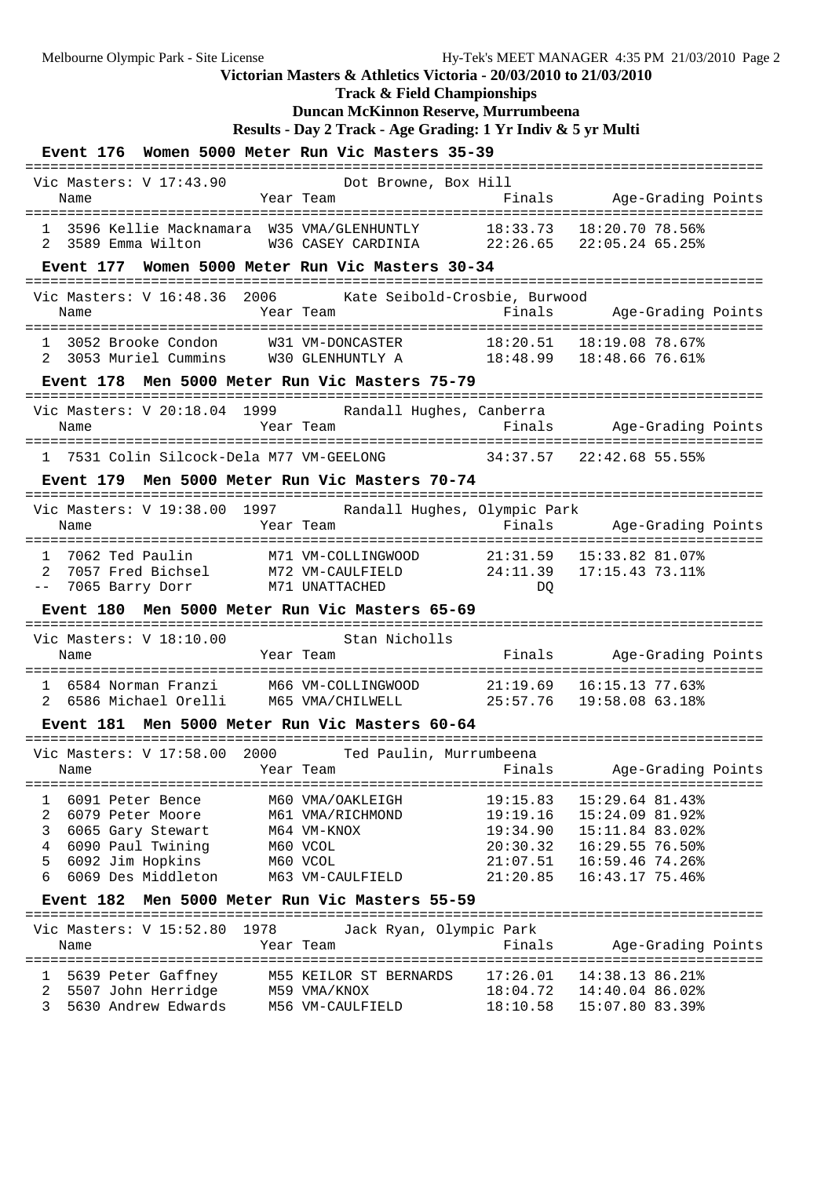**Victorian Masters & Athletics Victoria - 20/03/2010 to 21/03/2010**

**Track & Field Championships**

**Duncan McKinnon Reserve, Murrumbeena**

**Results - Day 2 Track - Age Grading: 1 Yr Indiv & 5 yr Multi**

### Event 176 Women 5000 Meter Run Vic Masters 35-39

Vic Masters: V 17:43.90 — Dot Browne, Box Hill

| | Name | Year | Team | Finals | Age-Grading | Points |
|---|---|---|---|---|---|---|
| 1 | 3596 Kellie Macknamara | W35 | VMA/GLENHUNTLY | 18:33.73 | 18:20.70 78.56% | |
| 2 | 3589 Emma Wilton | W36 | CASEY CARDINIA | 22:26.65 | 22:05.24 65.25% | |

### Event 177 Women 5000 Meter Run Vic Masters 30-34

Vic Masters: V 16:48.36 2006 — Kate Seibold-Crosbie, Burwood

| | Name | Year | Team | Finals | Age-Grading | Points |
|---|---|---|---|---|---|---|
| 1 | 3052 Brooke Condon | W31 | VM-DONCASTER | 18:20.51 | 18:19.08 78.67% | |
| 2 | 3053 Muriel Cummins | W30 | GLENHUNTLY A | 18:48.99 | 18:48.66 76.61% | |

### Event 178 Men 5000 Meter Run Vic Masters 75-79

Vic Masters: V 20:18.04 1999 — Randall Hughes, Canberra

| | Name | Year | Team | Finals | Age-Grading | Points |
|---|---|---|---|---|---|---|
| 1 | 7531 Colin Silcock-Dela | M77 | VM-GEELONG | 34:37.57 | 22:42.68 55.55% | |

### Event 179 Men 5000 Meter Run Vic Masters 70-74

Vic Masters: V 19:38.00 1997 — Randall Hughes, Olympic Park

| | Name | Year | Team | Finals | Age-Grading | Points |
|---|---|---|---|---|---|---|
| 1 | 7062 Ted Paulin | M71 | VM-COLLINGWOOD | 21:31.59 | 15:33.82 81.07% | |
| 2 | 7057 Fred Bichsel | M72 | VM-CAULFIELD | 24:11.39 | 17:15.43 73.11% | |
| -- | 7065 Barry Dorr | M71 | UNATTACHED | DQ | | |

### Event 180 Men 5000 Meter Run Vic Masters 65-69

Vic Masters: V 18:10.00 — Stan Nicholls

| | Name | Year | Team | Finals | Age-Grading | Points |
|---|---|---|---|---|---|---|
| 1 | 6584 Norman Franzi | M66 | VM-COLLINGWOOD | 21:19.69 | 16:15.13 77.63% | |
| 2 | 6586 Michael Orelli | M65 | VMA/CHILWELL | 25:57.76 | 19:58.08 63.18% | |

### Event 181 Men 5000 Meter Run Vic Masters 60-64

Vic Masters: V 17:58.00 2000 — Ted Paulin, Murrumbeena

| | Name | Year | Team | Finals | Age-Grading | Points |
|---|---|---|---|---|---|---|
| 1 | 6091 Peter Bence | M60 | VMA/OAKLEIGH | 19:15.83 | 15:29.64 81.43% | |
| 2 | 6079 Peter Moore | M61 | VMA/RICHMOND | 19:19.16 | 15:24.09 81.92% | |
| 3 | 6065 Gary Stewart | M64 | VM-KNOX | 19:34.90 | 15:11.84 83.02% | |
| 4 | 6090 Paul Twining | M60 | VCOL | 20:30.32 | 16:29.55 76.50% | |
| 5 | 6092 Jim Hopkins | M60 | VCOL | 21:07.51 | 16:59.46 74.26% | |
| 6 | 6069 Des Middleton | M63 | VM-CAULFIELD | 21:20.85 | 16:43.17 75.46% | |

### Event 182 Men 5000 Meter Run Vic Masters 55-59

Vic Masters: V 15:52.80 1978 — Jack Ryan, Olympic Park

| | Name | Year | Team | Finals | Age-Grading | Points |
|---|---|---|---|---|---|---|
| 1 | 5639 Peter Gaffney | M55 | KEILOR ST BERNARDS | 17:26.01 | 14:38.13 86.21% | |
| 2 | 5507 John Herridge | M59 | VMA/KNOX | 18:04.72 | 14:40.04 86.02% | |
| 3 | 5630 Andrew Edwards | M56 | VM-CAULFIELD | 18:10.58 | 15:07.80 83.39% | |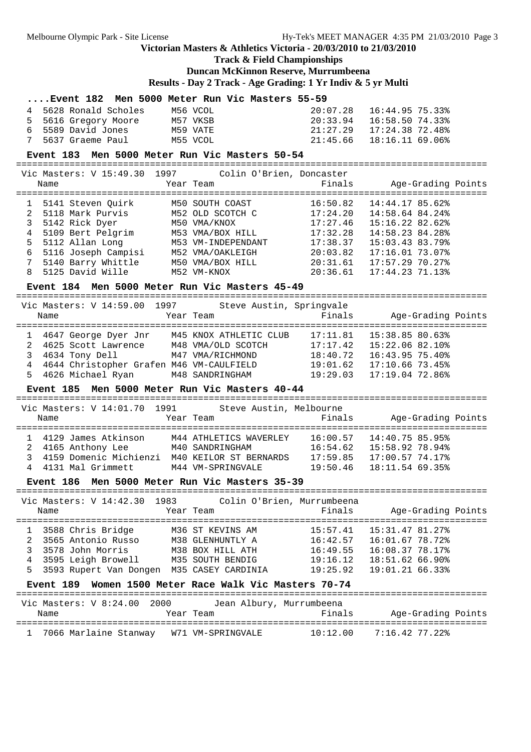**Victorian Masters & Athletics Victoria - 20/03/2010 to 21/03/2010**

**Track & Field Championships**

**Duncan McKinnon Reserve, Murrumbeena**

**Results - Day 2 Track - Age Grading: 1 Yr Indiv & 5 yr Multi**

### ....Event 182 Men 5000 Meter Run Vic Masters 55-59

| | Name | Year Team | Finals | Age-Grading Points |
|---|---|---|---|---|
| 4 | 5628 Ronald Scholes | M56 VCOL | 20:07.28 | 16:44.95 75.33% |
| 5 | 5616 Gregory Moore | M57 VKSB | 20:33.94 | 16:58.50 74.33% |
| 6 | 5589 David Jones | M59 VATE | 21:27.29 | 17:24.38 72.48% |
| 7 | 5637 Graeme Paul | M55 VCOL | 21:45.66 | 18:16.11 69.06% |

### Event 183 Men 5000 Meter Run Vic Masters 50-54

Vic Masters: V 15:49.30 1997 Colin O'Brien, Doncaster

| | Name | Year Team | Finals | Age-Grading Points |
|---|---|---|---|---|
| 1 | 5141 Steven Quirk | M50 SOUTH COAST | 16:50.82 | 14:44.17 85.62% |
| 2 | 5118 Mark Purvis | M52 OLD SCOTCH C | 17:24.20 | 14:58.64 84.24% |
| 3 | 5142 Rick Dyer | M50 VMA/KNOX | 17:27.46 | 15:16.22 82.62% |
| 4 | 5109 Bert Pelgrim | M53 VMA/BOX HILL | 17:32.28 | 14:58.23 84.28% |
| 5 | 5112 Allan Long | M53 VM-INDEPENDANT | 17:38.37 | 15:03.43 83.79% |
| 6 | 5116 Joseph Campisi | M52 VMA/OAKLEIGH | 20:03.82 | 17:16.01 73.07% |
| 7 | 5140 Barry Whittle | M50 VMA/BOX HILL | 20:31.61 | 17:57.29 70.27% |
| 8 | 5125 David Wille | M52 VM-KNOX | 20:36.61 | 17:44.23 71.13% |

### Event 184 Men 5000 Meter Run Vic Masters 45-49

Vic Masters: V 14:59.00 1997 Steve Austin, Springvale

| | Name | Year Team | Finals | Age-Grading Points |
|---|---|---|---|---|
| 1 | 4647 George Dyer Jnr | M45 KNOX ATHLETIC CLUB | 17:11.81 | 15:38.85 80.63% |
| 2 | 4625 Scott Lawrence | M48 VMA/OLD SCOTCH | 17:17.42 | 15:22.06 82.10% |
| 3 | 4634 Tony Dell | M47 VMA/RICHMOND | 18:40.72 | 16:43.95 75.40% |
| 4 | 4644 Christopher Grafen | M46 VM-CAULFIELD | 19:01.62 | 17:10.66 73.45% |
| 5 | 4626 Michael Ryan | M48 SANDRINGHAM | 19:29.03 | 17:19.04 72.86% |

### Event 185 Men 5000 Meter Run Vic Masters 40-44

Vic Masters: V 14:01.70 1991 Steve Austin, Melbourne

| | Name | Year Team | Finals | Age-Grading Points |
|---|---|---|---|---|
| 1 | 4129 James Atkinson | M44 ATHLETICS WAVERLEY | 16:00.57 | 14:40.75 85.95% |
| 2 | 4165 Anthony Lee | M40 SANDRINGHAM | 16:54.62 | 15:58.92 78.94% |
| 3 | 4159 Domenic Michienzi | M40 KEILOR ST BERNARDS | 17:59.85 | 17:00.57 74.17% |
| 4 | 4131 Mal Grimmett | M44 VM-SPRINGVALE | 19:50.46 | 18:11.54 69.35% |

### Event 186 Men 5000 Meter Run Vic Masters 35-39

Vic Masters: V 14:42.30 1983 Colin O'Brien, Murrumbeena

| | Name | Year Team | Finals | Age-Grading Points |
|---|---|---|---|---|
| 1 | 3588 Chris Bridge | M36 ST KEVINS AM | 15:57.41 | 15:31.47 81.27% |
| 2 | 3565 Antonio Russo | M38 GLENHUNTLY A | 16:42.57 | 16:01.67 78.72% |
| 3 | 3578 John Morris | M38 BOX HILL ATH | 16:49.55 | 16:08.37 78.17% |
| 4 | 3595 Leigh Browell | M35 SOUTH BENDIG | 19:16.12 | 18:51.62 66.90% |
| 5 | 3593 Rupert Van Dongen | M35 CASEY CARDINIA | 19:25.92 | 19:01.21 66.33% |

### Event 189 Women 1500 Meter Race Walk Vic Masters 70-74

Vic Masters: V 8:24.00 2000 Jean Albury, Murrumbeena

| | Name | Year Team | Finals | Age-Grading Points |
|---|---|---|---|---|
| 1 | 7066 Marlaine Stanway | W71 VM-SPRINGVALE | 10:12.00 | 7:16.42 77.22% |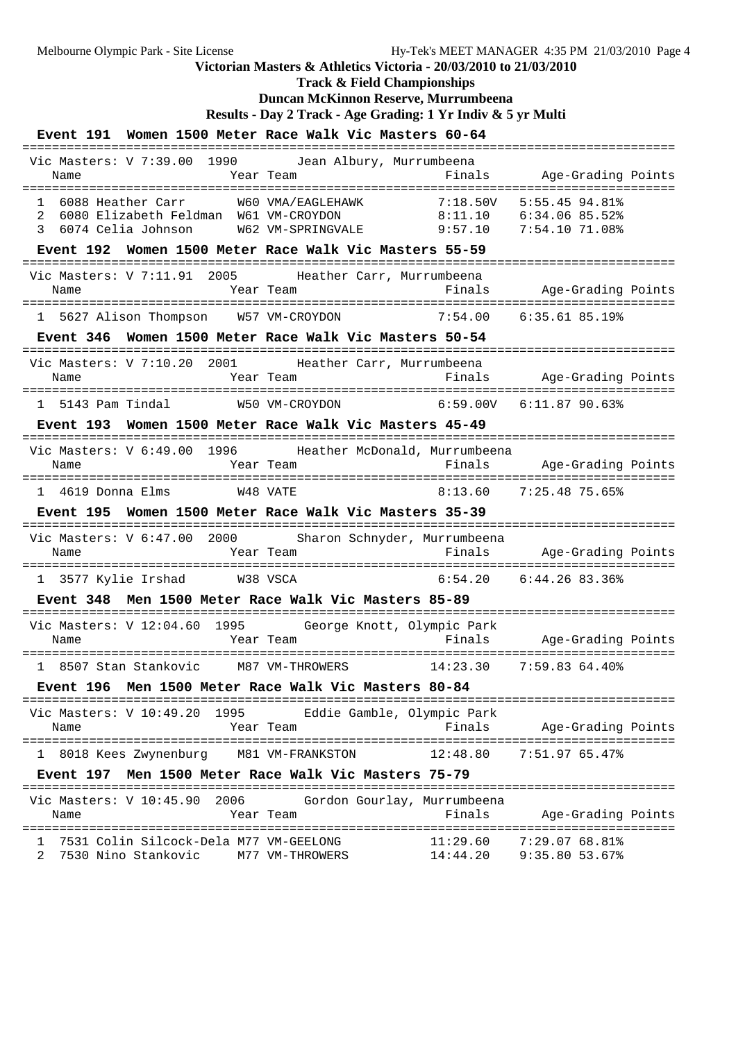# Victorian Masters & Athletics Victoria - 20/03/2010 to 21/03/2010

## Track & Field Championships

## Duncan McKinnon Reserve, Murrumbeena

## Results - Day 2 Track - Age Grading: 1 Yr Indiv & 5 yr Multi

### Event 191 Women 1500 Meter Race Walk Vic Masters 60-64

Vic Masters: V 7:39.00 1990 Jean Albury, Murrumbeena

| | Name | Year | Team | Finals | Age-Grading | Points |
|---|---|---|---|---|---|---|
| 1 | 6088 Heather Carr | W60 | VMA/EAGLEHAWK | 7:18.50V | 5:55.45 | 94.81% |
| 2 | 6080 Elizabeth Feldman | W61 | VM-CROYDON | 8:11.10 | 6:34.06 | 85.52% |
| 3 | 6074 Celia Johnson | W62 | VM-SPRINGVALE | 9:57.10 | 7:54.10 | 71.08% |

### Event 192 Women 1500 Meter Race Walk Vic Masters 55-59

Vic Masters: V 7:11.91 2005 Heather Carr, Murrumbeena

| | Name | Year | Team | Finals | Age-Grading | Points |
|---|---|---|---|---|---|---|
| 1 | 5627 Alison Thompson | W57 | VM-CROYDON | 7:54.00 | 6:35.61 | 85.19% |

### Event 346 Women 1500 Meter Race Walk Vic Masters 50-54

Vic Masters: V 7:10.20 2001 Heather Carr, Murrumbeena

| | Name | Year | Team | Finals | Age-Grading | Points |
|---|---|---|---|---|---|---|
| 1 | 5143 Pam Tindal | W50 | VM-CROYDON | 6:59.00V | 6:11.87 | 90.63% |

### Event 193 Women 1500 Meter Race Walk Vic Masters 45-49

Vic Masters: V 6:49.00 1996 Heather McDonald, Murrumbeena

| | Name | Year | Team | Finals | Age-Grading | Points |
|---|---|---|---|---|---|---|
| 1 | 4619 Donna Elms | W48 | VATE | 8:13.60 | 7:25.48 | 75.65% |

### Event 195 Women 1500 Meter Race Walk Vic Masters 35-39

Vic Masters: V 6:47.00 2000 Sharon Schnyder, Murrumbeena

| | Name | Year | Team | Finals | Age-Grading | Points |
|---|---|---|---|---|---|---|
| 1 | 3577 Kylie Irshad | W38 | VSCA | 6:54.20 | 6:44.26 | 83.36% |

### Event 348 Men 1500 Meter Race Walk Vic Masters 85-89

Vic Masters: V 12:04.60 1995 George Knott, Olympic Park

| | Name | Year | Team | Finals | Age-Grading | Points |
|---|---|---|---|---|---|---|
| 1 | 8507 Stan Stankovic | M87 | VM-THROWERS | 14:23.30 | 7:59.83 | 64.40% |

### Event 196 Men 1500 Meter Race Walk Vic Masters 80-84

Vic Masters: V 10:49.20 1995 Eddie Gamble, Olympic Park

| | Name | Year | Team | Finals | Age-Grading | Points |
|---|---|---|---|---|---|---|
| 1 | 8018 Kees Zwynenburg | M81 | VM-FRANKSTON | 12:48.80 | 7:51.97 | 65.47% |

### Event 197 Men 1500 Meter Race Walk Vic Masters 75-79

Vic Masters: V 10:45.90 2006 Gordon Gourlay, Murrumbeena

| | Name | Year | Team | Finals | Age-Grading | Points |
|---|---|---|---|---|---|---|
| 1 | 7531 Colin Silcock-Dela | M77 | VM-GEELONG | 11:29.60 | 7:29.07 | 68.81% |
| 2 | 7530 Nino Stankovic | M77 | VM-THROWERS | 14:44.20 | 9:35.80 | 53.67% |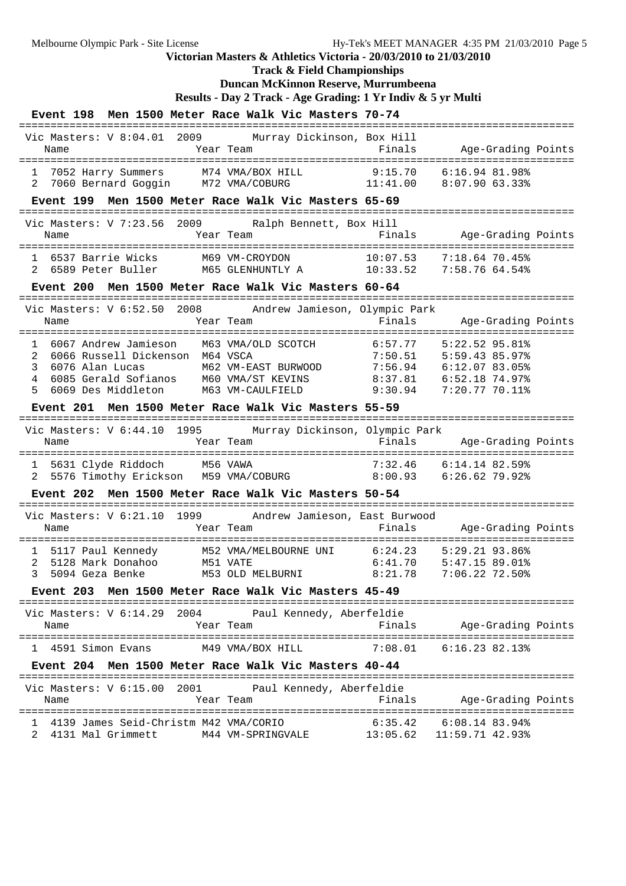Victorian Masters & Athletics Victoria - 20/03/2010 to 21/03/2010

**Track & Field Championships**

**Duncan McKinnon Reserve, Murrumbeena**

**Results - Day 2 Track - Age Grading: 1 Yr Indiv & 5 yr Multi**

### Event 198 Men 1500 Meter Race Walk Vic Masters 70-74

Vic Masters: V 8:04.01 2009 Murray Dickinson, Box Hill

| | Name | Year | Team | Finals | Age-Grading | Points |
|---|---|---|---|---|---|---|
| 1 | 7052 Harry Summers | M74 | VMA/BOX HILL | 9:15.70 | 6:16.94 81.98% | |
| 2 | 7060 Bernard Goggin | M72 | VMA/COBURG | 11:41.00 | 8:07.90 63.33% | |

### Event 199 Men 1500 Meter Race Walk Vic Masters 65-69

Vic Masters: V 7:23.56 2009 Ralph Bennett, Box Hill

| | Name | Year | Team | Finals | Age-Grading | Points |
|---|---|---|---|---|---|---|
| 1 | 6537 Barrie Wicks | M69 | VM-CROYDON | 10:07.53 | 7:18.64 70.45% | |
| 2 | 6589 Peter Buller | M65 | GLENHUNTLY A | 10:33.52 | 7:58.76 64.54% | |

### Event 200 Men 1500 Meter Race Walk Vic Masters 60-64

Vic Masters: V 6:52.50 2008 Andrew Jamieson, Olympic Park

| | Name | Year | Team | Finals | Age-Grading | Points |
|---|---|---|---|---|---|---|
| 1 | 6067 Andrew Jamieson | M63 | VMA/OLD SCOTCH | 6:57.77 | 5:22.52 95.81% | |
| 2 | 6066 Russell Dickenson | M64 | VSCA | 7:50.51 | 5:59.43 85.97% | |
| 3 | 6076 Alan Lucas | M62 | VM-EAST BURWOOD | 7:56.94 | 6:12.07 83.05% | |
| 4 | 6085 Gerald Sofianos | M60 | VMA/ST KEVINS | 8:37.81 | 6:52.18 74.97% | |
| 5 | 6069 Des Middleton | M63 | VM-CAULFIELD | 9:30.94 | 7:20.77 70.11% | |

### Event 201 Men 1500 Meter Race Walk Vic Masters 55-59

Vic Masters: V 6:44.10 1995 Murray Dickinson, Olympic Park

| | Name | Year | Team | Finals | Age-Grading | Points |
|---|---|---|---|---|---|---|
| 1 | 5631 Clyde Riddoch | M56 | VAWA | 7:32.46 | 6:14.14 82.59% | |
| 2 | 5576 Timothy Erickson | M59 | VMA/COBURG | 8:00.93 | 6:26.62 79.92% | |

### Event 202 Men 1500 Meter Race Walk Vic Masters 50-54

Vic Masters: V 6:21.10 1999 Andrew Jamieson, East Burwood

| | Name | Year | Team | Finals | Age-Grading | Points |
|---|---|---|---|---|---|---|
| 1 | 5117 Paul Kennedy | M52 | VMA/MELBOURNE UNI | 6:24.23 | 5:29.21 93.86% | |
| 2 | 5128 Mark Donahoo | M51 | VATE | 6:41.70 | 5:47.15 89.01% | |
| 3 | 5094 Geza Benke | M53 | OLD MELBURNI | 8:21.78 | 7:06.22 72.50% | |

### Event 203 Men 1500 Meter Race Walk Vic Masters 45-49

Vic Masters: V 6:14.29 2004 Paul Kennedy, Aberfeldie

| | Name | Year | Team | Finals | Age-Grading | Points |
|---|---|---|---|---|---|---|
| 1 | 4591 Simon Evans | M49 | VMA/BOX HILL | 7:08.01 | 6:16.23 82.13% | |

### Event 204 Men 1500 Meter Race Walk Vic Masters 40-44

Vic Masters: V 6:15.00 2001 Paul Kennedy, Aberfeldie

| | Name | Year | Team | Finals | Age-Grading | Points |
|---|---|---|---|---|---|---|
| 1 | 4139 James Seid-Christm | M42 | VMA/CORIO | 6:35.42 | 6:08.14 83.94% | |
| 2 | 4131 Mal Grimmett | M44 | VM-SPRINGVALE | 13:05.62 | 11:59.71 42.93% | |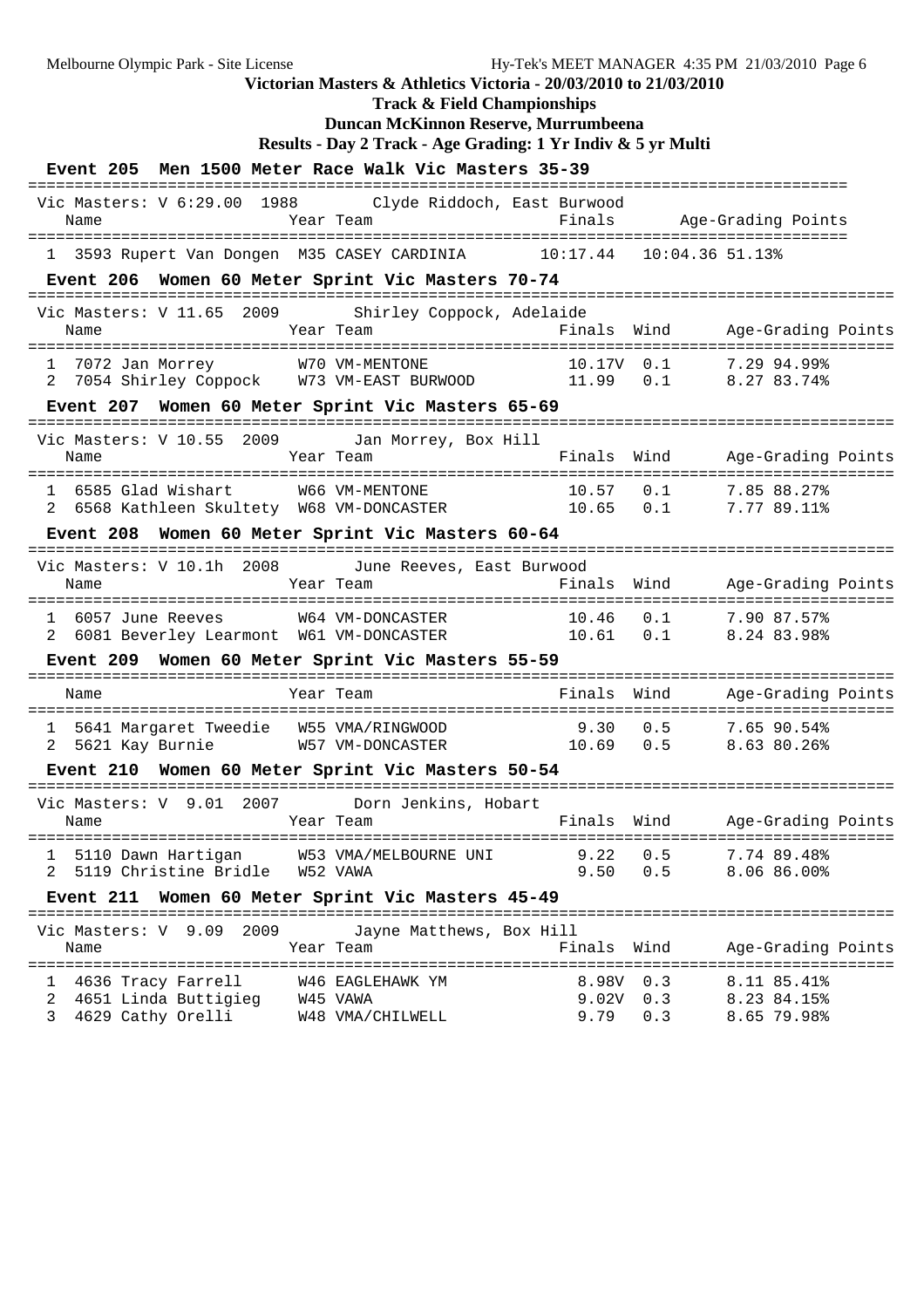Victorian Masters & Athletics Victoria - 20/03/2010 to 21/03/2010

**Track & Field Championships**

**Duncan McKinnon Reserve, Murrumbeena**

**Results - Day 2 Track - Age Grading: 1 Yr Indiv & 5 yr Multi**

## Event 205 Men 1500 Meter Race Walk Vic Masters 35-39

Vic Masters: V 6:29.00 1988 Clyde Riddoch, East Burwood

| Place | Name | Year | Team | Finals | Age-Grading | Points |
|---|---|---|---|---|---|---|
| 1 | 3593 Rupert Van Dongen | M35 | CASEY CARDINIA | 10:17.44 | 10:04.36 | 51.13% |

## Event 206 Women 60 Meter Sprint Vic Masters 70-74

Vic Masters: V 11.65 2009 Shirley Coppock, Adelaide

| Place | Name | Year | Team | Finals | Wind | Age-Grading | Points |
|---|---|---|---|---|---|---|---|
| 1 | 7072 Jan Morrey | W70 | VM-MENTONE | 10.17V | 0.1 | 7.29 | 94.99% |
| 2 | 7054 Shirley Coppock | W73 | VM-EAST BURWOOD | 11.99 | 0.1 | 8.27 | 83.74% |

## Event 207 Women 60 Meter Sprint Vic Masters 65-69

Vic Masters: V 10.55 2009 Jan Morrey, Box Hill

| Place | Name | Year | Team | Finals | Wind | Age-Grading | Points |
|---|---|---|---|---|---|---|---|
| 1 | 6585 Glad Wishart | W66 | VM-MENTONE | 10.57 | 0.1 | 7.85 | 88.27% |
| 2 | 6568 Kathleen Skultety | W68 | VM-DONCASTER | 10.65 | 0.1 | 7.77 | 89.11% |

## Event 208 Women 60 Meter Sprint Vic Masters 60-64

Vic Masters: V 10.1h 2008 June Reeves, East Burwood

| Place | Name | Year | Team | Finals | Wind | Age-Grading | Points |
|---|---|---|---|---|---|---|---|
| 1 | 6057 June Reeves | W64 | VM-DONCASTER | 10.46 | 0.1 | 7.90 | 87.57% |
| 2 | 6081 Beverley Learmont | W61 | VM-DONCASTER | 10.61 | 0.1 | 8.24 | 83.98% |

## Event 209 Women 60 Meter Sprint Vic Masters 55-59

| Place | Name | Year | Team | Finals | Wind | Age-Grading | Points |
|---|---|---|---|---|---|---|---|
| 1 | 5641 Margaret Tweedie | W55 | VMA/RINGWOOD | 9.30 | 0.5 | 7.65 | 90.54% |
| 2 | 5621 Kay Burnie | W57 | VM-DONCASTER | 10.69 | 0.5 | 8.63 | 80.26% |

## Event 210 Women 60 Meter Sprint Vic Masters 50-54

Vic Masters: V 9.01 2007 Dorn Jenkins, Hobart

| Place | Name | Year | Team | Finals | Wind | Age-Grading | Points |
|---|---|---|---|---|---|---|---|
| 1 | 5110 Dawn Hartigan | W53 | VMA/MELBOURNE UNI | 9.22 | 0.5 | 7.74 | 89.48% |
| 2 | 5119 Christine Bridle | W52 | VAWA | 9.50 | 0.5 | 8.06 | 86.00% |

## Event 211 Women 60 Meter Sprint Vic Masters 45-49

Vic Masters: V 9.09 2009 Jayne Matthews, Box Hill

| Place | Name | Year | Team | Finals | Wind | Age-Grading | Points |
|---|---|---|---|---|---|---|---|
| 1 | 4636 Tracy Farrell | W46 | EAGLEHAWK YM | 8.98V | 0.3 | 8.11 | 85.41% |
| 2 | 4651 Linda Buttigieg | W45 | VAWA | 9.02V | 0.3 | 8.23 | 84.15% |
| 3 | 4629 Cathy Orelli | W48 | VMA/CHILWELL | 9.79 | 0.3 | 8.65 | 79.98% |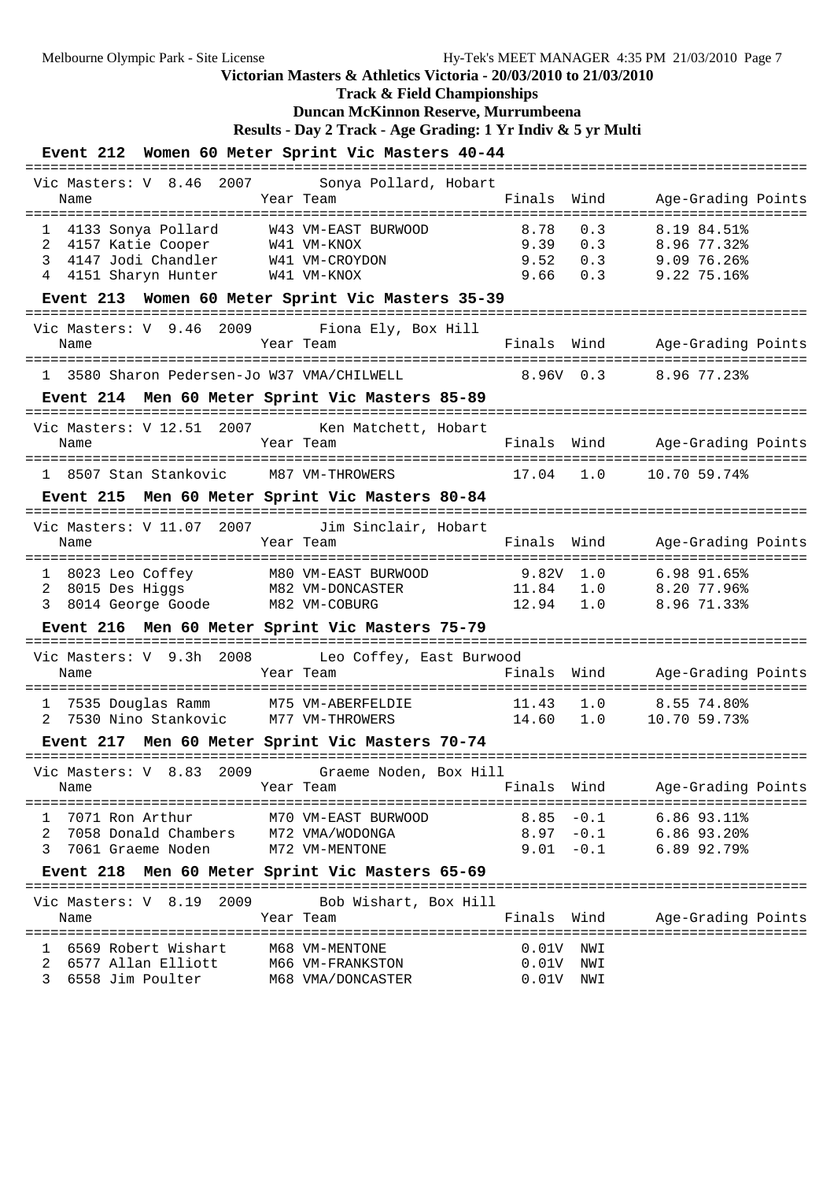**Victorian Masters & Athletics Victoria - 20/03/2010 to 21/03/2010**

**Track & Field Championships**

**Duncan McKinnon Reserve, Murrumbeena**

**Results - Day 2 Track - Age Grading: 1 Yr Indiv & 5 yr Multi**

### Event 212 Women 60 Meter Sprint Vic Masters 40-44

Vic Masters: V 8.46 2007 Sonya Pollard, Hobart

| Place | Name | Year | Team | Finals | Wind | Age-Grading | Points |
|---|---|---|---|---|---|---|---|
| 1 | 4133 Sonya Pollard | W43 | VM-EAST BURWOOD | 8.78 | 0.3 | 8.19 | 84.51% |
| 2 | 4157 Katie Cooper | W41 | VM-KNOX | 9.39 | 0.3 | 8.96 | 77.32% |
| 3 | 4147 Jodi Chandler | W41 | VM-CROYDON | 9.52 | 0.3 | 9.09 | 76.26% |
| 4 | 4151 Sharyn Hunter | W41 | VM-KNOX | 9.66 | 0.3 | 9.22 | 75.16% |

### Event 213 Women 60 Meter Sprint Vic Masters 35-39

Vic Masters: V 9.46 2009 Fiona Ely, Box Hill

| Place | Name | Year | Team | Finals | Wind | Age-Grading | Points |
|---|---|---|---|---|---|---|---|
| 1 | 3580 Sharon Pedersen-Jo | W37 | VMA/CHILWELL | 8.96V | 0.3 | 8.96 | 77.23% |

### Event 214 Men 60 Meter Sprint Vic Masters 85-89

Vic Masters: V 12.51 2007 Ken Matchett, Hobart

| Place | Name | Year | Team | Finals | Wind | Age-Grading | Points |
|---|---|---|---|---|---|---|---|
| 1 | 8507 Stan Stankovic | M87 | VM-THROWERS | 17.04 | 1.0 | 10.70 | 59.74% |

### Event 215 Men 60 Meter Sprint Vic Masters 80-84

Vic Masters: V 11.07 2007 Jim Sinclair, Hobart

| Place | Name | Year | Team | Finals | Wind | Age-Grading | Points |
|---|---|---|---|---|---|---|---|
| 1 | 8023 Leo Coffey | M80 | VM-EAST BURWOOD | 9.82V | 1.0 | 6.98 | 91.65% |
| 2 | 8015 Des Higgs | M82 | VM-DONCASTER | 11.84 | 1.0 | 8.20 | 77.96% |
| 3 | 8014 George Goode | M82 | VM-COBURG | 12.94 | 1.0 | 8.96 | 71.33% |

### Event 216 Men 60 Meter Sprint Vic Masters 75-79

Vic Masters: V 9.3h 2008 Leo Coffey, East Burwood

| Place | Name | Year | Team | Finals | Wind | Age-Grading | Points |
|---|---|---|---|---|---|---|---|
| 1 | 7535 Douglas Ramm | M75 | VM-ABERFELDIE | 11.43 | 1.0 | 8.55 | 74.80% |
| 2 | 7530 Nino Stankovic | M77 | VM-THROWERS | 14.60 | 1.0 | 10.70 | 59.73% |

### Event 217 Men 60 Meter Sprint Vic Masters 70-74

Vic Masters: V 8.83 2009 Graeme Noden, Box Hill

| Place | Name | Year | Team | Finals | Wind | Age-Grading | Points |
|---|---|---|---|---|---|---|---|
| 1 | 7071 Ron Arthur | M70 | VM-EAST BURWOOD | 8.85 | -0.1 | 6.86 | 93.11% |
| 2 | 7058 Donald Chambers | M72 | VMA/WODONGA | 8.97 | -0.1 | 6.86 | 93.20% |
| 3 | 7061 Graeme Noden | M72 | VM-MENTONE | 9.01 | -0.1 | 6.89 | 92.79% |

### Event 218 Men 60 Meter Sprint Vic Masters 65-69

Vic Masters: V 8.19 2009 Bob Wishart, Box Hill

| Place | Name | Year | Team | Finals | Wind | Age-Grading | Points |
|---|---|---|---|---|---|---|---|
| 1 | 6569 Robert Wishart | M68 | VM-MENTONE | 0.01V | NWI | | |
| 2 | 6577 Allan Elliott | M66 | VM-FRANKSTON | 0.01V | NWI | | |
| 3 | 6558 Jim Poulter | M68 | VMA/DONCASTER | 0.01V | NWI | | |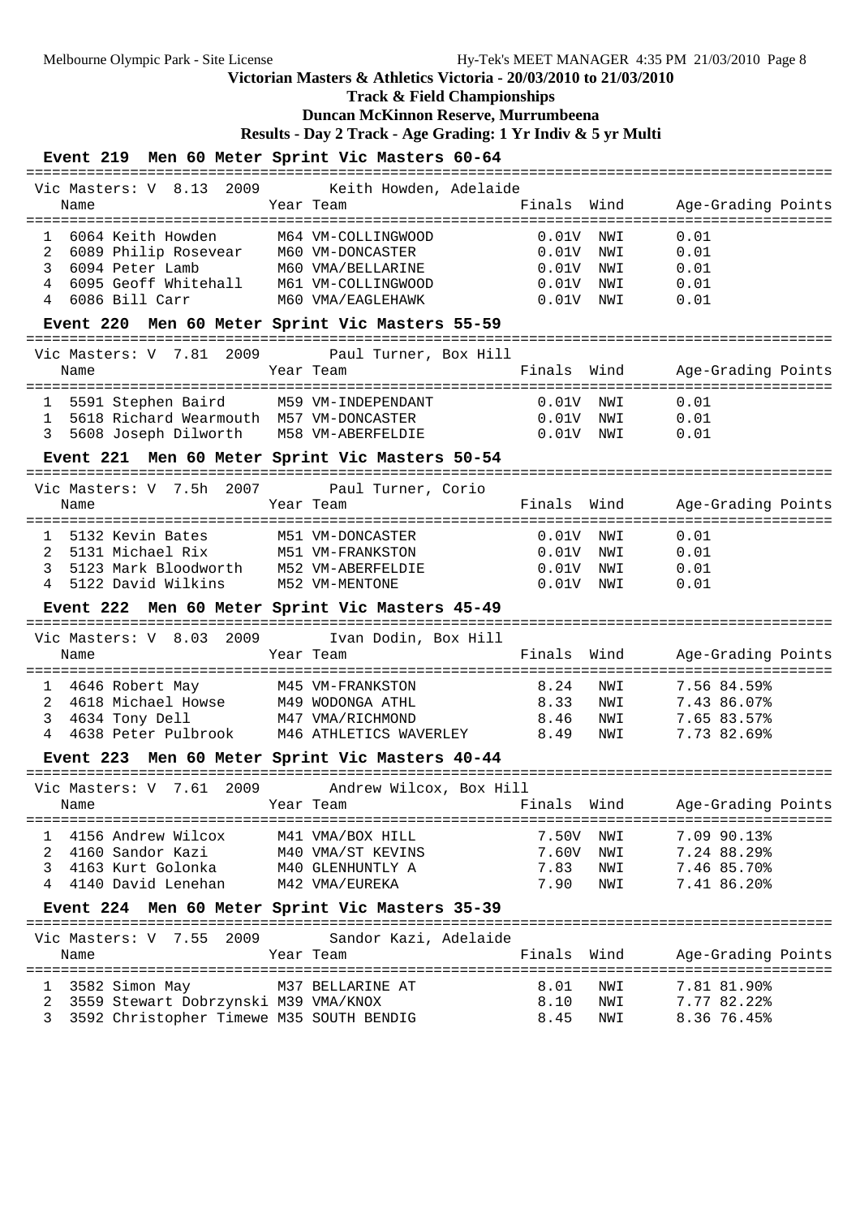**Victorian Masters & Athletics Victoria - 20/03/2010 to 21/03/2010**

**Track & Field Championships**

**Duncan McKinnon Reserve, Murrumbeena**

**Results - Day 2 Track - Age Grading: 1 Yr Indiv & 5 yr Multi**

### Event 219 Men 60 Meter Sprint Vic Masters 60-64

Vic Masters: V 8.13 2009 Keith Howden, Adelaide

| | Name | Year | Team | Finals | Wind | Age-Grading | Points |
|---|---|---|---|---|---|---|---|
| 1 | 6064 Keith Howden | M64 | VM-COLLINGWOOD | 0.01V | NWI | 0.01 | |
| 2 | 6089 Philip Rosevear | M60 | VM-DONCASTER | 0.01V | NWI | 0.01 | |
| 3 | 6094 Peter Lamb | M60 | VMA/BELLARINE | 0.01V | NWI | 0.01 | |
| 4 | 6095 Geoff Whitehall | M61 | VM-COLLINGWOOD | 0.01V | NWI | 0.01 | |
| 4 | 6086 Bill Carr | M60 | VMA/EAGLEHAWK | 0.01V | NWI | 0.01 | |

### Event 220 Men 60 Meter Sprint Vic Masters 55-59

Vic Masters: V 7.81 2009 Paul Turner, Box Hill

| | Name | Year | Team | Finals | Wind | Age-Grading | Points |
|---|---|---|---|---|---|---|---|
| 1 | 5591 Stephen Baird | M59 | VM-INDEPENDANT | 0.01V | NWI | 0.01 | |
| 1 | 5618 Richard Wearmouth | M57 | VM-DONCASTER | 0.01V | NWI | 0.01 | |
| 3 | 5608 Joseph Dilworth | M58 | VM-ABERFELDIE | 0.01V | NWI | 0.01 | |

### Event 221 Men 60 Meter Sprint Vic Masters 50-54

Vic Masters: V 7.5h 2007 Paul Turner, Corio

| | Name | Year | Team | Finals | Wind | Age-Grading | Points |
|---|---|---|---|---|---|---|---|
| 1 | 5132 Kevin Bates | M51 | VM-DONCASTER | 0.01V | NWI | 0.01 | |
| 2 | 5131 Michael Rix | M51 | VM-FRANKSTON | 0.01V | NWI | 0.01 | |
| 3 | 5123 Mark Bloodworth | M52 | VM-ABERFELDIE | 0.01V | NWI | 0.01 | |
| 4 | 5122 David Wilkins | M52 | VM-MENTONE | 0.01V | NWI | 0.01 | |

### Event 222 Men 60 Meter Sprint Vic Masters 45-49

Vic Masters: V 8.03 2009 Ivan Dodin, Box Hill

| | Name | Year | Team | Finals | Wind | Age-Grading | Points |
|---|---|---|---|---|---|---|---|
| 1 | 4646 Robert May | M45 | VM-FRANKSTON | 8.24 | NWI | 7.56 | 84.59% |
| 2 | 4618 Michael Howse | M49 | WODONGA ATHL | 8.33 | NWI | 7.43 | 86.07% |
| 3 | 4634 Tony Dell | M47 | VMA/RICHMOND | 8.46 | NWI | 7.65 | 83.57% |
| 4 | 4638 Peter Pulbrook | M46 | ATHLETICS WAVERLEY | 8.49 | NWI | 7.73 | 82.69% |

### Event 223 Men 60 Meter Sprint Vic Masters 40-44

Vic Masters: V 7.61 2009 Andrew Wilcox, Box Hill

| | Name | Year | Team | Finals | Wind | Age-Grading | Points |
|---|---|---|---|---|---|---|---|
| 1 | 4156 Andrew Wilcox | M41 | VMA/BOX HILL | 7.50V | NWI | 7.09 | 90.13% |
| 2 | 4160 Sandor Kazi | M40 | VMA/ST KEVINS | 7.60V | NWI | 7.24 | 88.29% |
| 3 | 4163 Kurt Golonka | M40 | GLENHUNTLY A | 7.83 | NWI | 7.46 | 85.70% |
| 4 | 4140 David Lenehan | M42 | VMA/EUREKA | 7.90 | NWI | 7.41 | 86.20% |

### Event 224 Men 60 Meter Sprint Vic Masters 35-39

Vic Masters: V 7.55 2009 Sandor Kazi, Adelaide

| | Name | Year | Team | Finals | Wind | Age-Grading | Points |
|---|---|---|---|---|---|---|---|
| 1 | 3582 Simon May | M37 | BELLARINE AT | 8.01 | NWI | 7.81 | 81.90% |
| 2 | 3559 Stewart Dobrzynski | M39 | VMA/KNOX | 8.10 | NWI | 7.77 | 82.22% |
| 3 | 3592 Christopher Timewe | M35 | SOUTH BENDIG | 8.45 | NWI | 8.36 | 76.45% |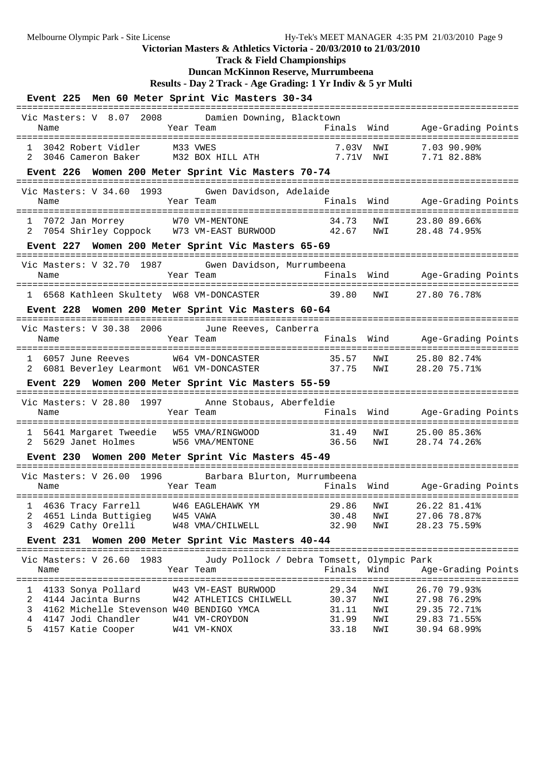Victorian Masters & Athletics Victoria - 20/03/2010 to 21/03/2010

**Track & Field Championships**

**Duncan McKinnon Reserve, Murrumbeena**

**Results - Day 2 Track - Age Grading: 1 Yr Indiv & 5 yr Multi**

### Event 225 Men 60 Meter Sprint Vic Masters 30-34

Vic Masters: V 8.07 2008 Damien Downing, Blacktown

| Place | Name | Year | Team | Finals | Wind | Age-Grading | Points |
|---|---|---|---|---|---|---|---|
| 1 | 3042 Robert Vidler | M33 | VWES | 7.03V | NWI | 7.03 | 90.90% |
| 2 | 3046 Cameron Baker | M32 | BOX HILL ATH | 7.71V | NWI | 7.71 | 82.88% |

### Event 226 Women 200 Meter Sprint Vic Masters 70-74

Vic Masters: V 34.60 1993 Gwen Davidson, Adelaide

| Place | Name | Year | Team | Finals | Wind | Age-Grading | Points |
|---|---|---|---|---|---|---|---|
| 1 | 7072 Jan Morrey | W70 | VM-MENTONE | 34.73 | NWI | 23.80 | 89.66% |
| 2 | 7054 Shirley Coppock | W73 | VM-EAST BURWOOD | 42.67 | NWI | 28.48 | 74.95% |

### Event 227 Women 200 Meter Sprint Vic Masters 65-69

Vic Masters: V 32.70 1987 Gwen Davidson, Murrumbeena

| Place | Name | Year | Team | Finals | Wind | Age-Grading | Points |
|---|---|---|---|---|---|---|---|
| 1 | 6568 Kathleen Skultety | W68 | VM-DONCASTER | 39.80 | NWI | 27.80 | 76.78% |

### Event 228 Women 200 Meter Sprint Vic Masters 60-64

Vic Masters: V 30.38 2006 June Reeves, Canberra

| Place | Name | Year | Team | Finals | Wind | Age-Grading | Points |
|---|---|---|---|---|---|---|---|
| 1 | 6057 June Reeves | W64 | VM-DONCASTER | 35.57 | NWI | 25.80 | 82.74% |
| 2 | 6081 Beverley Learmont | W61 | VM-DONCASTER | 37.75 | NWI | 28.20 | 75.71% |

### Event 229 Women 200 Meter Sprint Vic Masters 55-59

Vic Masters: V 28.80 1997 Anne Stobaus, Aberfeldie

| Place | Name | Year | Team | Finals | Wind | Age-Grading | Points |
|---|---|---|---|---|---|---|---|
| 1 | 5641 Margaret Tweedie | W55 | VMA/RINGWOOD | 31.49 | NWI | 25.00 | 85.36% |
| 2 | 5629 Janet Holmes | W56 | VMA/MENTONE | 36.56 | NWI | 28.74 | 74.26% |

### Event 230 Women 200 Meter Sprint Vic Masters 45-49

Vic Masters: V 26.00 1996 Barbara Blurton, Murrumbeena

| Place | Name | Year | Team | Finals | Wind | Age-Grading | Points |
|---|---|---|---|---|---|---|---|
| 1 | 4636 Tracy Farrell | W46 | EAGLEHAWK YM | 29.86 | NWI | 26.22 | 81.41% |
| 2 | 4651 Linda Buttigieg | W45 | VAWA | 30.48 | NWI | 27.06 | 78.87% |
| 3 | 4629 Cathy Orelli | W48 | VMA/CHILWELL | 32.90 | NWI | 28.23 | 75.59% |

### Event 231 Women 200 Meter Sprint Vic Masters 40-44

Vic Masters: V 26.60 1983 Judy Pollock / Debra Tomsett, Olympic Park

| Place | Name | Year | Team | Finals | Wind | Age-Grading | Points |
|---|---|---|---|---|---|---|---|
| 1 | 4133 Sonya Pollard | W43 | VM-EAST BURWOOD | 29.34 | NWI | 26.70 | 79.93% |
| 2 | 4144 Jacinta Burns | W42 | ATHLETICS CHILWELL | 30.37 | NWI | 27.98 | 76.29% |
| 3 | 4162 Michelle Stevenson | W40 | BENDIGO YMCA | 31.11 | NWI | 29.35 | 72.71% |
| 4 | 4147 Jodi Chandler | W41 | VM-CROYDON | 31.99 | NWI | 29.83 | 71.55% |
| 5 | 4157 Katie Cooper | W41 | VM-KNOX | 33.18 | NWI | 30.94 | 68.99% |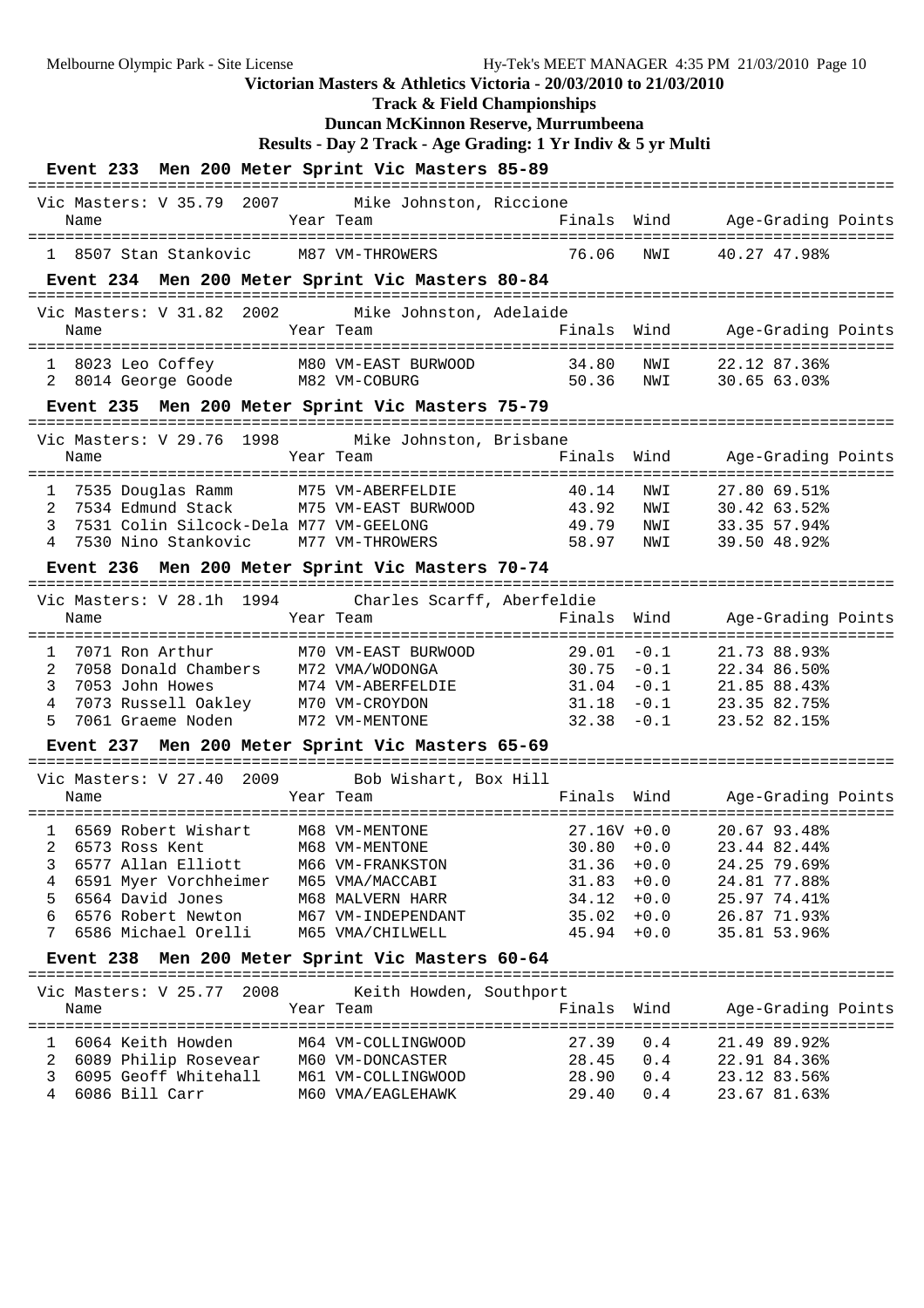**Victorian Masters & Athletics Victoria - 20/03/2010 to 21/03/2010**

**Track & Field Championships**

**Duncan McKinnon Reserve, Murrumbeena**

**Results - Day 2 Track - Age Grading: 1 Yr Indiv & 5 yr Multi**

### Event 233 Men 200 Meter Sprint Vic Masters 85-89

Vic Masters: V 35.79 2007 Mike Johnston, Riccione

| | Name | Year | Team | Finals | Wind | Age-Grading | Points |
|---|---|---|---|---|---|---|---|
| 1 | 8507 Stan Stankovic | M87 | VM-THROWERS | 76.06 | NWI | 40.27 | 47.98% |

### Event 234 Men 200 Meter Sprint Vic Masters 80-84

Vic Masters: V 31.82 2002 Mike Johnston, Adelaide

| | Name | Year | Team | Finals | Wind | Age-Grading | Points |
|---|---|---|---|---|---|---|---|
| 1 | 8023 Leo Coffey | M80 | VM-EAST BURWOOD | 34.80 | NWI | 22.12 | 87.36% |
| 2 | 8014 George Goode | M82 | VM-COBURG | 50.36 | NWI | 30.65 | 63.03% |

### Event 235 Men 200 Meter Sprint Vic Masters 75-79

Vic Masters: V 29.76 1998 Mike Johnston, Brisbane

| | Name | Year | Team | Finals | Wind | Age-Grading | Points |
|---|---|---|---|---|---|---|---|
| 1 | 7535 Douglas Ramm | M75 | VM-ABERFELDIE | 40.14 | NWI | 27.80 | 69.51% |
| 2 | 7534 Edmund Stack | M75 | VM-EAST BURWOOD | 43.92 | NWI | 30.42 | 63.52% |
| 3 | 7531 Colin Silcock-Dela | M77 | VM-GEELONG | 49.79 | NWI | 33.35 | 57.94% |
| 4 | 7530 Nino Stankovic | M77 | VM-THROWERS | 58.97 | NWI | 39.50 | 48.92% |

### Event 236 Men 200 Meter Sprint Vic Masters 70-74

Vic Masters: V 28.1h 1994 Charles Scarff, Aberfeldie

| | Name | Year | Team | Finals | Wind | Age-Grading | Points |
|---|---|---|---|---|---|---|---|
| 1 | 7071 Ron Arthur | M70 | VM-EAST BURWOOD | 29.01 | -0.1 | 21.73 | 88.93% |
| 2 | 7058 Donald Chambers | M72 | VMA/WODONGA | 30.75 | -0.1 | 22.34 | 86.50% |
| 3 | 7053 John Howes | M74 | VM-ABERFELDIE | 31.04 | -0.1 | 21.85 | 88.43% |
| 4 | 7073 Russell Oakley | M70 | VM-CROYDON | 31.18 | -0.1 | 23.35 | 82.75% |
| 5 | 7061 Graeme Noden | M72 | VM-MENTONE | 32.38 | -0.1 | 23.52 | 82.15% |

### Event 237 Men 200 Meter Sprint Vic Masters 65-69

Vic Masters: V 27.40 2009 Bob Wishart, Box Hill

| | Name | Year | Team | Finals | Wind | Age-Grading | Points |
|---|---|---|---|---|---|---|---|
| 1 | 6569 Robert Wishart | M68 | VM-MENTONE | 27.16V | +0.0 | 20.67 | 93.48% |
| 2 | 6573 Ross Kent | M68 | VM-MENTONE | 30.80 | +0.0 | 23.44 | 82.44% |
| 3 | 6577 Allan Elliott | M66 | VM-FRANKSTON | 31.36 | +0.0 | 24.25 | 79.69% |
| 4 | 6591 Myer Vorchheimer | M65 | VMA/MACCABI | 31.83 | +0.0 | 24.81 | 77.88% |
| 5 | 6564 David Jones | M68 | MALVERN HARR | 34.12 | +0.0 | 25.97 | 74.41% |
| 6 | 6576 Robert Newton | M67 | VM-INDEPENDANT | 35.02 | +0.0 | 26.87 | 71.93% |
| 7 | 6586 Michael Orelli | M65 | VMA/CHILWELL | 45.94 | +0.0 | 35.81 | 53.96% |

### Event 238 Men 200 Meter Sprint Vic Masters 60-64

Vic Masters: V 25.77 2008 Keith Howden, Southport

| | Name | Year | Team | Finals | Wind | Age-Grading | Points |
|---|---|---|---|---|---|---|---|
| 1 | 6064 Keith Howden | M64 | VM-COLLINGWOOD | 27.39 | 0.4 | 21.49 | 89.92% |
| 2 | 6089 Philip Rosevear | M60 | VM-DONCASTER | 28.45 | 0.4 | 22.91 | 84.36% |
| 3 | 6095 Geoff Whitehall | M61 | VM-COLLINGWOOD | 28.90 | 0.4 | 23.12 | 83.56% |
| 4 | 6086 Bill Carr | M60 | VMA/EAGLEHAWK | 29.40 | 0.4 | 23.67 | 81.63% |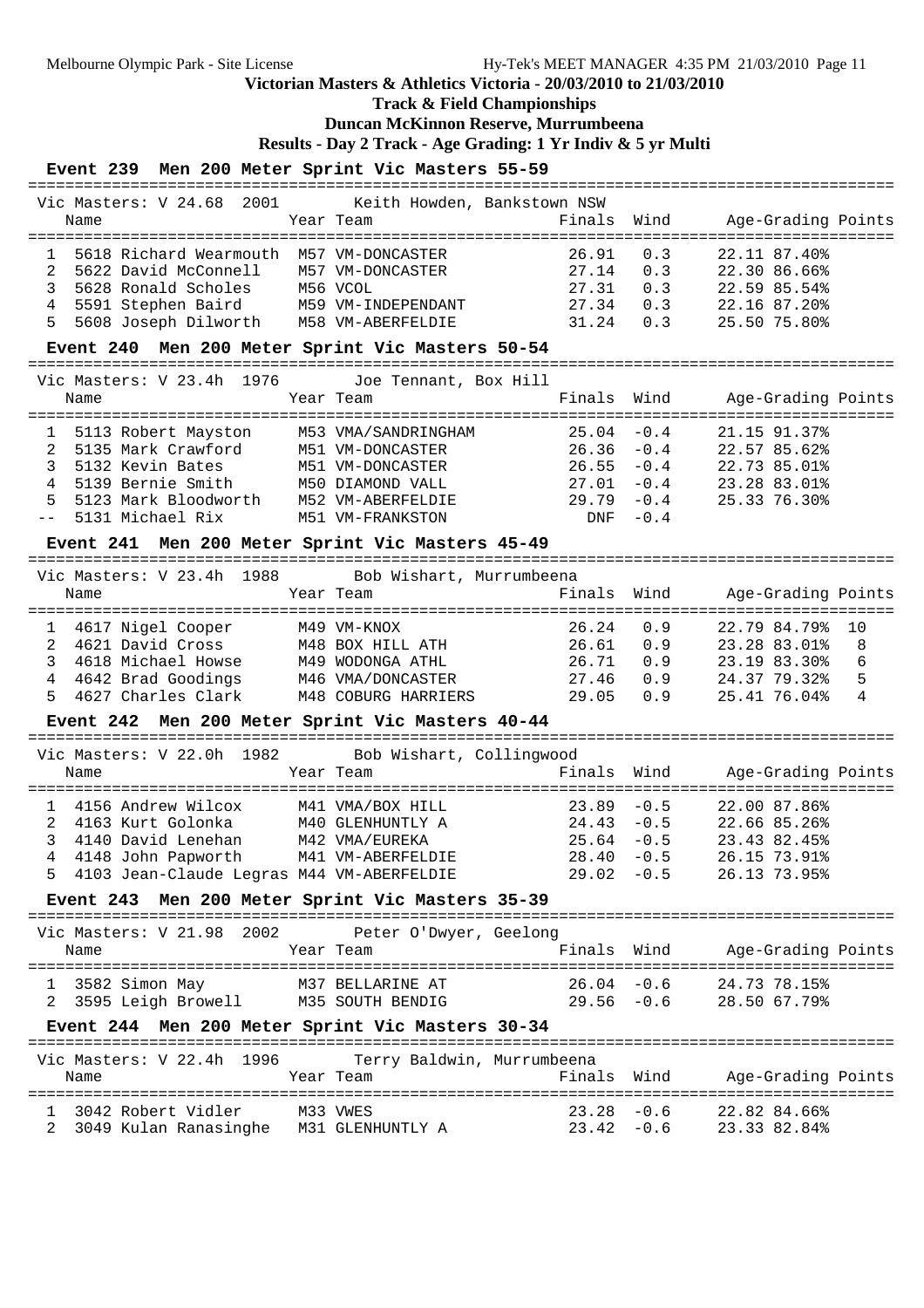# Victorian Masters & Athletics Victoria - 20/03/2010 to 21/03/2010

## Track & Field Championships

### Duncan McKinnon Reserve, Murrumbeena

### Results - Day 2 Track - Age Grading: 1 Yr Indiv & 5 yr Multi

#### Event 239 Men 200 Meter Sprint Vic Masters 55-59

Vic Masters: V 24.68 2001 Keith Howden, Bankstown NSW

| Place | Name | Year | Team | Finals | Wind | Age-Grading | Points |
|---|---|---|---|---|---|---|---|
| 1 | 5618 Richard Wearmouth | M57 | VM-DONCASTER | 26.91 | 0.3 | 22.11 87.40% | |
| 2 | 5622 David McConnell | M57 | VM-DONCASTER | 27.14 | 0.3 | 22.30 86.66% | |
| 3 | 5628 Ronald Scholes | M56 | VCOL | 27.31 | 0.3 | 22.59 85.54% | |
| 4 | 5591 Stephen Baird | M59 | VM-INDEPENDANT | 27.34 | 0.3 | 22.16 87.20% | |
| 5 | 5608 Joseph Dilworth | M58 | VM-ABERFELDIE | 31.24 | 0.3 | 25.50 75.80% | |

#### Event 240 Men 200 Meter Sprint Vic Masters 50-54

Vic Masters: V 23.4h 1976 Joe Tennant, Box Hill

| Place | Name | Year | Team | Finals | Wind | Age-Grading | Points |
|---|---|---|---|---|---|---|---|
| 1 | 5113 Robert Mayston | M53 | VMA/SANDRINGHAM | 25.04 | -0.4 | 21.15 91.37% | |
| 2 | 5135 Mark Crawford | M51 | VM-DONCASTER | 26.36 | -0.4 | 22.57 85.62% | |
| 3 | 5132 Kevin Bates | M51 | VM-DONCASTER | 26.55 | -0.4 | 22.73 85.01% | |
| 4 | 5139 Bernie Smith | M50 | DIAMOND VALL | 27.01 | -0.4 | 23.28 83.01% | |
| 5 | 5123 Mark Bloodworth | M52 | VM-ABERFELDIE | 29.79 | -0.4 | 25.33 76.30% | |
| -- | 5131 Michael Rix | M51 | VM-FRANKSTON | DNF | -0.4 | | |

#### Event 241 Men 200 Meter Sprint Vic Masters 45-49

Vic Masters: V 23.4h 1988 Bob Wishart, Murrumbeena

| Place | Name | Year | Team | Finals | Wind | Age-Grading | Points |
|---|---|---|---|---|---|---|---|
| 1 | 4617 Nigel Cooper | M49 | VM-KNOX | 26.24 | 0.9 | 22.79 84.79% | 10 |
| 2 | 4621 David Cross | M48 | BOX HILL ATH | 26.61 | 0.9 | 23.28 83.01% | 8 |
| 3 | 4618 Michael Howse | M49 | WODONGA ATHL | 26.71 | 0.9 | 23.19 83.30% | 6 |
| 4 | 4642 Brad Goodings | M46 | VMA/DONCASTER | 27.46 | 0.9 | 24.37 79.32% | 5 |
| 5 | 4627 Charles Clark | M48 | COBURG HARRIERS | 29.05 | 0.9 | 25.41 76.04% | 4 |

#### Event 242 Men 200 Meter Sprint Vic Masters 40-44

Vic Masters: V 22.0h 1982 Bob Wishart, Collingwood

| Place | Name | Year | Team | Finals | Wind | Age-Grading | Points |
|---|---|---|---|---|---|---|---|
| 1 | 4156 Andrew Wilcox | M41 | VMA/BOX HILL | 23.89 | -0.5 | 22.00 87.86% | |
| 2 | 4163 Kurt Golonka | M40 | GLENHUNTLY A | 24.43 | -0.5 | 22.66 85.26% | |
| 3 | 4140 David Lenehan | M42 | VMA/EUREKA | 25.64 | -0.5 | 23.43 82.45% | |
| 4 | 4148 John Papworth | M41 | VM-ABERFELDIE | 28.40 | -0.5 | 26.15 73.91% | |
| 5 | 4103 Jean-Claude Legras | M44 | VM-ABERFELDIE | 29.02 | -0.5 | 26.13 73.95% | |

#### Event 243 Men 200 Meter Sprint Vic Masters 35-39

Vic Masters: V 21.98 2002 Peter O'Dwyer, Geelong

| Place | Name | Year | Team | Finals | Wind | Age-Grading | Points |
|---|---|---|---|---|---|---|---|
| 1 | 3582 Simon May | M37 | BELLARINE AT | 26.04 | -0.6 | 24.73 78.15% | |
| 2 | 3595 Leigh Browell | M35 | SOUTH BENDIG | 29.56 | -0.6 | 28.50 67.79% | |

#### Event 244 Men 200 Meter Sprint Vic Masters 30-34

Vic Masters: V 22.4h 1996 Terry Baldwin, Murrumbeena

| Place | Name | Year | Team | Finals | Wind | Age-Grading | Points |
|---|---|---|---|---|---|---|---|
| 1 | 3042 Robert Vidler | M33 | VWES | 23.28 | -0.6 | 22.82 84.66% | |
| 2 | 3049 Kulan Ranasinghe | M31 | GLENHUNTLY A | 23.42 | -0.6 | 23.33 82.84% | |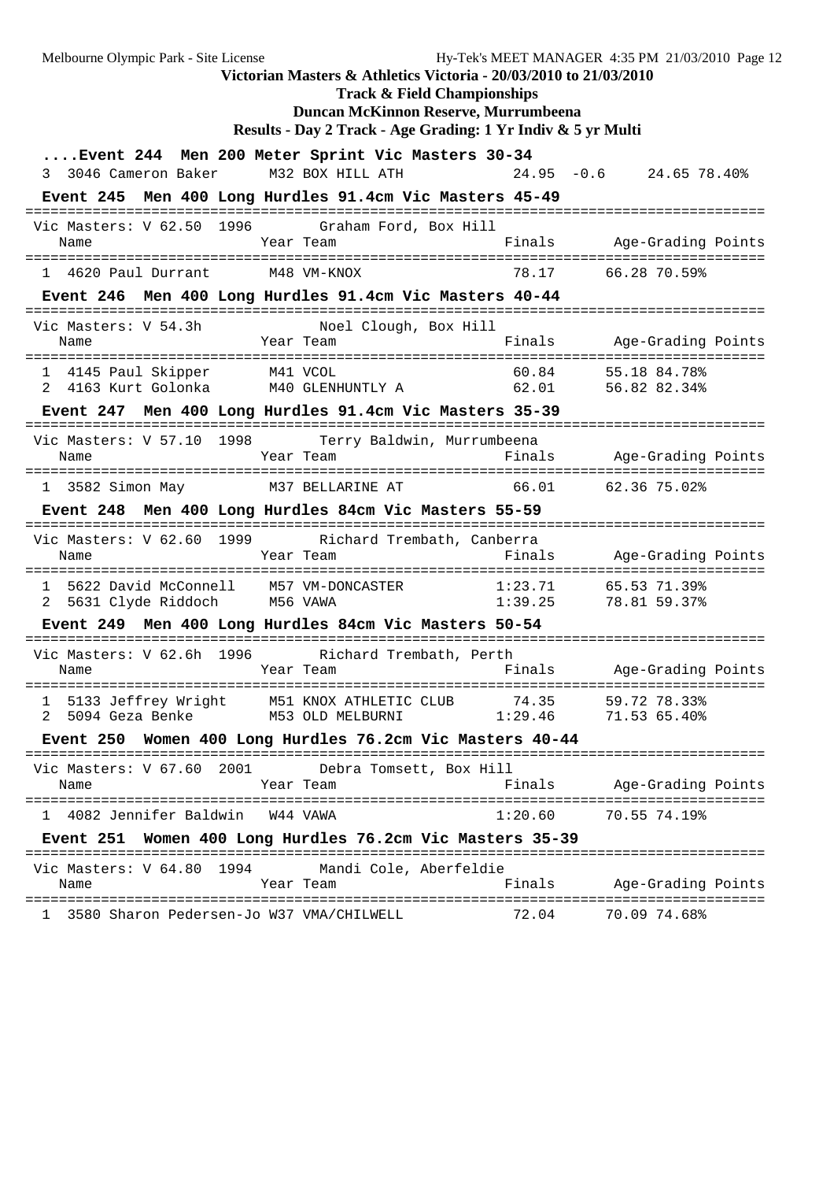**Victorian Masters & Athletics Victoria - 20/03/2010 to 21/03/2010**

**Track & Field Championships**

**Duncan McKinnon Reserve, Murrumbeena**

**Results - Day 2 Track - Age Grading: 1 Yr Indiv & 5 yr Multi**

### ....Event 244 Men 200 Meter Sprint Vic Masters 30-34

| Place | Name | Year | Team | Finals | Wind | Age-Grading | Points |
|---|---|---|---|---|---|---|---|
| 3 | 3046 Cameron Baker | M32 | BOX HILL ATH | 24.95 | -0.6 | 24.65 | 78.40% |

### Event 245 Men 400 Long Hurdles 91.4cm Vic Masters 45-49

Vic Masters: V 62.50 1996 Graham Ford, Box Hill

| Place | Name | Year | Team | Finals | Age-Grading | Points |
|---|---|---|---|---|---|---|
| 1 | 4620 Paul Durrant | M48 | VM-KNOX | 78.17 | 66.28 | 70.59% |

### Event 246 Men 400 Long Hurdles 91.4cm Vic Masters 40-44

Vic Masters: V 54.3h Noel Clough, Box Hill

| Place | Name | Year | Team | Finals | Age-Grading | Points |
|---|---|---|---|---|---|---|
| 1 | 4145 Paul Skipper | M41 | VCOL | 60.84 | 55.18 | 84.78% |
| 2 | 4163 Kurt Golonka | M40 | GLENHUNTLY A | 62.01 | 56.82 | 82.34% |

### Event 247 Men 400 Long Hurdles 91.4cm Vic Masters 35-39

Vic Masters: V 57.10 1998 Terry Baldwin, Murrumbeena

| Place | Name | Year | Team | Finals | Age-Grading | Points |
|---|---|---|---|---|---|---|
| 1 | 3582 Simon May | M37 | BELLARINE AT | 66.01 | 62.36 | 75.02% |

### Event 248 Men 400 Long Hurdles 84cm Vic Masters 55-59

Vic Masters: V 62.60 1999 Richard Trembath, Canberra

| Place | Name | Year | Team | Finals | Age-Grading | Points |
|---|---|---|---|---|---|---|
| 1 | 5622 David McConnell | M57 | VM-DONCASTER | 1:23.71 | 65.53 | 71.39% |
| 2 | 5631 Clyde Riddoch | M56 | VAWA | 1:39.25 | 78.81 | 59.37% |

### Event 249 Men 400 Long Hurdles 84cm Vic Masters 50-54

Vic Masters: V 62.6h 1996 Richard Trembath, Perth

| Place | Name | Year | Team | Finals | Age-Grading | Points |
|---|---|---|---|---|---|---|
| 1 | 5133 Jeffrey Wright | M51 | KNOX ATHLETIC CLUB | 74.35 | 59.72 | 78.33% |
| 2 | 5094 Geza Benke | M53 | OLD MELBURNI | 1:29.46 | 71.53 | 65.40% |

### Event 250 Women 400 Long Hurdles 76.2cm Vic Masters 40-44

Vic Masters: V 67.60 2001 Debra Tomsett, Box Hill

| Place | Name | Year | Team | Finals | Age-Grading | Points |
|---|---|---|---|---|---|---|
| 1 | 4082 Jennifer Baldwin | W44 | VAWA | 1:20.60 | 70.55 | 74.19% |

### Event 251 Women 400 Long Hurdles 76.2cm Vic Masters 35-39

Vic Masters: V 64.80 1994 Mandi Cole, Aberfeldie

| Place | Name | Year | Team | Finals | Age-Grading | Points |
|---|---|---|---|---|---|---|
| 1 | 3580 Sharon Pedersen-Jo | W37 | VMA/CHILWELL | 72.04 | 70.09 | 74.68% |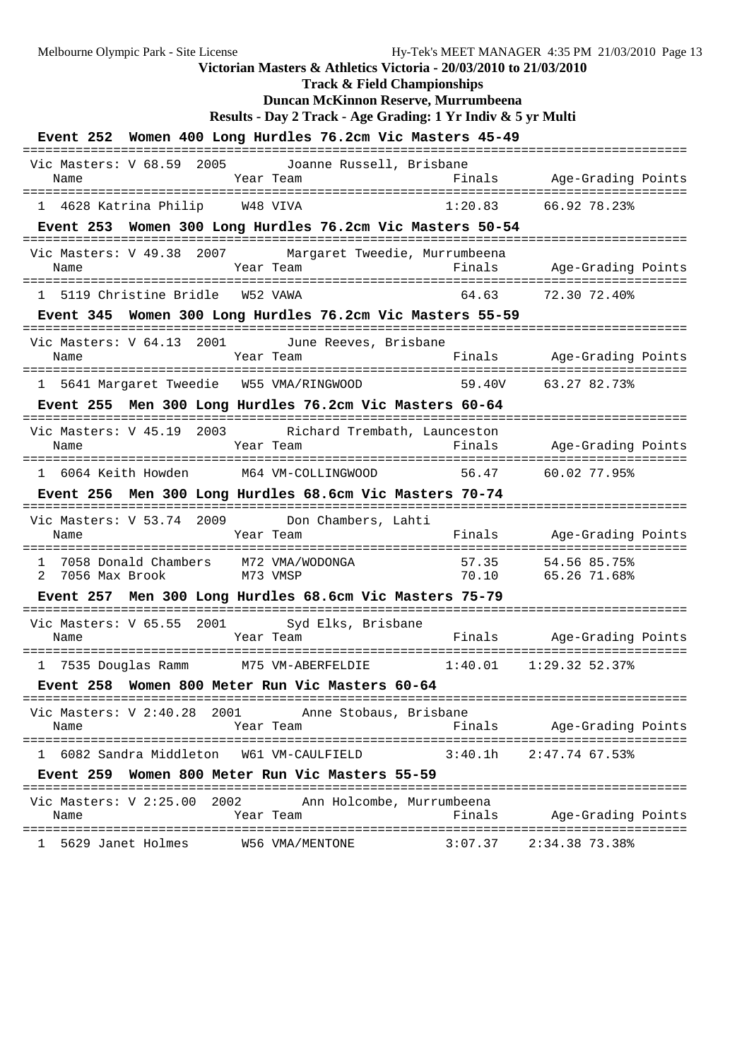**Victorian Masters & Athletics Victoria - 20/03/2010 to 21/03/2010**

**Track & Field Championships**

**Duncan McKinnon Reserve, Murrumbeena**

**Results - Day 2 Track - Age Grading: 1 Yr Indiv & 5 yr Multi**

### Event 252 Women 400 Long Hurdles 76.2cm Vic Masters 45-49

Vic Masters: V 68.59 2005 Joanne Russell, Brisbane

| | Name | Year | Team | Finals | Age-Grading | Points |
|---|---|---|---|---|---|---|
| 1 | 4628 Katrina Philip | W48 | VIVA | 1:20.83 | 66.92 | 78.23% |

### Event 253 Women 300 Long Hurdles 76.2cm Vic Masters 50-54

Vic Masters: V 49.38 2007 Margaret Tweedie, Murrumbeena

| | Name | Year | Team | Finals | Age-Grading | Points |
|---|---|---|---|---|---|---|
| 1 | 5119 Christine Bridle | W52 | VAWA | 64.63 | 72.30 | 72.40% |

### Event 345 Women 300 Long Hurdles 76.2cm Vic Masters 55-59

Vic Masters: V 64.13 2001 June Reeves, Brisbane

| | Name | Year | Team | Finals | Age-Grading | Points |
|---|---|---|---|---|---|---|
| 1 | 5641 Margaret Tweedie | W55 | VMA/RINGWOOD | 59.40V | 63.27 | 82.73% |

### Event 255 Men 300 Long Hurdles 76.2cm Vic Masters 60-64

Vic Masters: V 45.19 2003 Richard Trembath, Launceston

| | Name | Year | Team | Finals | Age-Grading | Points |
|---|---|---|---|---|---|---|
| 1 | 6064 Keith Howden | M64 | VM-COLLINGWOOD | 56.47 | 60.02 | 77.95% |

### Event 256 Men 300 Long Hurdles 68.6cm Vic Masters 70-74

Vic Masters: V 53.74 2009 Don Chambers, Lahti

| | Name | Year | Team | Finals | Age-Grading | Points |
|---|---|---|---|---|---|---|
| 1 | 7058 Donald Chambers | M72 | VMA/WODONGA | 57.35 | 54.56 | 85.75% |
| 2 | 7056 Max Brook | M73 | VMSP | 70.10 | 65.26 | 71.68% |

### Event 257 Men 300 Long Hurdles 68.6cm Vic Masters 75-79

Vic Masters: V 65.55 2001 Syd Elks, Brisbane

| | Name | Year | Team | Finals | Age-Grading | Points |
|---|---|---|---|---|---|---|
| 1 | 7535 Douglas Ramm | M75 | VM-ABERFELDIE | 1:40.01 | 1:29.32 | 52.37% |

### Event 258 Women 800 Meter Run Vic Masters 60-64

Vic Masters: V 2:40.28 2001 Anne Stobaus, Brisbane

| | Name | Year | Team | Finals | Age-Grading | Points |
|---|---|---|---|---|---|---|
| 1 | 6082 Sandra Middleton | W61 | VM-CAULFIELD | 3:40.1h | 2:47.74 | 67.53% |

### Event 259 Women 800 Meter Run Vic Masters 55-59

Vic Masters: V 2:25.00 2002 Ann Holcombe, Murrumbeena

| | Name | Year | Team | Finals | Age-Grading | Points |
|---|---|---|---|---|---|---|
| 1 | 5629 Janet Holmes | W56 | VMA/MENTONE | 3:07.37 | 2:34.38 | 73.38% |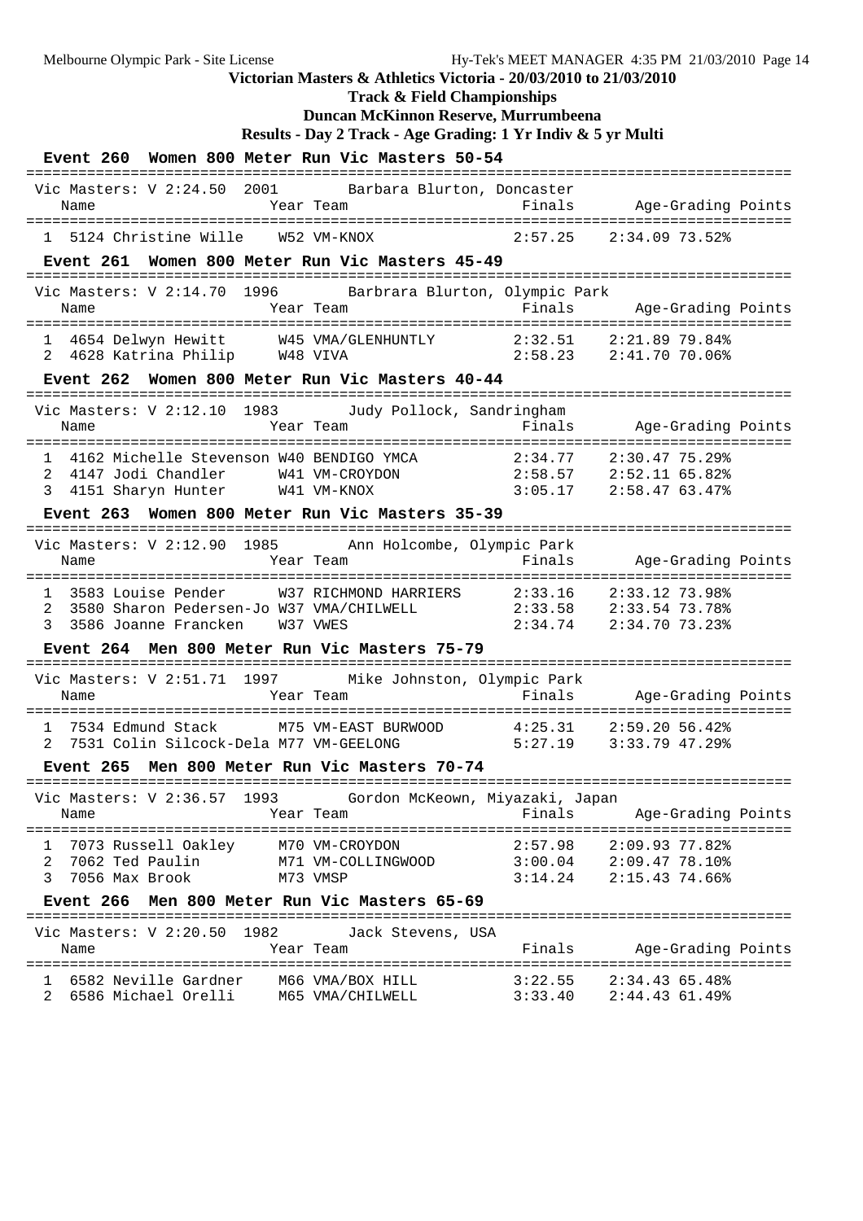**Victorian Masters & Athletics Victoria - 20/03/2010 to 21/03/2010**

**Track & Field Championships**

**Duncan McKinnon Reserve, Murrumbeena**

**Results - Day 2 Track - Age Grading: 1 Yr Indiv & 5 yr Multi**

### Event 260 Women 800 Meter Run Vic Masters 50-54

Vic Masters: V 2:24.50 2001 Barbara Blurton, Doncaster

| | Name | Year | Team | Finals | Age-Grading | Points |
|---|---|---|---|---|---|---|
| 1 | 5124 Christine Wille | W52 | VM-KNOX | 2:57.25 | 2:34.09 73.52% | |

### Event 261 Women 800 Meter Run Vic Masters 45-49

Vic Masters: V 2:14.70 1996 Barbrara Blurton, Olympic Park

| | Name | Year | Team | Finals | Age-Grading | Points |
|---|---|---|---|---|---|---|
| 1 | 4654 Delwyn Hewitt | W45 | VMA/GLENHUNTLY | 2:32.51 | 2:21.89 79.84% | |
| 2 | 4628 Katrina Philip | W48 | VIVA | 2:58.23 | 2:41.70 70.06% | |

### Event 262 Women 800 Meter Run Vic Masters 40-44

Vic Masters: V 2:12.10 1983 Judy Pollock, Sandringham

| | Name | Year | Team | Finals | Age-Grading | Points |
|---|---|---|---|---|---|---|
| 1 | 4162 Michelle Stevenson | W40 | BENDIGO YMCA | 2:34.77 | 2:30.47 75.29% | |
| 2 | 4147 Jodi Chandler | W41 | VM-CROYDON | 2:58.57 | 2:52.11 65.82% | |
| 3 | 4151 Sharyn Hunter | W41 | VM-KNOX | 3:05.17 | 2:58.47 63.47% | |

### Event 263 Women 800 Meter Run Vic Masters 35-39

Vic Masters: V 2:12.90 1985 Ann Holcombe, Olympic Park

| | Name | Year | Team | Finals | Age-Grading | Points |
|---|---|---|---|---|---|---|
| 1 | 3583 Louise Pender | W37 | RICHMOND HARRIERS | 2:33.16 | 2:33.12 73.98% | |
| 2 | 3580 Sharon Pedersen-Jo | W37 | VMA/CHILWELL | 2:33.58 | 2:33.54 73.78% | |
| 3 | 3586 Joanne Francken | W37 | VWES | 2:34.74 | 2:34.70 73.23% | |

### Event 264 Men 800 Meter Run Vic Masters 75-79

Vic Masters: V 2:51.71 1997 Mike Johnston, Olympic Park

| | Name | Year | Team | Finals | Age-Grading | Points |
|---|---|---|---|---|---|---|
| 1 | 7534 Edmund Stack | M75 | VM-EAST BURWOOD | 4:25.31 | 2:59.20 56.42% | |
| 2 | 7531 Colin Silcock-Dela | M77 | VM-GEELONG | 5:27.19 | 3:33.79 47.29% | |

### Event 265 Men 800 Meter Run Vic Masters 70-74

Vic Masters: V 2:36.57 1993 Gordon McKeown, Miyazaki, Japan

| | Name | Year | Team | Finals | Age-Grading | Points |
|---|---|---|---|---|---|---|
| 1 | 7073 Russell Oakley | M70 | VM-CROYDON | 2:57.98 | 2:09.93 77.82% | |
| 2 | 7062 Ted Paulin | M71 | VM-COLLINGWOOD | 3:00.04 | 2:09.47 78.10% | |
| 3 | 7056 Max Brook | M73 | VMSP | 3:14.24 | 2:15.43 74.66% | |

### Event 266 Men 800 Meter Run Vic Masters 65-69

Vic Masters: V 2:20.50 1982 Jack Stevens, USA

| | Name | Year | Team | Finals | Age-Grading | Points |
|---|---|---|---|---|---|---|
| 1 | 6582 Neville Gardner | M66 | VMA/BOX HILL | 3:22.55 | 2:34.43 65.48% | |
| 2 | 6586 Michael Orelli | M65 | VMA/CHILWELL | 3:33.40 | 2:44.43 61.49% | |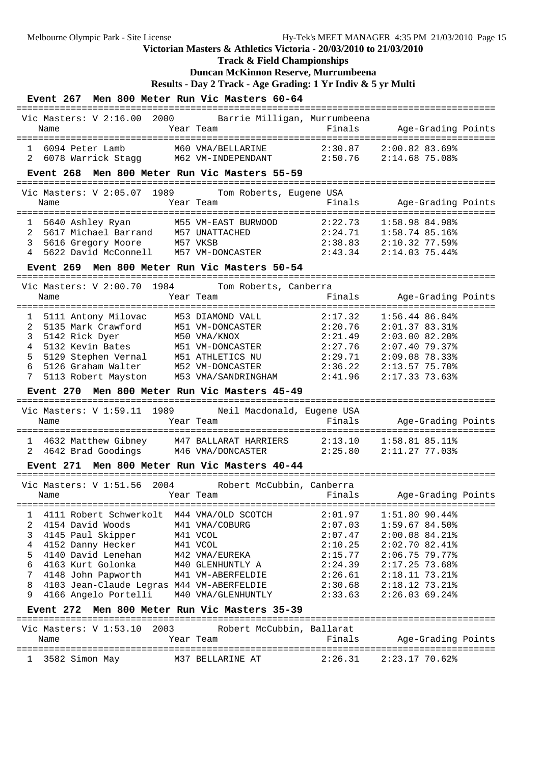**Victorian Masters & Athletics Victoria - 20/03/2010 to 21/03/2010**

**Track & Field Championships**

**Duncan McKinnon Reserve, Murrumbeena**

**Results - Day 2 Track - Age Grading: 1 Yr Indiv & 5 yr Multi**

### Event 267 Men 800 Meter Run Vic Masters 60-64

Vic Masters: V 2:16.00 2000 Barrie Milligan, Murrumbeena

| | Name | Year | Team | Finals | Age-Grading | Points |
|---|---|---|---|---|---|---|
| 1 | 6094 Peter Lamb | M60 | VMA/BELLARINE | 2:30.87 | 2:00.82 83.69% | |
| 2 | 6078 Warrick Stagg | M62 | VM-INDEPENDANT | 2:50.76 | 2:14.68 75.08% | |

### Event 268 Men 800 Meter Run Vic Masters 55-59

Vic Masters: V 2:05.07 1989 Tom Roberts, Eugene USA

| | Name | Year | Team | Finals | Age-Grading | Points |
|---|---|---|---|---|---|---|
| 1 | 5640 Ashley Ryan | M55 | VM-EAST BURWOOD | 2:22.73 | 1:58.98 84.98% | |
| 2 | 5617 Michael Barrand | M57 | UNATTACHED | 2:24.71 | 1:58.74 85.16% | |
| 3 | 5616 Gregory Moore | M57 | VKSB | 2:38.83 | 2:10.32 77.59% | |
| 4 | 5622 David McConnell | M57 | VM-DONCASTER | 2:43.34 | 2:14.03 75.44% | |

### Event 269 Men 800 Meter Run Vic Masters 50-54

Vic Masters: V 2:00.70 1984 Tom Roberts, Canberra

| | Name | Year | Team | Finals | Age-Grading | Points |
|---|---|---|---|---|---|---|
| 1 | 5111 Antony Milovac | M53 | DIAMOND VALL | 2:17.32 | 1:56.44 86.84% | |
| 2 | 5135 Mark Crawford | M51 | VM-DONCASTER | 2:20.76 | 2:01.37 83.31% | |
| 3 | 5142 Rick Dyer | M50 | VMA/KNOX | 2:21.49 | 2:03.00 82.20% | |
| 4 | 5132 Kevin Bates | M51 | VM-DONCASTER | 2:27.76 | 2:07.40 79.37% | |
| 5 | 5129 Stephen Vernal | M51 | ATHLETICS NU | 2:29.71 | 2:09.08 78.33% | |
| 6 | 5126 Graham Walter | M52 | VM-DONCASTER | 2:36.22 | 2:13.57 75.70% | |
| 7 | 5113 Robert Mayston | M53 | VMA/SANDRINGHAM | 2:41.96 | 2:17.33 73.63% | |

### Event 270 Men 800 Meter Run Vic Masters 45-49

Vic Masters: V 1:59.11 1989 Neil Macdonald, Eugene USA

| | Name | Year | Team | Finals | Age-Grading | Points |
|---|---|---|---|---|---|---|
| 1 | 4632 Matthew Gibney | M47 | BALLARAT HARRIERS | 2:13.10 | 1:58.81 85.11% | |
| 2 | 4642 Brad Goodings | M46 | VMA/DONCASTER | 2:25.80 | 2:11.27 77.03% | |

### Event 271 Men 800 Meter Run Vic Masters 40-44

Vic Masters: V 1:51.56 2004 Robert McCubbin, Canberra

| | Name | Year | Team | Finals | Age-Grading | Points |
|---|---|---|---|---|---|---|
| 1 | 4111 Robert Schwerkolt | M44 | VMA/OLD SCOTCH | 2:01.97 | 1:51.80 90.44% | |
| 2 | 4154 David Woods | M41 | VMA/COBURG | 2:07.03 | 1:59.67 84.50% | |
| 3 | 4145 Paul Skipper | M41 | VCOL | 2:07.47 | 2:00.08 84.21% | |
| 4 | 4152 Danny Hecker | M41 | VCOL | 2:10.25 | 2:02.70 82.41% | |
| 5 | 4140 David Lenehan | M42 | VMA/EUREKA | 2:15.77 | 2:06.75 79.77% | |
| 6 | 4163 Kurt Golonka | M40 | GLENHUNTLY A | 2:24.39 | 2:17.25 73.68% | |
| 7 | 4148 John Papworth | M41 | VM-ABERFELDIE | 2:26.61 | 2:18.11 73.21% | |
| 8 | 4103 Jean-Claude Legras | M44 | VM-ABERFELDIE | 2:30.68 | 2:18.12 73.21% | |
| 9 | 4166 Angelo Portelli | M40 | VMA/GLENHUNTLY | 2:33.63 | 2:26.03 69.24% | |

### Event 272 Men 800 Meter Run Vic Masters 35-39

Vic Masters: V 1:53.10 2003 Robert McCubbin, Ballarat

| | Name | Year | Team | Finals | Age-Grading | Points |
|---|---|---|---|---|---|---|
| 1 | 3582 Simon May | M37 | BELLARINE AT | 2:26.31 | 2:23.17 70.62% | |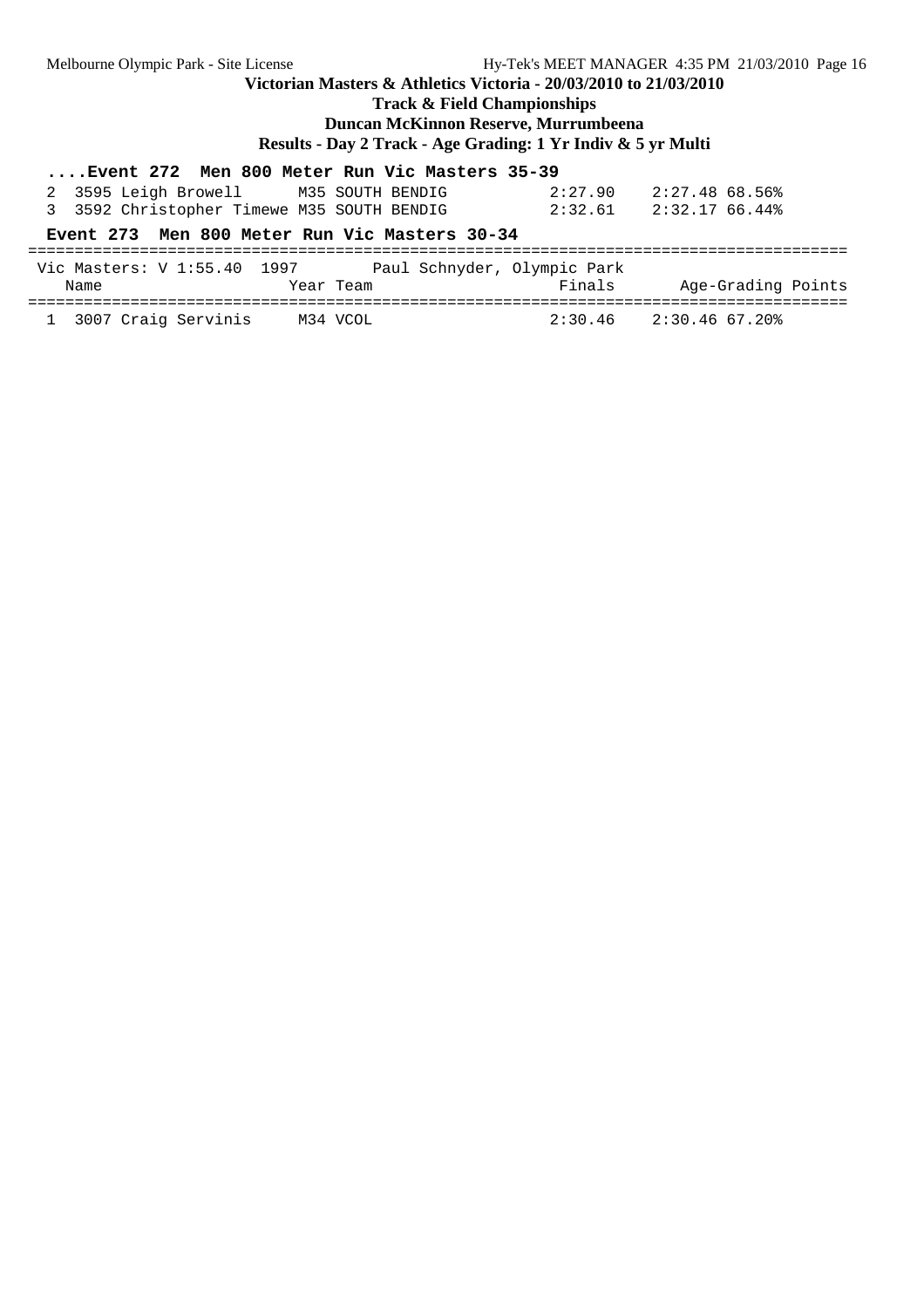**....Event 272 Men 800 Meter Run Vic Masters 35-39**

| Place | Name | Year Team | Finals | Age-Grading Points |
|---|---|---|---|---|
| 2 | 3595 Leigh Browell | M35 SOUTH BENDIG | 2:27.90 | 2:27.48 68.56% |
| 3 | 3592 Christopher Timewe | M35 SOUTH BENDIG | 2:32.61 | 2:32.17 66.44% |

**Event 273 Men 800 Meter Run Vic Masters 30-34**

Vic Masters: V 1:55.40 1997 Paul Schnyder, Olympic Park

| | Name | Year Team | Finals | Age-Grading Points |
|---|---|---|---|---|
| 1 | 3007 Craig Servinis | M34 VCOL | 2:30.46 | 2:30.46 67.20% |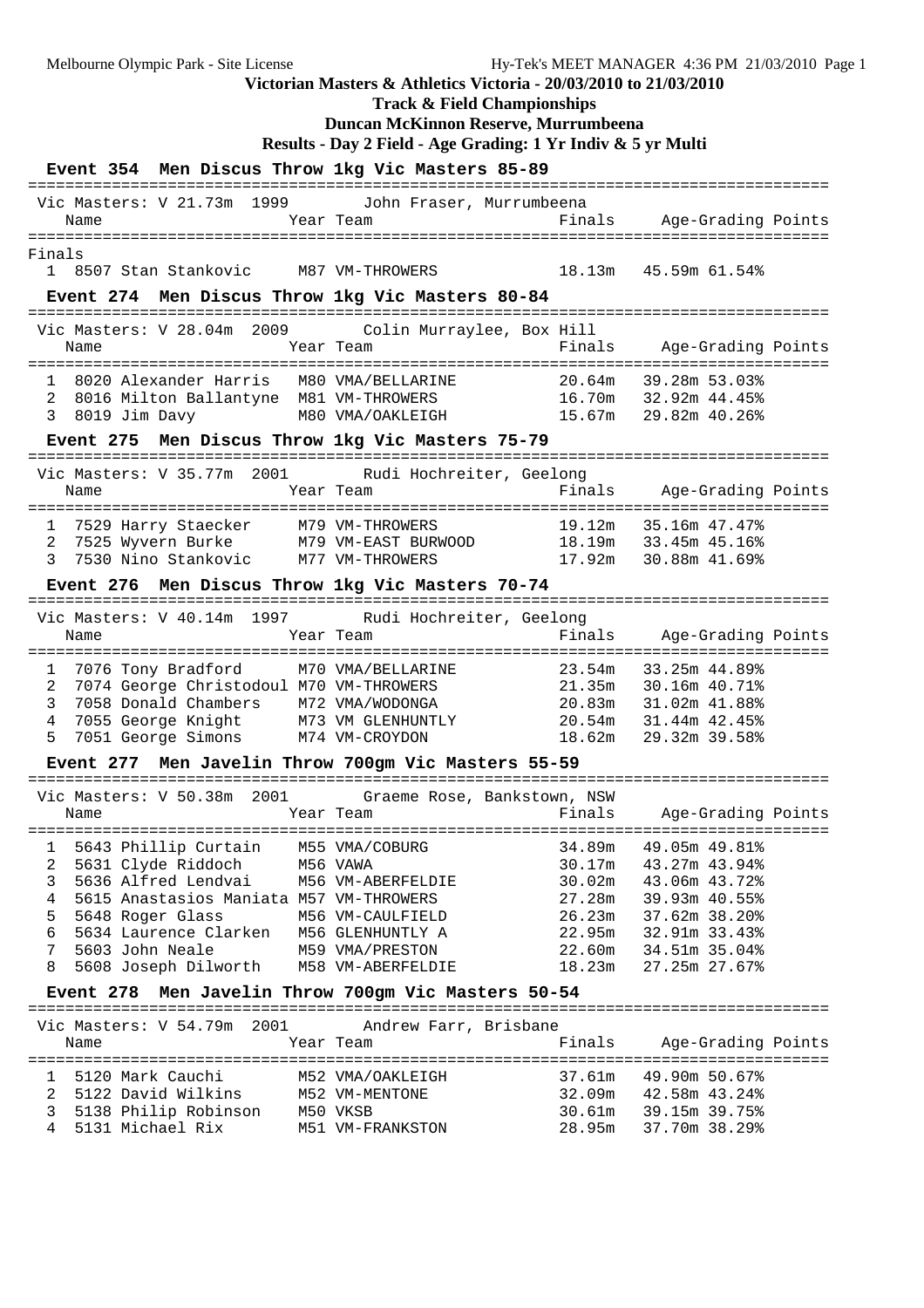**Victorian Masters & Athletics Victoria - 20/03/2010 to 21/03/2010**

**Track & Field Championships**

**Duncan McKinnon Reserve, Murrumbeena**

**Results - Day 2 Field - Age Grading: 1 Yr Indiv & 5 yr Multi**

### Event 354 Men Discus Throw 1kg Vic Masters 85-89

Vic Masters: V 21.73m 1999 John Fraser, Murrumbeena

Finals

| Place | Name | Year | Team | Finals | Age-Grading | Points |
|---|---|---|---|---|---|---|
| 1 | 8507 Stan Stankovic | M87 | VM-THROWERS | 18.13m | 45.59m | 61.54% |

### Event 274 Men Discus Throw 1kg Vic Masters 80-84

Vic Masters: V 28.04m 2009 Colin Murraylee, Box Hill

| Place | Name | Year | Team | Finals | Age-Grading | Points |
|---|---|---|---|---|---|---|
| 1 | 8020 Alexander Harris | M80 | VMA/BELLARINE | 20.64m | 39.28m | 53.03% |
| 2 | 8016 Milton Ballantyne | M81 | VM-THROWERS | 16.70m | 32.92m | 44.45% |
| 3 | 8019 Jim Davy | M80 | VMA/OAKLEIGH | 15.67m | 29.82m | 40.26% |

### Event 275 Men Discus Throw 1kg Vic Masters 75-79

Vic Masters: V 35.77m 2001 Rudi Hochreiter, Geelong

| Place | Name | Year | Team | Finals | Age-Grading | Points |
|---|---|---|---|---|---|---|
| 1 | 7529 Harry Staecker | M79 | VM-THROWERS | 19.12m | 35.16m | 47.47% |
| 2 | 7525 Wyvern Burke | M79 | VM-EAST BURWOOD | 18.19m | 33.45m | 45.16% |
| 3 | 7530 Nino Stankovic | M77 | VM-THROWERS | 17.92m | 30.88m | 41.69% |

### Event 276 Men Discus Throw 1kg Vic Masters 70-74

Vic Masters: V 40.14m 1997 Rudi Hochreiter, Geelong

| Place | Name | Year | Team | Finals | Age-Grading | Points |
|---|---|---|---|---|---|---|
| 1 | 7076 Tony Bradford | M70 | VMA/BELLARINE | 23.54m | 33.25m | 44.89% |
| 2 | 7074 George Christodoul | M70 | VM-THROWERS | 21.35m | 30.16m | 40.71% |
| 3 | 7058 Donald Chambers | M72 | VMA/WODONGA | 20.83m | 31.02m | 41.88% |
| 4 | 7055 George Knight | M73 | VM GLENHUNTLY | 20.54m | 31.44m | 42.45% |
| 5 | 7051 George Simons | M74 | VM-CROYDON | 18.62m | 29.32m | 39.58% |

### Event 277 Men Javelin Throw 700gm Vic Masters 55-59

Vic Masters: V 50.38m 2001 Graeme Rose, Bankstown, NSW

| Place | Name | Year | Team | Finals | Age-Grading | Points |
|---|---|---|---|---|---|---|
| 1 | 5643 Phillip Curtain | M55 | VMA/COBURG | 34.89m | 49.05m | 49.81% |
| 2 | 5631 Clyde Riddoch | M56 | VAWA | 30.17m | 43.27m | 43.94% |
| 3 | 5636 Alfred Lendvai | M56 | VM-ABERFELDIE | 30.02m | 43.06m | 43.72% |
| 4 | 5615 Anastasios Maniata | M57 | VM-THROWERS | 27.28m | 39.93m | 40.55% |
| 5 | 5648 Roger Glass | M56 | VM-CAULFIELD | 26.23m | 37.62m | 38.20% |
| 6 | 5634 Laurence Clarken | M56 | GLENHUNTLY A | 22.95m | 32.91m | 33.43% |
| 7 | 5603 John Neale | M59 | VMA/PRESTON | 22.60m | 34.51m | 35.04% |
| 8 | 5608 Joseph Dilworth | M58 | VM-ABERFELDIE | 18.23m | 27.25m | 27.67% |

### Event 278 Men Javelin Throw 700gm Vic Masters 50-54

Vic Masters: V 54.79m 2001 Andrew Farr, Brisbane

| Place | Name | Year | Team | Finals | Age-Grading | Points |
|---|---|---|---|---|---|---|
| 1 | 5120 Mark Cauchi | M52 | VMA/OAKLEIGH | 37.61m | 49.90m | 50.67% |
| 2 | 5122 David Wilkins | M52 | VM-MENTONE | 32.09m | 42.58m | 43.24% |
| 3 | 5138 Philip Robinson | M50 | VKSB | 30.61m | 39.15m | 39.75% |
| 4 | 5131 Michael Rix | M51 | VM-FRANKSTON | 28.95m | 37.70m | 38.29% |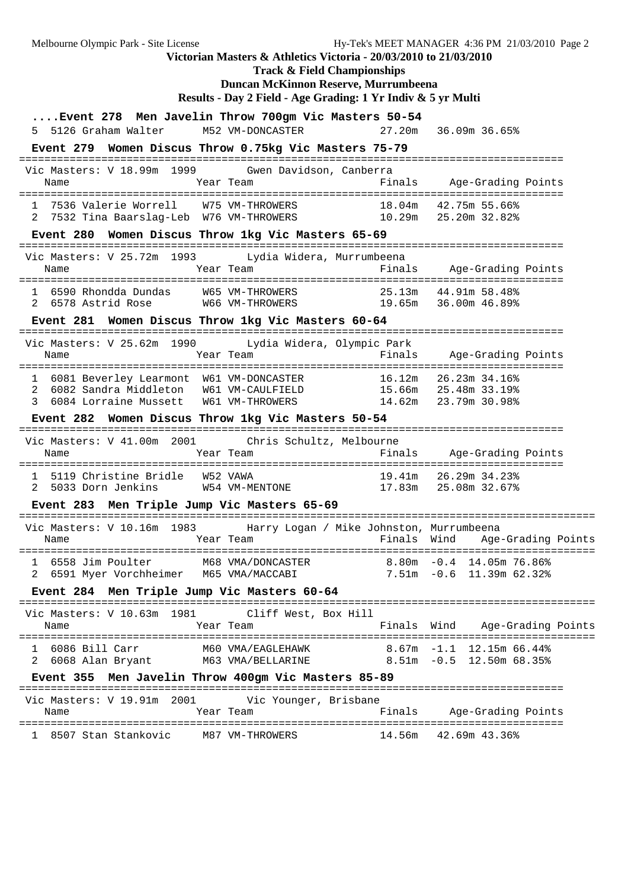**Victorian Masters & Athletics Victoria - 20/03/2010 to 21/03/2010**

**Track & Field Championships**

**Duncan McKinnon Reserve, Murrumbeena**

**Results - Day 2 Field - Age Grading: 1 Yr Indiv & 5 yr Multi**

### ....Event 278 Men Javelin Throw 700gm Vic Masters 50-54

| Place | Name | Year | Team | Finals | Age-Grading | Points |
|---|---|---|---|---|---|---|
| 5 | 5126 Graham Walter | M52 | VM-DONCASTER | 27.20m | 36.09m | 36.65% |

### Event 279 Women Discus Throw 0.75kg Vic Masters 75-79

Vic Masters: V 18.99m 1999 Gwen Davidson, Canberra

| Place | Name | Year | Team | Finals | Age-Grading | Points |
|---|---|---|---|---|---|---|
| 1 | 7536 Valerie Worrell | W75 | VM-THROWERS | 18.04m | 42.75m | 55.66% |
| 2 | 7532 Tina Baarslag-Leb | W76 | VM-THROWERS | 10.29m | 25.20m | 32.82% |

### Event 280 Women Discus Throw 1kg Vic Masters 65-69

Vic Masters: V 25.72m 1993 Lydia Widera, Murrumbeena

| Place | Name | Year | Team | Finals | Age-Grading | Points |
|---|---|---|---|---|---|---|
| 1 | 6590 Rhondda Dundas | W65 | VM-THROWERS | 25.13m | 44.91m | 58.48% |
| 2 | 6578 Astrid Rose | W66 | VM-THROWERS | 19.65m | 36.00m | 46.89% |

### Event 281 Women Discus Throw 1kg Vic Masters 60-64

Vic Masters: V 25.62m 1990 Lydia Widera, Olympic Park

| Place | Name | Year | Team | Finals | Age-Grading | Points |
|---|---|---|---|---|---|---|
| 1 | 6081 Beverley Learmont | W61 | VM-DONCASTER | 16.12m | 26.23m | 34.16% |
| 2 | 6082 Sandra Middleton | W61 | VM-CAULFIELD | 15.66m | 25.48m | 33.19% |
| 3 | 6084 Lorraine Mussett | W61 | VM-THROWERS | 14.62m | 23.79m | 30.98% |

### Event 282 Women Discus Throw 1kg Vic Masters 50-54

Vic Masters: V 41.00m 2001 Chris Schultz, Melbourne

| Place | Name | Year | Team | Finals | Age-Grading | Points |
|---|---|---|---|---|---|---|
| 1 | 5119 Christine Bridle | W52 | VAWA | 19.41m | 26.29m | 34.23% |
| 2 | 5033 Dorn Jenkins | W54 | VM-MENTONE | 17.83m | 25.08m | 32.67% |

### Event 283 Men Triple Jump Vic Masters 65-69

Vic Masters: V 10.16m 1983 Harry Logan / Mike Johnston, Murrumbeena

| Place | Name | Year | Team | Finals | Wind | Age-Grading | Points |
|---|---|---|---|---|---|---|---|
| 1 | 6558 Jim Poulter | M68 | VMA/DONCASTER | 8.80m | -0.4 | 14.05m | 76.86% |
| 2 | 6591 Myer Vorchheimer | M65 | VMA/MACCABI | 7.51m | -0.6 | 11.39m | 62.32% |

### Event 284 Men Triple Jump Vic Masters 60-64

Vic Masters: V 10.63m 1981 Cliff West, Box Hill

| Place | Name | Year | Team | Finals | Wind | Age-Grading | Points |
|---|---|---|---|---|---|---|---|
| 1 | 6086 Bill Carr | M60 | VMA/EAGLEHAWK | 8.67m | -1.1 | 12.15m | 66.44% |
| 2 | 6068 Alan Bryant | M63 | VMA/BELLARINE | 8.51m | -0.5 | 12.50m | 68.35% |

### Event 355 Men Javelin Throw 400gm Vic Masters 85-89

Vic Masters: V 19.91m 2001 Vic Younger, Brisbane

| Place | Name | Year | Team | Finals | Age-Grading | Points |
|---|---|---|---|---|---|---|
| 1 | 8507 Stan Stankovic | M87 | VM-THROWERS | 14.56m | 42.69m | 43.36% |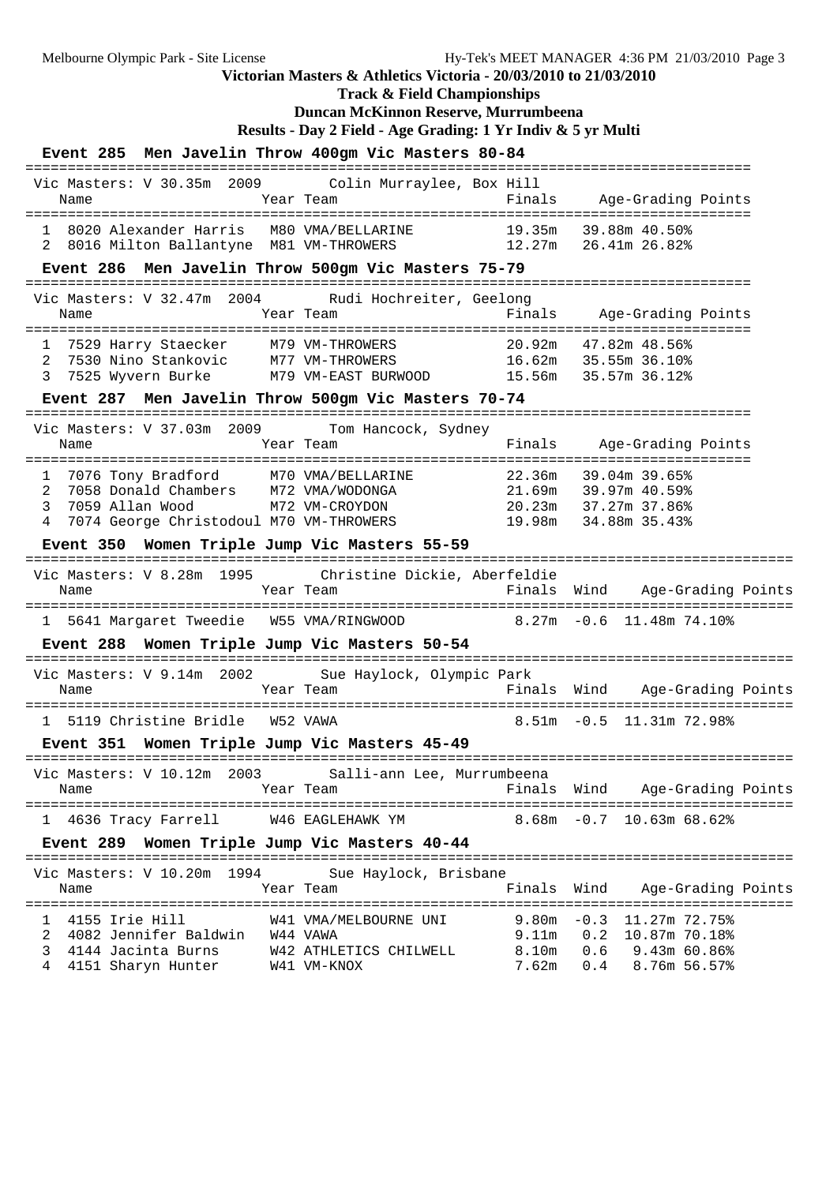**Victorian Masters & Athletics Victoria - 20/03/2010 to 21/03/2010**

**Track & Field Championships**

**Duncan McKinnon Reserve, Murrumbeena**

**Results - Day 2 Field - Age Grading: 1 Yr Indiv & 5 yr Multi**

### Event 285 Men Javelin Throw 400gm Vic Masters 80-84

Vic Masters: V 30.35m 2009 Colin Murraylee, Box Hill

| | Name | Year | Team | Finals | Age-Grading | Points |
|---|---|---|---|---|---|---|
| 1 | 8020 Alexander Harris | M80 | VMA/BELLARINE | 19.35m | 39.88m | 40.50% |
| 2 | 8016 Milton Ballantyne | M81 | VM-THROWERS | 12.27m | 26.41m | 26.82% |

### Event 286 Men Javelin Throw 500gm Vic Masters 75-79

Vic Masters: V 32.47m 2004 Rudi Hochreiter, Geelong

| | Name | Year | Team | Finals | Age-Grading | Points |
|---|---|---|---|---|---|---|
| 1 | 7529 Harry Staecker | M79 | VM-THROWERS | 20.92m | 47.82m | 48.56% |
| 2 | 7530 Nino Stankovic | M77 | VM-THROWERS | 16.62m | 35.55m | 36.10% |
| 3 | 7525 Wyvern Burke | M79 | VM-EAST BURWOOD | 15.56m | 35.57m | 36.12% |

### Event 287 Men Javelin Throw 500gm Vic Masters 70-74

Vic Masters: V 37.03m 2009 Tom Hancock, Sydney

| | Name | Year | Team | Finals | Age-Grading | Points |
|---|---|---|---|---|---|---|
| 1 | 7076 Tony Bradford | M70 | VMA/BELLARINE | 22.36m | 39.04m | 39.65% |
| 2 | 7058 Donald Chambers | M72 | VMA/WODONGA | 21.69m | 39.97m | 40.59% |
| 3 | 7059 Allan Wood | M72 | VM-CROYDON | 20.23m | 37.27m | 37.86% |
| 4 | 7074 George Christodoul | M70 | VM-THROWERS | 19.98m | 34.88m | 35.43% |

### Event 350 Women Triple Jump Vic Masters 55-59

Vic Masters: V 8.28m 1995 Christine Dickie, Aberfeldie

| | Name | Year | Team | Finals | Wind | Age-Grading | Points |
|---|---|---|---|---|---|---|---|
| 1 | 5641 Margaret Tweedie | W55 | VMA/RINGWOOD | 8.27m | -0.6 | 11.48m | 74.10% |

### Event 288 Women Triple Jump Vic Masters 50-54

Vic Masters: V 9.14m 2002 Sue Haylock, Olympic Park

| | Name | Year | Team | Finals | Wind | Age-Grading | Points |
|---|---|---|---|---|---|---|---|
| 1 | 5119 Christine Bridle | W52 | VAWA | 8.51m | -0.5 | 11.31m | 72.98% |

### Event 351 Women Triple Jump Vic Masters 45-49

Vic Masters: V 10.12m 2003 Salli-ann Lee, Murrumbeena

| | Name | Year | Team | Finals | Wind | Age-Grading | Points |
|---|---|---|---|---|---|---|---|
| 1 | 4636 Tracy Farrell | W46 | EAGLEHAWK YM | 8.68m | -0.7 | 10.63m | 68.62% |

### Event 289 Women Triple Jump Vic Masters 40-44

Vic Masters: V 10.20m 1994 Sue Haylock, Brisbane

| | Name | Year | Team | Finals | Wind | Age-Grading | Points |
|---|---|---|---|---|---|---|---|
| 1 | 4155 Irie Hill | W41 | VMA/MELBOURNE UNI | 9.80m | -0.3 | 11.27m | 72.75% |
| 2 | 4082 Jennifer Baldwin | W44 | VAWA | 9.11m | 0.2 | 10.87m | 70.18% |
| 3 | 4144 Jacinta Burns | W42 | ATHLETICS CHILWELL | 8.10m | 0.6 | 9.43m | 60.86% |
| 4 | 4151 Sharyn Hunter | W41 | VM-KNOX | 7.62m | 0.4 | 8.76m | 56.57% |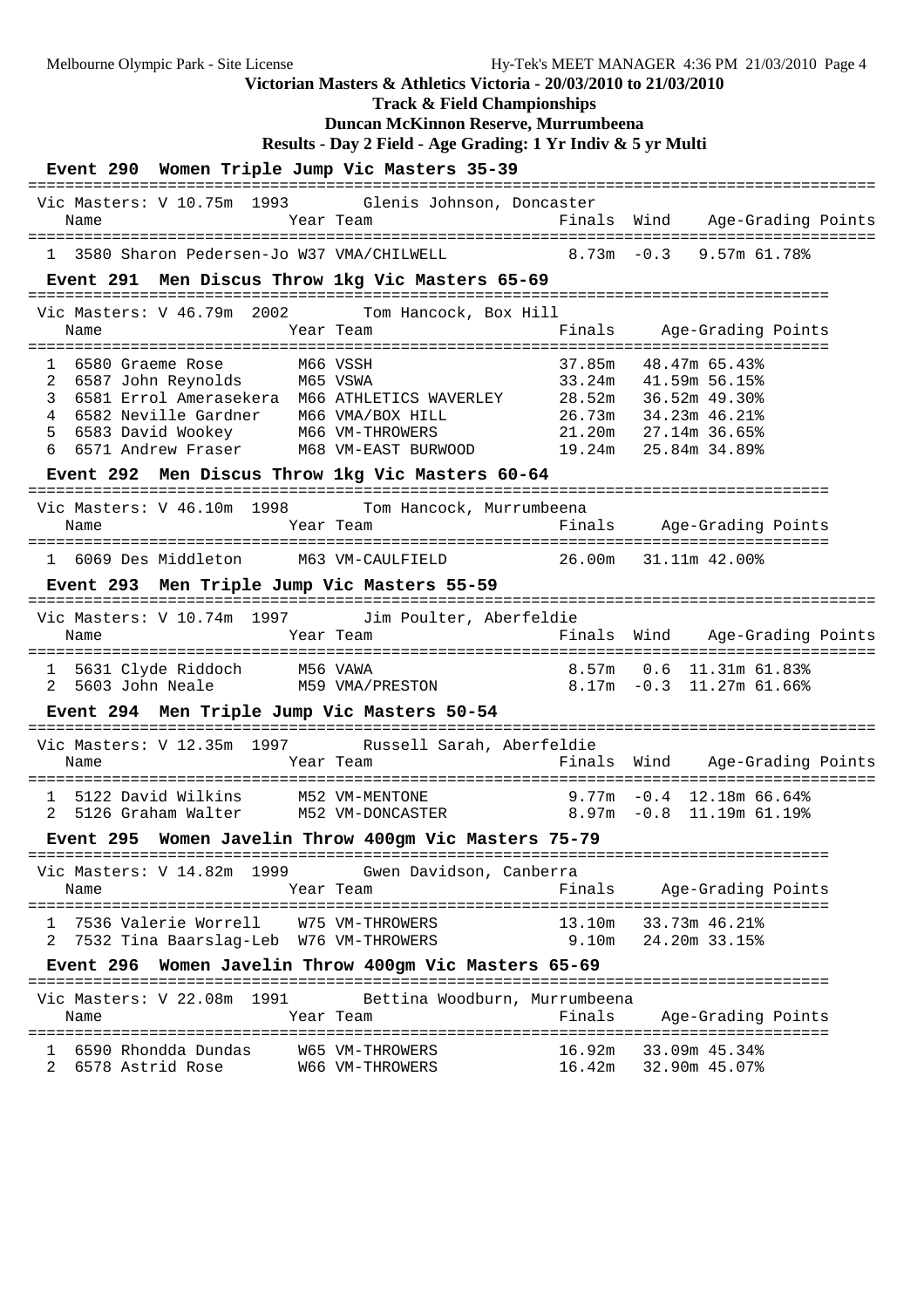**Victorian Masters & Athletics Victoria - 20/03/2010 to 21/03/2010**

**Track & Field Championships**

**Duncan McKinnon Reserve, Murrumbeena**

**Results - Day 2 Field - Age Grading: 1 Yr Indiv & 5 yr Multi**

### Event 290 Women Triple Jump Vic Masters 35-39

Vic Masters: V 10.75m 1993 Glenis Johnson, Doncaster

| | Name | Year | Team | Finals | Wind | Age-Grading | Points |
|---|---|---|---|---|---|---|---|
| 1 | 3580 Sharon Pedersen-Jo | W37 | VMA/CHILWELL | 8.73m | -0.3 | 9.57m | 61.78% |

### Event 291 Men Discus Throw 1kg Vic Masters 65-69

Vic Masters: V 46.79m 2002 Tom Hancock, Box Hill

| | Name | Year | Team | Finals | Age-Grading | Points |
|---|---|---|---|---|---|---|
| 1 | 6580 Graeme Rose | M66 | VSSH | 37.85m | 48.47m | 65.43% |
| 2 | 6587 John Reynolds | M65 | VSWA | 33.24m | 41.59m | 56.15% |
| 3 | 6581 Errol Amerasekera | M66 | ATHLETICS WAVERLEY | 28.52m | 36.52m | 49.30% |
| 4 | 6582 Neville Gardner | M66 | VMA/BOX HILL | 26.73m | 34.23m | 46.21% |
| 5 | 6583 David Wookey | M66 | VM-THROWERS | 21.20m | 27.14m | 36.65% |
| 6 | 6571 Andrew Fraser | M68 | VM-EAST BURWOOD | 19.24m | 25.84m | 34.89% |

### Event 292 Men Discus Throw 1kg Vic Masters 60-64

Vic Masters: V 46.10m 1998 Tom Hancock, Murrumbeena

| | Name | Year | Team | Finals | Age-Grading | Points |
|---|---|---|---|---|---|---|
| 1 | 6069 Des Middleton | M63 | VM-CAULFIELD | 26.00m | 31.11m | 42.00% |

### Event 293 Men Triple Jump Vic Masters 55-59

Vic Masters: V 10.74m 1997 Jim Poulter, Aberfeldie

| | Name | Year | Team | Finals | Wind | Age-Grading | Points |
|---|---|---|---|---|---|---|---|
| 1 | 5631 Clyde Riddoch | M56 | VAWA | 8.57m | 0.6 | 11.31m | 61.83% |
| 2 | 5603 John Neale | M59 | VMA/PRESTON | 8.17m | -0.3 | 11.27m | 61.66% |

### Event 294 Men Triple Jump Vic Masters 50-54

Vic Masters: V 12.35m 1997 Russell Sarah, Aberfeldie

| | Name | Year | Team | Finals | Wind | Age-Grading | Points |
|---|---|---|---|---|---|---|---|
| 1 | 5122 David Wilkins | M52 | VM-MENTONE | 9.77m | -0.4 | 12.18m | 66.64% |
| 2 | 5126 Graham Walter | M52 | VM-DONCASTER | 8.97m | -0.8 | 11.19m | 61.19% |

### Event 295 Women Javelin Throw 400gm Vic Masters 75-79

Vic Masters: V 14.82m 1999 Gwen Davidson, Canberra

| | Name | Year | Team | Finals | Age-Grading | Points |
|---|---|---|---|---|---|---|
| 1 | 7536 Valerie Worrell | W75 | VM-THROWERS | 13.10m | 33.73m | 46.21% |
| 2 | 7532 Tina Baarslag-Leb | W76 | VM-THROWERS | 9.10m | 24.20m | 33.15% |

### Event 296 Women Javelin Throw 400gm Vic Masters 65-69

Vic Masters: V 22.08m 1991 Bettina Woodburn, Murrumbeena

| | Name | Year | Team | Finals | Age-Grading | Points |
|---|---|---|---|---|---|---|
| 1 | 6590 Rhondda Dundas | W65 | VM-THROWERS | 16.92m | 33.09m | 45.34% |
| 2 | 6578 Astrid Rose | W66 | VM-THROWERS | 16.42m | 32.90m | 45.07% |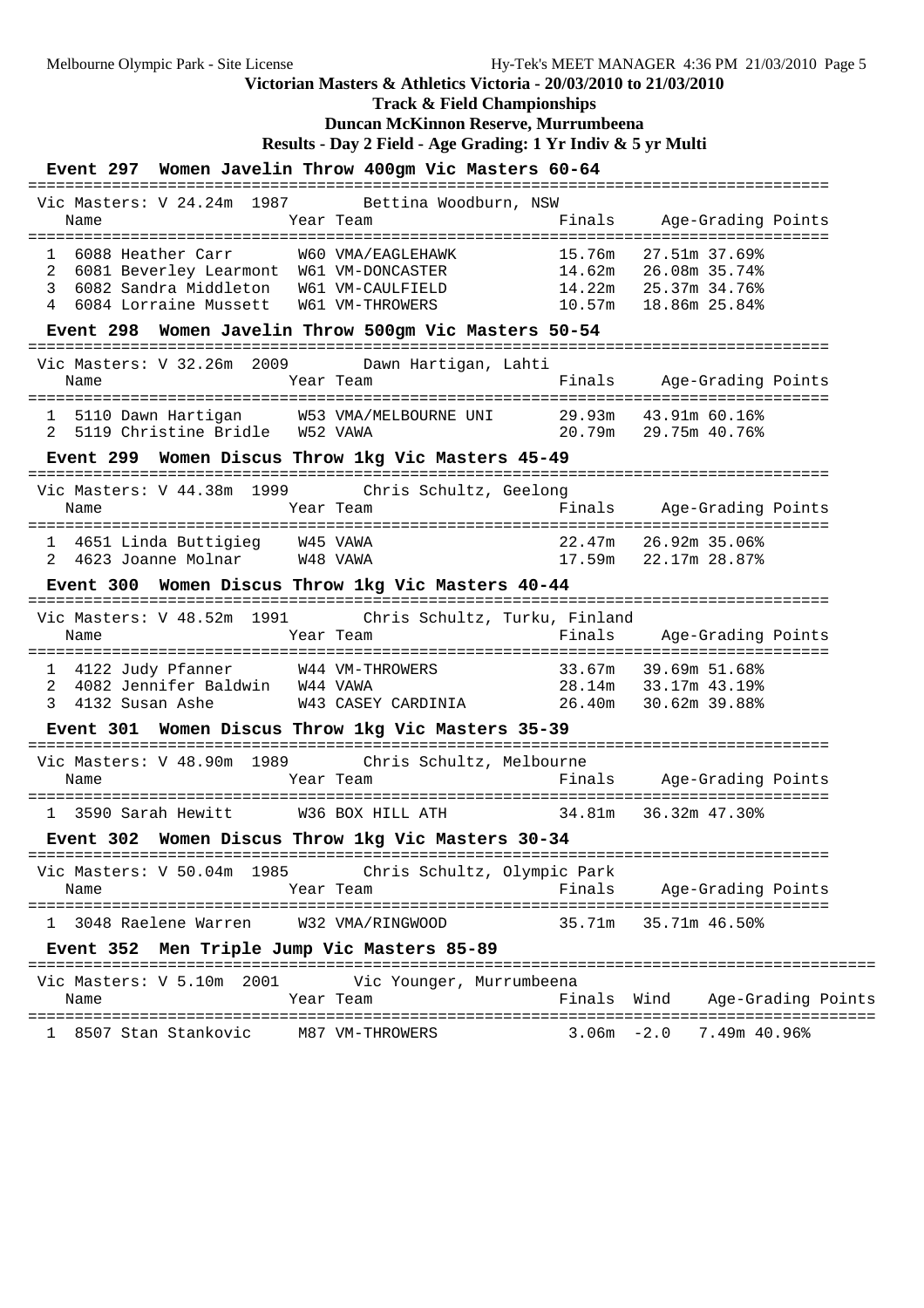**Victorian Masters & Athletics Victoria - 20/03/2010 to 21/03/2010**

**Track & Field Championships**

**Duncan McKinnon Reserve, Murrumbeena**

**Results - Day 2 Field - Age Grading: 1 Yr Indiv & 5 yr Multi**

### Event 297 Women Javelin Throw 400gm Vic Masters 60-64

Vic Masters: V 24.24m 1987 Bettina Woodburn, NSW

| | Name | Year | Team | Finals | Age-Grading | Points |
|---|---|---|---|---|---|---|
| 1 | 6088 Heather Carr | W60 | VMA/EAGLEHAWK | 15.76m | 27.51m | 37.69% |
| 2 | 6081 Beverley Learmont | W61 | VM-DONCASTER | 14.62m | 26.08m | 35.74% |
| 3 | 6082 Sandra Middleton | W61 | VM-CAULFIELD | 14.22m | 25.37m | 34.76% |
| 4 | 6084 Lorraine Mussett | W61 | VM-THROWERS | 10.57m | 18.86m | 25.84% |

### Event 298 Women Javelin Throw 500gm Vic Masters 50-54

Vic Masters: V 32.26m 2009 Dawn Hartigan, Lahti

| | Name | Year | Team | Finals | Age-Grading | Points |
|---|---|---|---|---|---|---|
| 1 | 5110 Dawn Hartigan | W53 | VMA/MELBOURNE UNI | 29.93m | 43.91m | 60.16% |
| 2 | 5119 Christine Bridle | W52 | VAWA | 20.79m | 29.75m | 40.76% |

### Event 299 Women Discus Throw 1kg Vic Masters 45-49

Vic Masters: V 44.38m 1999 Chris Schultz, Geelong

| | Name | Year | Team | Finals | Age-Grading | Points |
|---|---|---|---|---|---|---|
| 1 | 4651 Linda Buttigieg | W45 | VAWA | 22.47m | 26.92m | 35.06% |
| 2 | 4623 Joanne Molnar | W48 | VAWA | 17.59m | 22.17m | 28.87% |

### Event 300 Women Discus Throw 1kg Vic Masters 40-44

Vic Masters: V 48.52m 1991 Chris Schultz, Turku, Finland

| | Name | Year | Team | Finals | Age-Grading | Points |
|---|---|---|---|---|---|---|
| 1 | 4122 Judy Pfanner | W44 | VM-THROWERS | 33.67m | 39.69m | 51.68% |
| 2 | 4082 Jennifer Baldwin | W44 | VAWA | 28.14m | 33.17m | 43.19% |
| 3 | 4132 Susan Ashe | W43 | CASEY CARDINIA | 26.40m | 30.62m | 39.88% |

### Event 301 Women Discus Throw 1kg Vic Masters 35-39

Vic Masters: V 48.90m 1989 Chris Schultz, Melbourne

| | Name | Year | Team | Finals | Age-Grading | Points |
|---|---|---|---|---|---|---|
| 1 | 3590 Sarah Hewitt | W36 | BOX HILL ATH | 34.81m | 36.32m | 47.30% |

### Event 302 Women Discus Throw 1kg Vic Masters 30-34

Vic Masters: V 50.04m 1985 Chris Schultz, Olympic Park

| | Name | Year | Team | Finals | Age-Grading | Points |
|---|---|---|---|---|---|---|
| 1 | 3048 Raelene Warren | W32 | VMA/RINGWOOD | 35.71m | 35.71m | 46.50% |

### Event 352 Men Triple Jump Vic Masters 85-89

Vic Masters: V 5.10m 2001 Vic Younger, Murrumbeena

| | Name | Year | Team | Finals | Wind | Age-Grading | Points |
|---|---|---|---|---|---|---|---|
| 1 | 8507 Stan Stankovic | M87 | VM-THROWERS | 3.06m | -2.0 | 7.49m | 40.96% |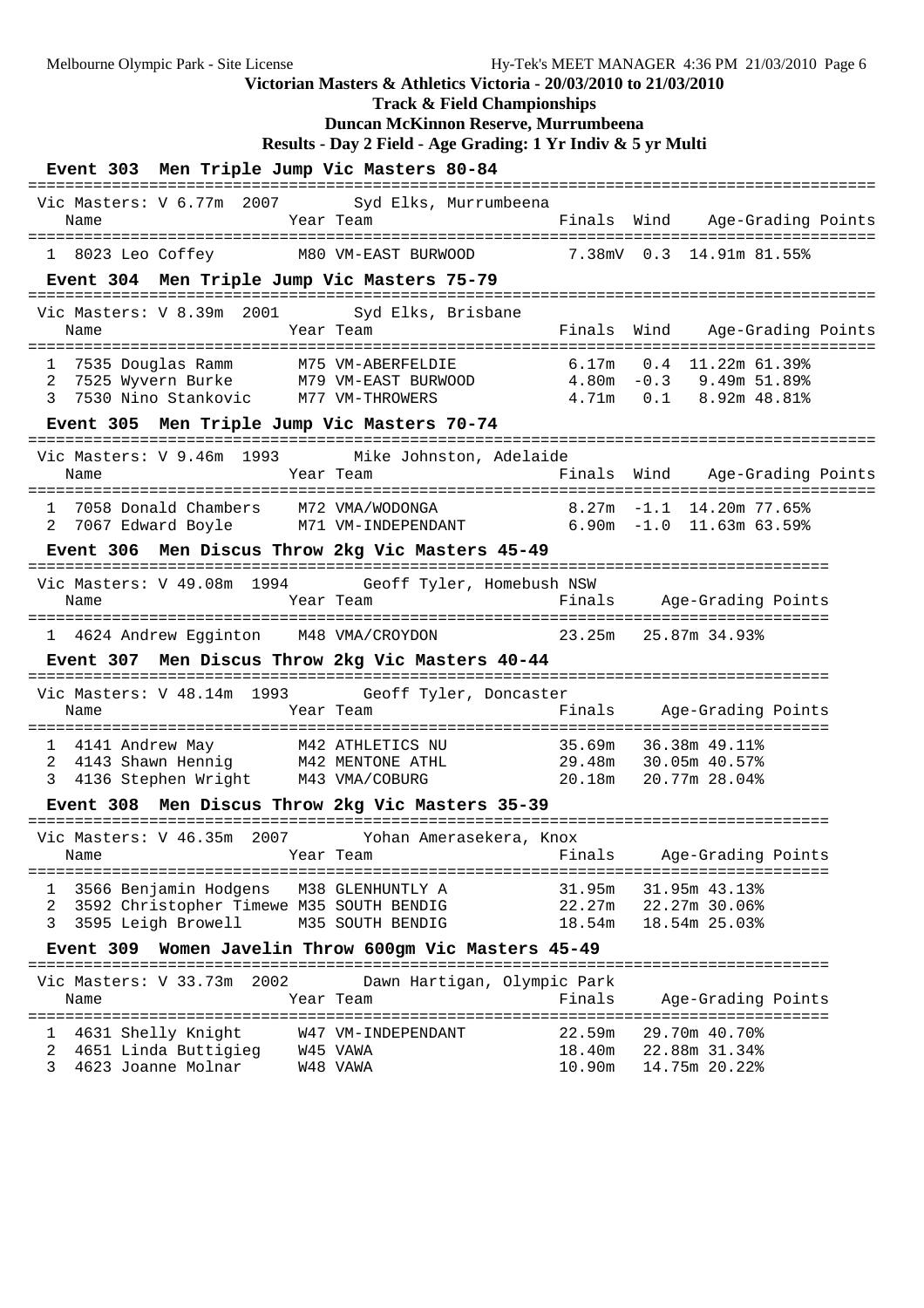**Victorian Masters & Athletics Victoria - 20/03/2010 to 21/03/2010**

**Track & Field Championships**

**Duncan McKinnon Reserve, Murrumbeena**

**Results - Day 2 Field - Age Grading: 1 Yr Indiv & 5 yr Multi**

## Event 303 Men Triple Jump Vic Masters 80-84

Vic Masters: V 6.77m 2007 Syd Elks, Murrumbeena

| Place | Name | Year | Team | Finals | Wind | Age-Grading | Points |
|---|---|---|---|---|---|---|---|
| 1 | 8023 Leo Coffey | M80 | VM-EAST BURWOOD | 7.38mV | 0.3 | 14.91m | 81.55% |

## Event 304 Men Triple Jump Vic Masters 75-79

Vic Masters: V 8.39m 2001 Syd Elks, Brisbane

| Place | Name | Year | Team | Finals | Wind | Age-Grading | Points |
|---|---|---|---|---|---|---|---|
| 1 | 7535 Douglas Ramm | M75 | VM-ABERFELDIE | 6.17m | 0.4 | 11.22m | 61.39% |
| 2 | 7525 Wyvern Burke | M79 | VM-EAST BURWOOD | 4.80m | -0.3 | 9.49m | 51.89% |
| 3 | 7530 Nino Stankovic | M77 | VM-THROWERS | 4.71m | 0.1 | 8.92m | 48.81% |

## Event 305 Men Triple Jump Vic Masters 70-74

Vic Masters: V 9.46m 1993 Mike Johnston, Adelaide

| Place | Name | Year | Team | Finals | Wind | Age-Grading | Points |
|---|---|---|---|---|---|---|---|
| 1 | 7058 Donald Chambers | M72 | VMA/WODONGA | 8.27m | -1.1 | 14.20m | 77.65% |
| 2 | 7067 Edward Boyle | M71 | VM-INDEPENDANT | 6.90m | -1.0 | 11.63m | 63.59% |

## Event 306 Men Discus Throw 2kg Vic Masters 45-49

Vic Masters: V 49.08m 1994 Geoff Tyler, Homebush NSW

| Place | Name | Year | Team | Finals | Age-Grading | Points |
|---|---|---|---|---|---|---|
| 1 | 4624 Andrew Egginton | M48 | VMA/CROYDON | 23.25m | 25.87m | 34.93% |

## Event 307 Men Discus Throw 2kg Vic Masters 40-44

Vic Masters: V 48.14m 1993 Geoff Tyler, Doncaster

| Place | Name | Year | Team | Finals | Age-Grading | Points |
|---|---|---|---|---|---|---|
| 1 | 4141 Andrew May | M42 | ATHLETICS NU | 35.69m | 36.38m | 49.11% |
| 2 | 4143 Shawn Hennig | M42 | MENTONE ATHL | 29.48m | 30.05m | 40.57% |
| 3 | 4136 Stephen Wright | M43 | VMA/COBURG | 20.18m | 20.77m | 28.04% |

## Event 308 Men Discus Throw 2kg Vic Masters 35-39

Vic Masters: V 46.35m 2007 Yohan Amerasekera, Knox

| Place | Name | Year | Team | Finals | Age-Grading | Points |
|---|---|---|---|---|---|---|
| 1 | 3566 Benjamin Hodgens | M38 | GLENHUNTLY A | 31.95m | 31.95m | 43.13% |
| 2 | 3592 Christopher Timewe | M35 | SOUTH BENDIG | 22.27m | 22.27m | 30.06% |
| 3 | 3595 Leigh Browell | M35 | SOUTH BENDIG | 18.54m | 18.54m | 25.03% |

## Event 309 Women Javelin Throw 600gm Vic Masters 45-49

Vic Masters: V 33.73m 2002 Dawn Hartigan, Olympic Park

| Place | Name | Year | Team | Finals | Age-Grading | Points |
|---|---|---|---|---|---|---|
| 1 | 4631 Shelly Knight | W47 | VM-INDEPENDANT | 22.59m | 29.70m | 40.70% |
| 2 | 4651 Linda Buttigieg | W45 | VAWA | 18.40m | 22.88m | 31.34% |
| 3 | 4623 Joanne Molnar | W48 | VAWA | 10.90m | 14.75m | 20.22% |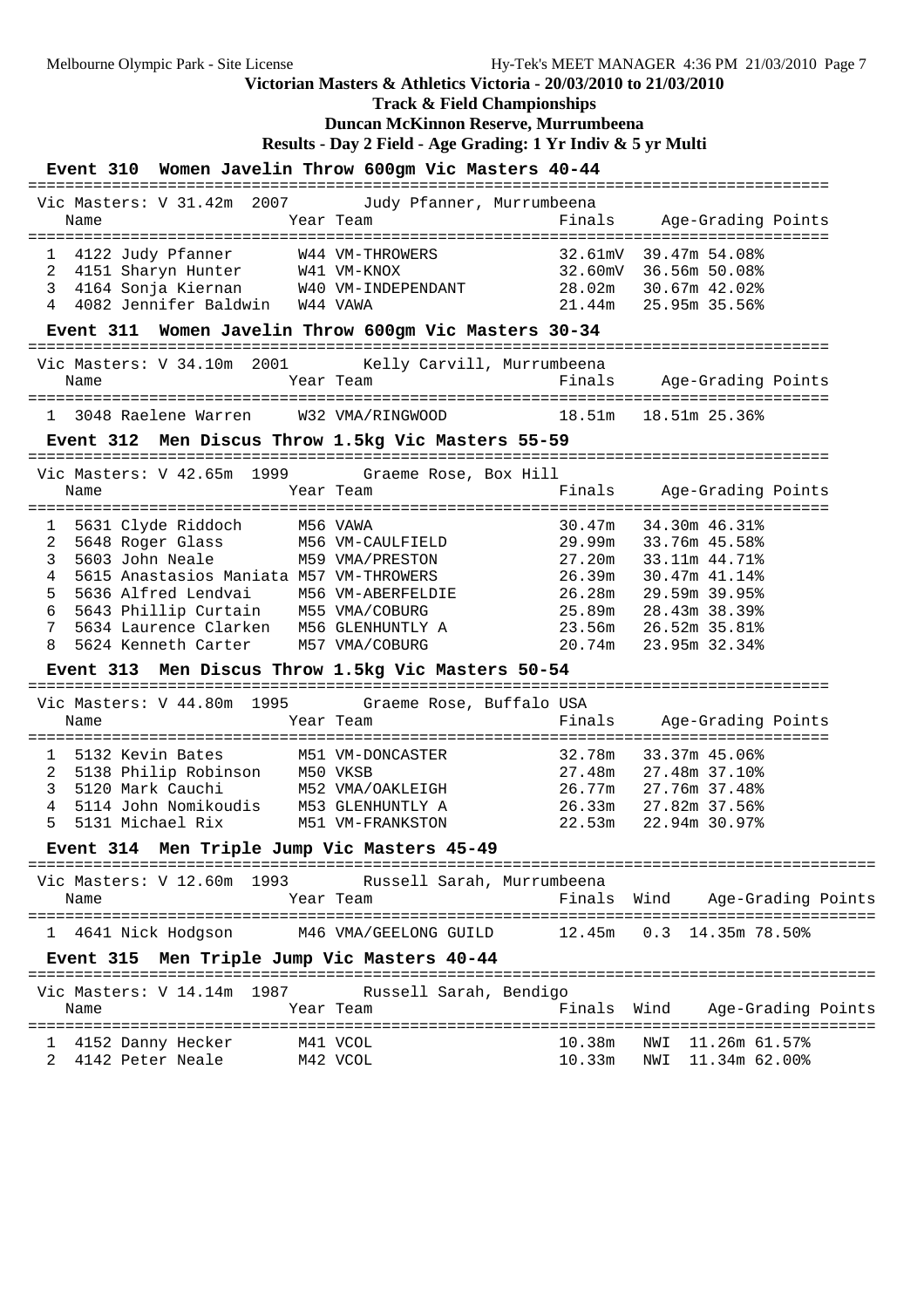**Victorian Masters & Athletics Victoria - 20/03/2010 to 21/03/2010**

**Track & Field Championships**

**Duncan McKinnon Reserve, Murrumbeena**

**Results - Day 2 Field - Age Grading: 1 Yr Indiv & 5 yr Multi**

## Event 310 Women Javelin Throw 600gm Vic Masters 40-44

Vic Masters: V 31.42m 2007 Judy Pfanner, Murrumbeena

| | Name | Year | Team | Finals | Age-Grading | Points |
|---|---|---|---|---|---|---|
| 1 | 4122 Judy Pfanner | W44 | VM-THROWERS | 32.61mV | 39.47m | 54.08% |
| 2 | 4151 Sharyn Hunter | W41 | VM-KNOX | 32.60mV | 36.56m | 50.08% |
| 3 | 4164 Sonja Kiernan | W40 | VM-INDEPENDANT | 28.02m | 30.67m | 42.02% |
| 4 | 4082 Jennifer Baldwin | W44 | VAWA | 21.44m | 25.95m | 35.56% |

## Event 311 Women Javelin Throw 600gm Vic Masters 30-34

Vic Masters: V 34.10m 2001 Kelly Carvill, Murrumbeena

| | Name | Year | Team | Finals | Age-Grading | Points |
|---|---|---|---|---|---|---|
| 1 | 3048 Raelene Warren | W32 | VMA/RINGWOOD | 18.51m | 18.51m | 25.36% |

## Event 312 Men Discus Throw 1.5kg Vic Masters 55-59

Vic Masters: V 42.65m 1999 Graeme Rose, Box Hill

| | Name | Year | Team | Finals | Age-Grading | Points |
|---|---|---|---|---|---|---|
| 1 | 5631 Clyde Riddoch | M56 | VAWA | 30.47m | 34.30m | 46.31% |
| 2 | 5648 Roger Glass | M56 | VM-CAULFIELD | 29.99m | 33.76m | 45.58% |
| 3 | 5603 John Neale | M59 | VMA/PRESTON | 27.20m | 33.11m | 44.71% |
| 4 | 5615 Anastasios Maniata | M57 | VM-THROWERS | 26.39m | 30.47m | 41.14% |
| 5 | 5636 Alfred Lendvai | M56 | VM-ABERFELDIE | 26.28m | 29.59m | 39.95% |
| 6 | 5643 Phillip Curtain | M55 | VMA/COBURG | 25.89m | 28.43m | 38.39% |
| 7 | 5634 Laurence Clarken | M56 | GLENHUNTLY A | 23.56m | 26.52m | 35.81% |
| 8 | 5624 Kenneth Carter | M57 | VMA/COBURG | 20.74m | 23.95m | 32.34% |

## Event 313 Men Discus Throw 1.5kg Vic Masters 50-54

Vic Masters: V 44.80m 1995 Graeme Rose, Buffalo USA

| | Name | Year | Team | Finals | Age-Grading | Points |
|---|---|---|---|---|---|---|
| 1 | 5132 Kevin Bates | M51 | VM-DONCASTER | 32.78m | 33.37m | 45.06% |
| 2 | 5138 Philip Robinson | M50 | VKSB | 27.48m | 27.48m | 37.10% |
| 3 | 5120 Mark Cauchi | M52 | VMA/OAKLEIGH | 26.77m | 27.76m | 37.48% |
| 4 | 5114 John Nomikoudis | M53 | GLENHUNTLY A | 26.33m | 27.82m | 37.56% |
| 5 | 5131 Michael Rix | M51 | VM-FRANKSTON | 22.53m | 22.94m | 30.97% |

## Event 314 Men Triple Jump Vic Masters 45-49

Vic Masters: V 12.60m 1993 Russell Sarah, Murrumbeena

| | Name | Year | Team | Finals | Wind | Age-Grading | Points |
|---|---|---|---|---|---|---|---|
| 1 | 4641 Nick Hodgson | M46 | VMA/GEELONG GUILD | 12.45m | 0.3 | 14.35m | 78.50% |

## Event 315 Men Triple Jump Vic Masters 40-44

Vic Masters: V 14.14m 1987 Russell Sarah, Bendigo

| | Name | Year | Team | Finals | Wind | Age-Grading | Points |
|---|---|---|---|---|---|---|---|
| 1 | 4152 Danny Hecker | M41 | VCOL | 10.38m | NWI | 11.26m | 61.57% |
| 2 | 4142 Peter Neale | M42 | VCOL | 10.33m | NWI | 11.34m | 62.00% |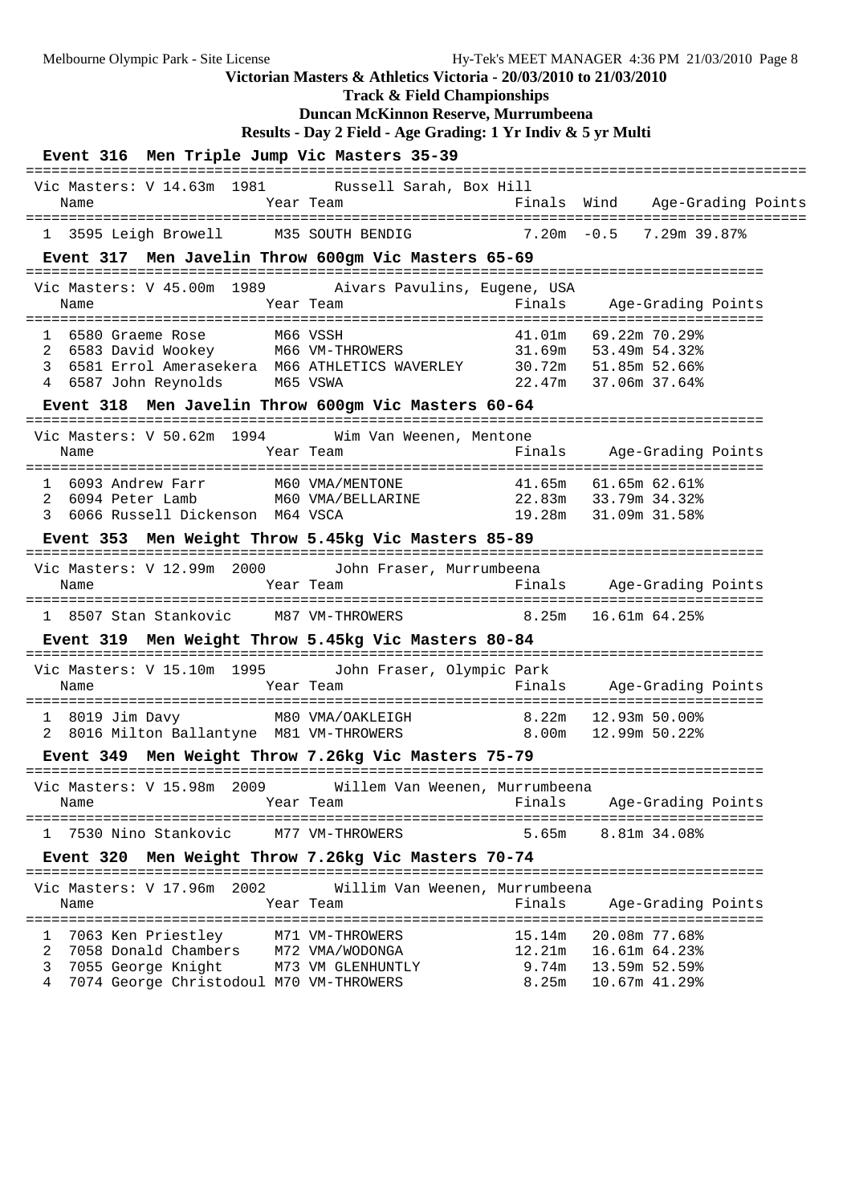**Victorian Masters & Athletics Victoria - 20/03/2010 to 21/03/2010**

**Track & Field Championships**

**Duncan McKinnon Reserve, Murrumbeena**

**Results - Day 2 Field - Age Grading: 1 Yr Indiv & 5 yr Multi**

### Event 316 Men Triple Jump Vic Masters 35-39

Vic Masters: V 14.63m 1981 Russell Sarah, Box Hill

| | Name | Year | Team | Finals | Wind | Age-Grading | Points |
|---|---|---|---|---|---|---|---|
| 1 | 3595 Leigh Browell | M35 | SOUTH BENDIG | 7.20m | -0.5 | 7.29m | 39.87% |

### Event 317 Men Javelin Throw 600gm Vic Masters 65-69

Vic Masters: V 45.00m 1989 Aivars Pavulins, Eugene, USA

| | Name | Year | Team | Finals | Age-Grading | Points |
|---|---|---|---|---|---|---|
| 1 | 6580 Graeme Rose | M66 | VSSH | 41.01m | 69.22m | 70.29% |
| 2 | 6583 David Wookey | M66 | VM-THROWERS | 31.69m | 53.49m | 54.32% |
| 3 | 6581 Errol Amerasekera | M66 | ATHLETICS WAVERLEY | 30.72m | 51.85m | 52.66% |
| 4 | 6587 John Reynolds | M65 | VSWA | 22.47m | 37.06m | 37.64% |

### Event 318 Men Javelin Throw 600gm Vic Masters 60-64

Vic Masters: V 50.62m 1994 Wim Van Weenen, Mentone

| | Name | Year | Team | Finals | Age-Grading | Points |
|---|---|---|---|---|---|---|
| 1 | 6093 Andrew Farr | M60 | VMA/MENTONE | 41.65m | 61.65m | 62.61% |
| 2 | 6094 Peter Lamb | M60 | VMA/BELLARINE | 22.83m | 33.79m | 34.32% |
| 3 | 6066 Russell Dickenson | M64 | VSCA | 19.28m | 31.09m | 31.58% |

### Event 353 Men Weight Throw 5.45kg Vic Masters 85-89

Vic Masters: V 12.99m 2000 John Fraser, Murrumbeena

| | Name | Year | Team | Finals | Age-Grading | Points |
|---|---|---|---|---|---|---|
| 1 | 8507 Stan Stankovic | M87 | VM-THROWERS | 8.25m | 16.61m | 64.25% |

### Event 319 Men Weight Throw 5.45kg Vic Masters 80-84

Vic Masters: V 15.10m 1995 John Fraser, Olympic Park

| | Name | Year | Team | Finals | Age-Grading | Points |
|---|---|---|---|---|---|---|
| 1 | 8019 Jim Davy | M80 | VMA/OAKLEIGH | 8.22m | 12.93m | 50.00% |
| 2 | 8016 Milton Ballantyne | M81 | VM-THROWERS | 8.00m | 12.99m | 50.22% |

### Event 349 Men Weight Throw 7.26kg Vic Masters 75-79

Vic Masters: V 15.98m 2009 Willem Van Weenen, Murrumbeena

| | Name | Year | Team | Finals | Age-Grading | Points |
|---|---|---|---|---|---|---|
| 1 | 7530 Nino Stankovic | M77 | VM-THROWERS | 5.65m | 8.81m | 34.08% |

### Event 320 Men Weight Throw 7.26kg Vic Masters 70-74

Vic Masters: V 17.96m 2002 Willim Van Weenen, Murrumbeena

| | Name | Year | Team | Finals | Age-Grading | Points |
|---|---|---|---|---|---|---|
| 1 | 7063 Ken Priestley | M71 | VM-THROWERS | 15.14m | 20.08m | 77.68% |
| 2 | 7058 Donald Chambers | M72 | VMA/WODONGA | 12.21m | 16.61m | 64.23% |
| 3 | 7055 George Knight | M73 | VM GLENHUNTLY | 9.74m | 13.59m | 52.59% |
| 4 | 7074 George Christodoul | M70 | VM-THROWERS | 8.25m | 10.67m | 41.29% |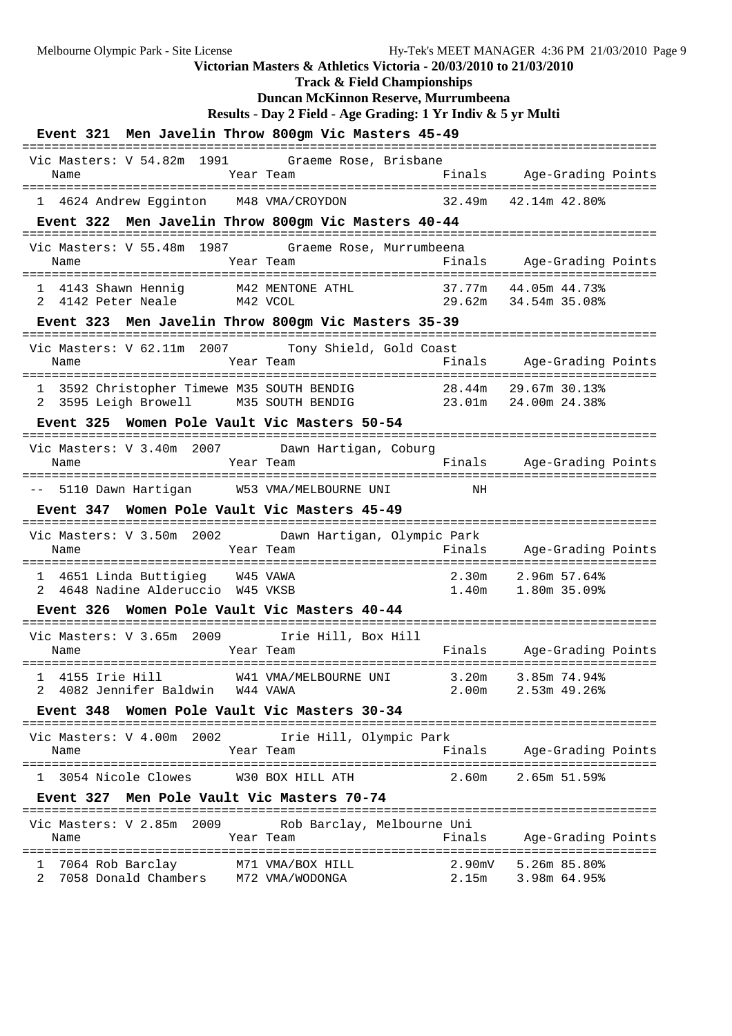Victorian Masters & Athletics Victoria - 20/03/2010 to 21/03/2010

**Track & Field Championships**

**Duncan McKinnon Reserve, Murrumbeena**

**Results - Day 2 Field - Age Grading: 1 Yr Indiv & 5 yr Multi**

### Event 321 Men Javelin Throw 800gm Vic Masters 45-49

Vic Masters: V 54.82m 1991 Graeme Rose, Brisbane

| | Name | Year | Team | Finals | Age-Grading | Points |
|---|---|---|---|---|---|---|
| 1 | 4624 Andrew Egginton | M48 | VMA/CROYDON | 32.49m | 42.14m 42.80% | |

### Event 322 Men Javelin Throw 800gm Vic Masters 40-44

Vic Masters: V 55.48m 1987 Graeme Rose, Murrumbeena

| | Name | Year | Team | Finals | Age-Grading | Points |
|---|---|---|---|---|---|---|
| 1 | 4143 Shawn Hennig | M42 | MENTONE ATHL | 37.77m | 44.05m 44.73% | |
| 2 | 4142 Peter Neale | M42 | VCOL | 29.62m | 34.54m 35.08% | |

### Event 323 Men Javelin Throw 800gm Vic Masters 35-39

Vic Masters: V 62.11m 2007 Tony Shield, Gold Coast

| | Name | Year | Team | Finals | Age-Grading | Points |
|---|---|---|---|---|---|---|
| 1 | 3592 Christopher Timewe | M35 | SOUTH BENDIG | 28.44m | 29.67m 30.13% | |
| 2 | 3595 Leigh Browell | M35 | SOUTH BENDIG | 23.01m | 24.00m 24.38% | |

### Event 325 Women Pole Vault Vic Masters 50-54

Vic Masters: V 3.40m 2007 Dawn Hartigan, Coburg

| | Name | Year | Team | Finals | Age-Grading | Points |
|---|---|---|---|---|---|---|
| -- | 5110 Dawn Hartigan | W53 | VMA/MELBOURNE UNI | NH | | |

### Event 347 Women Pole Vault Vic Masters 45-49

Vic Masters: V 3.50m 2002 Dawn Hartigan, Olympic Park

| | Name | Year | Team | Finals | Age-Grading | Points |
|---|---|---|---|---|---|---|
| 1 | 4651 Linda Buttigieg | W45 | VAWA | 2.30m | 2.96m 57.64% | |
| 2 | 4648 Nadine Alderuccio | W45 | VKSB | 1.40m | 1.80m 35.09% | |

### Event 326 Women Pole Vault Vic Masters 40-44

Vic Masters: V 3.65m 2009 Irie Hill, Box Hill

| | Name | Year | Team | Finals | Age-Grading | Points |
|---|---|---|---|---|---|---|
| 1 | 4155 Irie Hill | W41 | VMA/MELBOURNE UNI | 3.20m | 3.85m 74.94% | |
| 2 | 4082 Jennifer Baldwin | W44 | VAWA | 2.00m | 2.53m 49.26% | |

### Event 348 Women Pole Vault Vic Masters 30-34

Vic Masters: V 4.00m 2002 Irie Hill, Olympic Park

| | Name | Year | Team | Finals | Age-Grading | Points |
|---|---|---|---|---|---|---|
| 1 | 3054 Nicole Clowes | W30 | BOX HILL ATH | 2.60m | 2.65m 51.59% | |

### Event 327 Men Pole Vault Vic Masters 70-74

Vic Masters: V 2.85m 2009 Rob Barclay, Melbourne Uni

| | Name | Year | Team | Finals | Age-Grading | Points |
|---|---|---|---|---|---|---|
| 1 | 7064 Rob Barclay | M71 | VMA/BOX HILL | 2.90mV | 5.26m 85.80% | |
| 2 | 7058 Donald Chambers | M72 | VMA/WODONGA | 2.15m | 3.98m 64.95% | |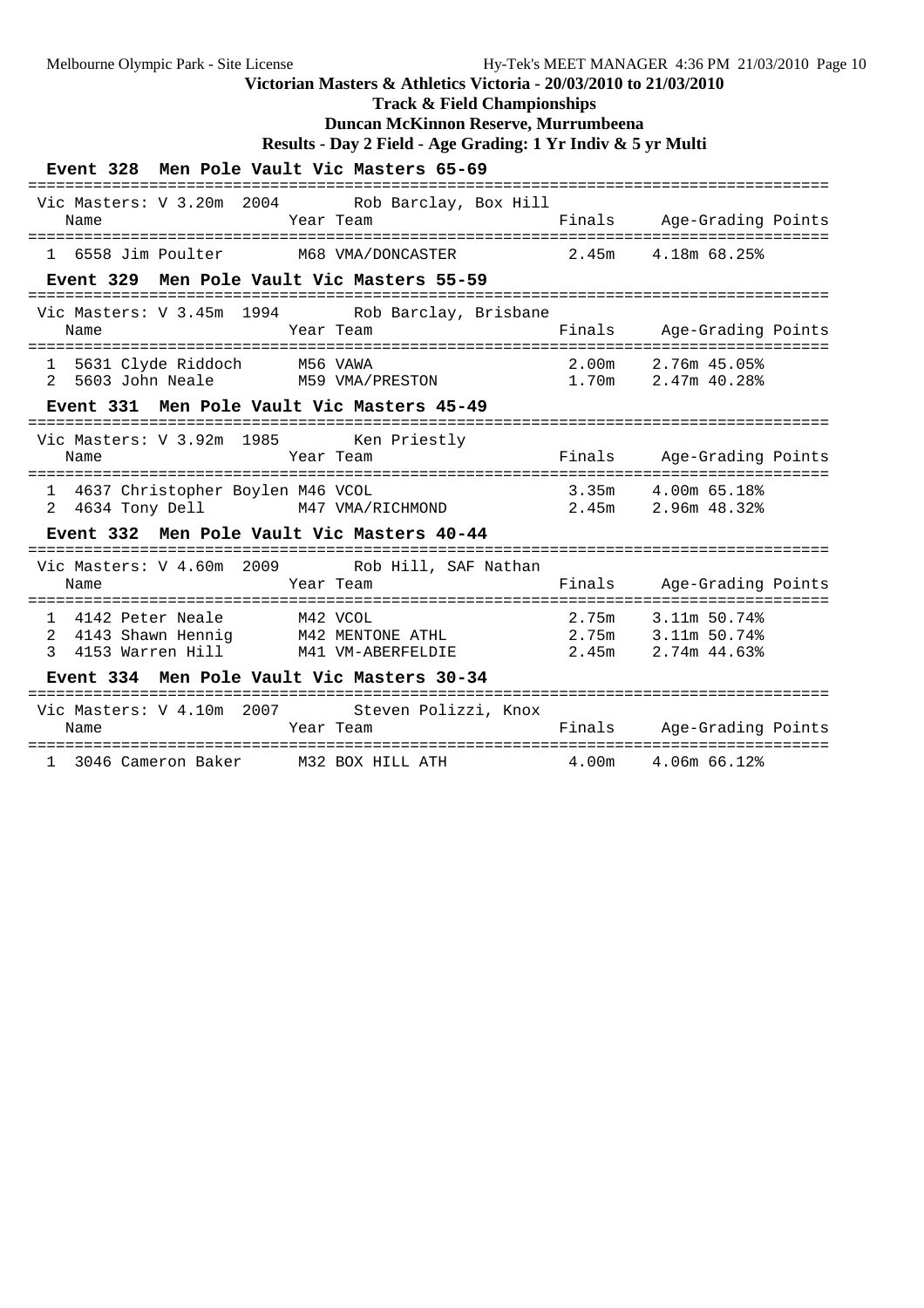**Victorian Masters & Athletics Victoria - 20/03/2010 to 21/03/2010**

**Track & Field Championships**

**Duncan McKinnon Reserve, Murrumbeena**

**Results - Day 2 Field - Age Grading: 1 Yr Indiv & 5 yr Multi**

### Event 328 Men Pole Vault Vic Masters 65-69

Vic Masters: V 3.20m 2004 Rob Barclay, Box Hill

| | Name | Year | Team | Finals | Age-Grading Points |
|---|---|---|---|---|---|
| 1 | 6558 Jim Poulter | M68 | VMA/DONCASTER | 2.45m | 4.18m 68.25% |

### Event 329 Men Pole Vault Vic Masters 55-59

Vic Masters: V 3.45m 1994 Rob Barclay, Brisbane

| | Name | Year | Team | Finals | Age-Grading Points |
|---|---|---|---|---|---|
| 1 | 5631 Clyde Riddoch | M56 | VAWA | 2.00m | 2.76m 45.05% |
| 2 | 5603 John Neale | M59 | VMA/PRESTON | 1.70m | 2.47m 40.28% |

### Event 331 Men Pole Vault Vic Masters 45-49

Vic Masters: V 3.92m 1985 Ken Priestly

| | Name | Year | Team | Finals | Age-Grading Points |
|---|---|---|---|---|---|
| 1 | 4637 Christopher Boylen | M46 | VCOL | 3.35m | 4.00m 65.18% |
| 2 | 4634 Tony Dell | M47 | VMA/RICHMOND | 2.45m | 2.96m 48.32% |

### Event 332 Men Pole Vault Vic Masters 40-44

Vic Masters: V 4.60m 2009 Rob Hill, SAF Nathan

| | Name | Year | Team | Finals | Age-Grading Points |
|---|---|---|---|---|---|
| 1 | 4142 Peter Neale | M42 | VCOL | 2.75m | 3.11m 50.74% |
| 2 | 4143 Shawn Hennig | M42 | MENTONE ATHL | 2.75m | 3.11m 50.74% |
| 3 | 4153 Warren Hill | M41 | VM-ABERFELDIE | 2.45m | 2.74m 44.63% |

### Event 334 Men Pole Vault Vic Masters 30-34

Vic Masters: V 4.10m 2007 Steven Polizzi, Knox

| | Name | Year | Team | Finals | Age-Grading Points |
|---|---|---|---|---|---|
| 1 | 3046 Cameron Baker | M32 | BOX HILL ATH | 4.00m | 4.06m 66.12% |